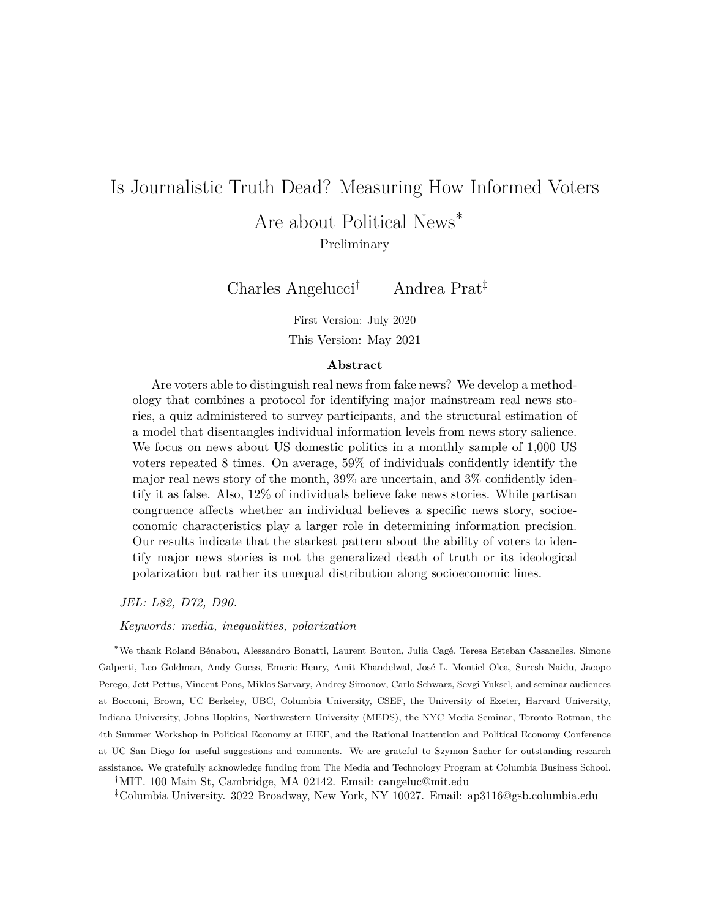# Is Journalistic Truth Dead? Measuring How Informed Voters Are about Political News*

Preliminary

Charles Angelucci[†] Andrea Prat[‡]

First Version: July 2020

This Version: May 2021

## Abstract

Are voters able to distinguish real news from fake news? We develop a methodology that combines a protocol for identifying major mainstream real news stories, a quiz administered to survey participants, and the structural estimation of a model that disentangles individual information levels from news story salience. We focus on news about US domestic politics in a monthly sample of 1,000 US voters repeated 8 times. On average, 59% of individuals confidently identify the major real news story of the month, 39% are uncertain, and 3% confidently identify it as false. Also, 12% of individuals believe fake news stories. While partisan congruence affects whether an individual believes a specific news story, socioeconomic characteristics play a larger role in determining information precision. Our results indicate that the starkest pattern about the ability of voters to identify major news stories is not the generalized death of truth or its ideological polarization but rather its unequal distribution along socioeconomic lines.

*JEL: L82, D72, D90.*

*Keywords: media, inequalities, polarization*

---

*We thank Roland Bénabou, Alessandro Bonatti, Laurent Bouton, Julia Cagé, Teresa Esteban Casanelles, Simone Galperti, Leo Goldman, Andy Guess, Emeric Henry, Amit Khandelwal, José L. Montiel Olea, Suresh Naidu, Jacopo Perego, Jett Pettus, Vincent Pons, Miklos Sarvary, Andrey Simonov, Carlo Schwarz, Sevgi Yuksel, and seminar audiences at Bocconi, Brown, UC Berkeley, UBC, Columbia University, CSEF, the University of Exeter, Harvard University, Indiana University, Johns Hopkins, Northwestern University (MEDS), the NYC Media Seminar, Toronto Rotman, the 4th Summer Workshop in Political Economy at EIEF, and the Rational Inattention and Political Economy Conference at UC San Diego for useful suggestions and comments. We are grateful to Szymon Sacher for outstanding research assistance. We gratefully acknowledge funding from The Media and Technology Program at Columbia Business School.

[†]MIT. 100 Main St, Cambridge, MA 02142. Email: cangeluc@mit.edu

[‡]Columbia University. 3022 Broadway, New York, NY 10027. Email: ap3116@gsb.columbia.edu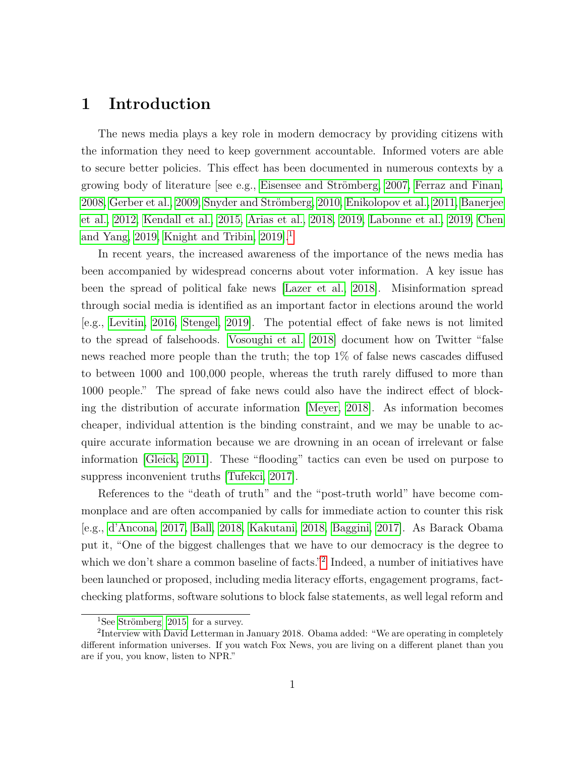# 1 Introduction

The news media plays a key role in modern democracy by providing citizens with the information they need to keep government accountable. Informed voters are able to secure better policies. This effect has been documented in numerous contexts by a growing body of literature [see e.g., Eisensee and Strömberg, 2007, Ferraz and Finan, 2008, Gerber et al., 2009, Snyder and Strömberg, 2010, Enikolopov et al., 2011, Banerjee et al., 2012, Kendall et al., 2015, Arias et al., 2018, 2019, Labonne et al., 2019, Chen and Yang, 2019, Knight and Tribin, 2019].[1]

In recent years, the increased awareness of the importance of the news media has been accompanied by widespread concerns about voter information. A key issue has been the spread of political fake news [Lazer et al., 2018]. Misinformation spread through social media is identified as an important factor in elections around the world [e.g., Levitin, 2016, Stengel, 2019]. The potential effect of fake news is not limited to the spread of falsehoods. Vosoughi et al. [2018] document how on Twitter "false news reached more people than the truth; the top 1% of false news cascades diffused to between 1000 and 100,000 people, whereas the truth rarely diffused to more than 1000 people." The spread of fake news could also have the indirect effect of blocking the distribution of accurate information [Meyer, 2018]. As information becomes cheaper, individual attention is the binding constraint, and we may be unable to acquire accurate information because we are drowning in an ocean of irrelevant or false information [Gleick, 2011]. These "flooding" tactics can even be used on purpose to suppress inconvenient truths [Tufekci, 2017].

References to the "death of truth" and the "post-truth world" have become commonplace and are often accompanied by calls for immediate action to counter this risk [e.g., d'Ancona, 2017, Ball, 2018, Kakutani, 2018, Baggini, 2017]. As Barack Obama put it, "One of the biggest challenges that we have to our democracy is the degree to which we don't share a common baseline of facts."[2] Indeed, a number of initiatives have been launched or proposed, including media literacy efforts, engagement programs, fact-checking platforms, software solutions to block false statements, as well legal reform and

[1] See Strömberg [2015] for a survey.

[2] Interview with David Letterman in January 2018. Obama added: "We are operating in completely different information universes. If you watch Fox News, you are living on a different planet than you are if you, you know, listen to NPR."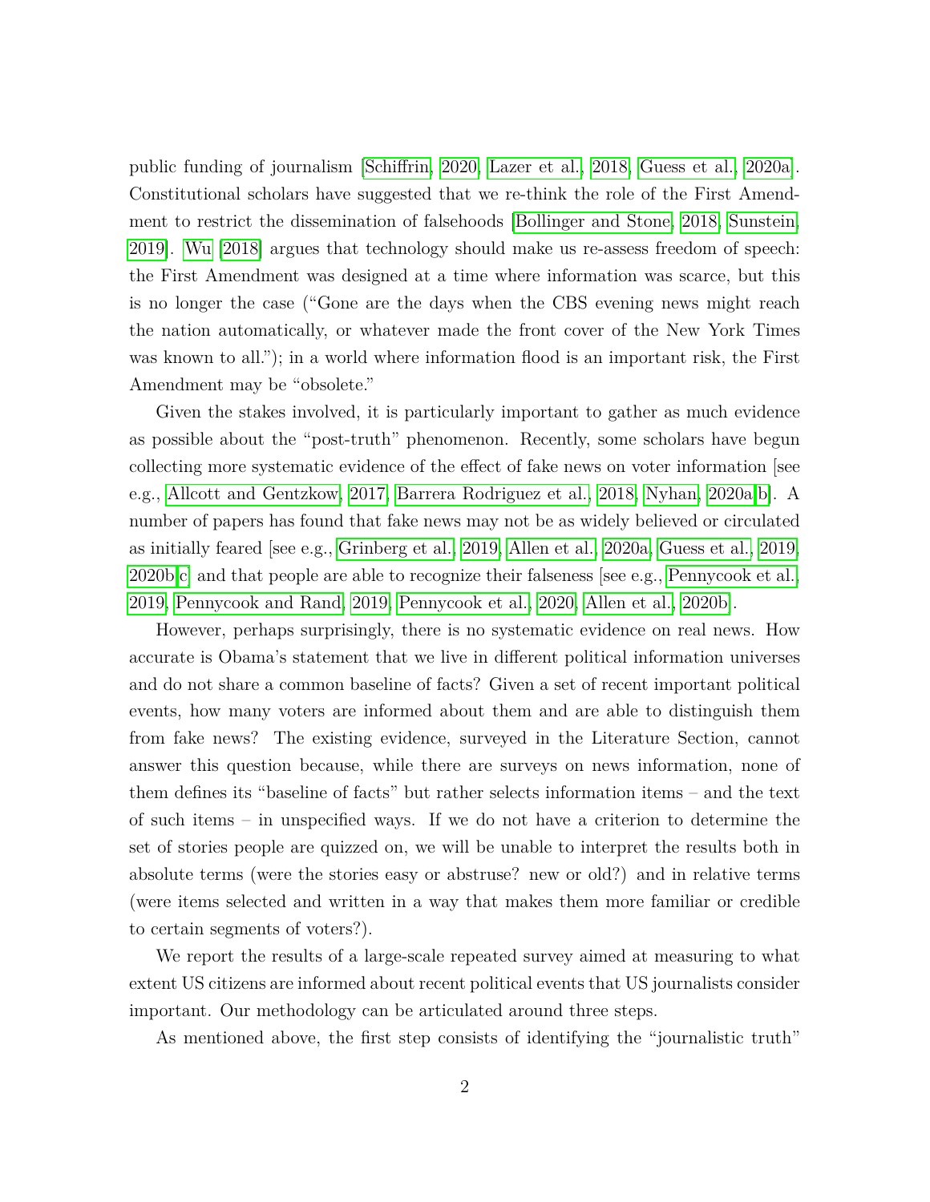public funding of journalism [Schiffrin, 2020, Lazer et al., 2018, Guess et al., 2020a]. Constitutional scholars have suggested that we re-think the role of the First Amendment to restrict the dissemination of falsehoods [Bollinger and Stone, 2018, Sunstein, 2019]. Wu [2018] argues that technology should make us re-assess freedom of speech: the First Amendment was designed at a time where information was scarce, but this is no longer the case ("Gone are the days when the CBS evening news might reach the nation automatically, or whatever made the front cover of the New York Times was known to all."); in a world where information flood is an important risk, the First Amendment may be "obsolete."

Given the stakes involved, it is particularly important to gather as much evidence as possible about the "post-truth" phenomenon. Recently, some scholars have begun collecting more systematic evidence of the effect of fake news on voter information [see e.g., Allcott and Gentzkow, 2017, Barrera Rodriguez et al., 2018, Nyhan, 2020a,b]. A number of papers has found that fake news may not be as widely believed or circulated as initially feared [see e.g., Grinberg et al., 2019, Allen et al., 2020a, Guess et al., 2019, 2020b,c] and that people are able to recognize their falseness [see e.g., Pennycook et al., 2019, Pennycook and Rand, 2019, Pennycook et al., 2020, Allen et al., 2020b].

However, perhaps surprisingly, there is no systematic evidence on real news. How accurate is Obama's statement that we live in different political information universes and do not share a common baseline of facts? Given a set of recent important political events, how many voters are informed about them and are able to distinguish them from fake news? The existing evidence, surveyed in the Literature Section, cannot answer this question because, while there are surveys on news information, none of them defines its "baseline of facts" but rather selects information items – and the text of such items – in unspecified ways. If we do not have a criterion to determine the set of stories people are quizzed on, we will be unable to interpret the results both in absolute terms (were the stories easy or abstruse? new or old?) and in relative terms (were items selected and written in a way that makes them more familiar or credible to certain segments of voters?).

We report the results of a large-scale repeated survey aimed at measuring to what extent US citizens are informed about recent political events that US journalists consider important. Our methodology can be articulated around three steps.

As mentioned above, the first step consists of identifying the "journalistic truth"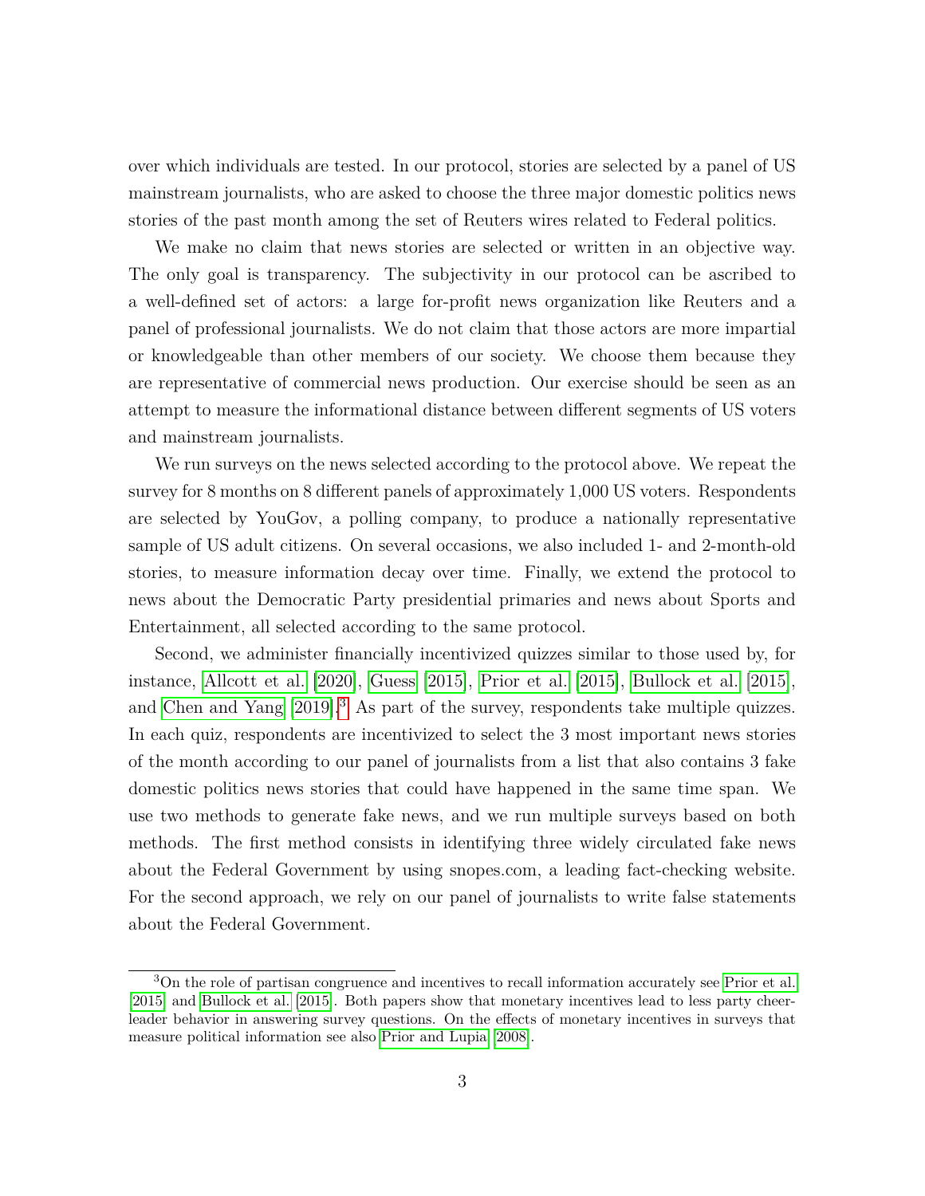over which individuals are tested. In our protocol, stories are selected by a panel of US mainstream journalists, who are asked to choose the three major domestic politics news stories of the past month among the set of Reuters wires related to Federal politics.

We make no claim that news stories are selected or written in an objective way. The only goal is transparency. The subjectivity in our protocol can be ascribed to a well-defined set of actors: a large for-profit news organization like Reuters and a panel of professional journalists. We do not claim that those actors are more impartial or knowledgeable than other members of our society. We choose them because they are representative of commercial news production. Our exercise should be seen as an attempt to measure the informational distance between different segments of US voters and mainstream journalists.

We run surveys on the news selected according to the protocol above. We repeat the survey for 8 months on 8 different panels of approximately 1,000 US voters. Respondents are selected by YouGov, a polling company, to produce a nationally representative sample of US adult citizens. On several occasions, we also included 1- and 2-month-old stories, to measure information decay over time. Finally, we extend the protocol to news about the Democratic Party presidential primaries and news about Sports and Entertainment, all selected according to the same protocol.

Second, we administer financially incentivized quizzes similar to those used by, for instance, Allcott et al. [2020], Guess [2015], Prior et al. [2015], Bullock et al. [2015], and Chen and Yang [2019].[3] As part of the survey, respondents take multiple quizzes. In each quiz, respondents are incentivized to select the 3 most important news stories of the month according to our panel of journalists from a list that also contains 3 fake domestic politics news stories that could have happened in the same time span. We use two methods to generate fake news, and we run multiple surveys based on both methods. The first method consists in identifying three widely circulated fake news about the Federal Government by using snopes.com, a leading fact-checking website. For the second approach, we rely on our panel of journalists to write false statements about the Federal Government.

[3] On the role of partisan congruence and incentives to recall information accurately see Prior et al. [2015] and Bullock et al. [2015]. Both papers show that monetary incentives lead to less party cheerleader behavior in answering survey questions. On the effects of monetary incentives in surveys that measure political information see also Prior and Lupia [2008].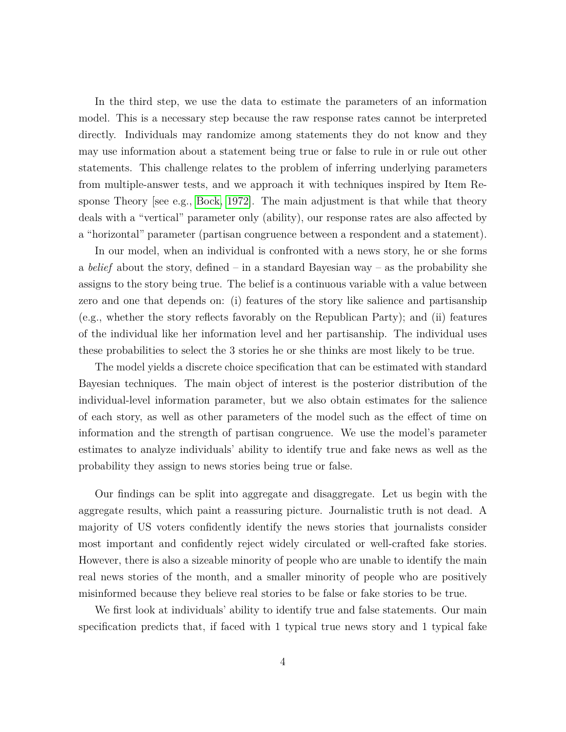In the third step, we use the data to estimate the parameters of an information model. This is a necessary step because the raw response rates cannot be interpreted directly. Individuals may randomize among statements they do not know and they may use information about a statement being true or false to rule in or rule out other statements. This challenge relates to the problem of inferring underlying parameters from multiple-answer tests, and we approach it with techniques inspired by Item Response Theory [see e.g., Bock, 1972]. The main adjustment is that while that theory deals with a "vertical" parameter only (ability), our response rates are also affected by a "horizontal" parameter (partisan congruence between a respondent and a statement).

In our model, when an individual is confronted with a news story, he or she forms a *belief* about the story, defined – in a standard Bayesian way – as the probability she assigns to the story being true. The belief is a continuous variable with a value between zero and one that depends on: (i) features of the story like salience and partisanship (e.g., whether the story reflects favorably on the Republican Party); and (ii) features of the individual like her information level and her partisanship. The individual uses these probabilities to select the 3 stories he or she thinks are most likely to be true.

The model yields a discrete choice specification that can be estimated with standard Bayesian techniques. The main object of interest is the posterior distribution of the individual-level information parameter, but we also obtain estimates for the salience of each story, as well as other parameters of the model such as the effect of time on information and the strength of partisan congruence. We use the model's parameter estimates to analyze individuals' ability to identify true and fake news as well as the probability they assign to news stories being true or false.

Our findings can be split into aggregate and disaggregate. Let us begin with the aggregate results, which paint a reassuring picture. Journalistic truth is not dead. A majority of US voters confidently identify the news stories that journalists consider most important and confidently reject widely circulated or well-crafted fake stories. However, there is also a sizeable minority of people who are unable to identify the main real news stories of the month, and a smaller minority of people who are positively misinformed because they believe real stories to be false or fake stories to be true.

We first look at individuals' ability to identify true and false statements. Our main specification predicts that, if faced with 1 typical true news story and 1 typical fake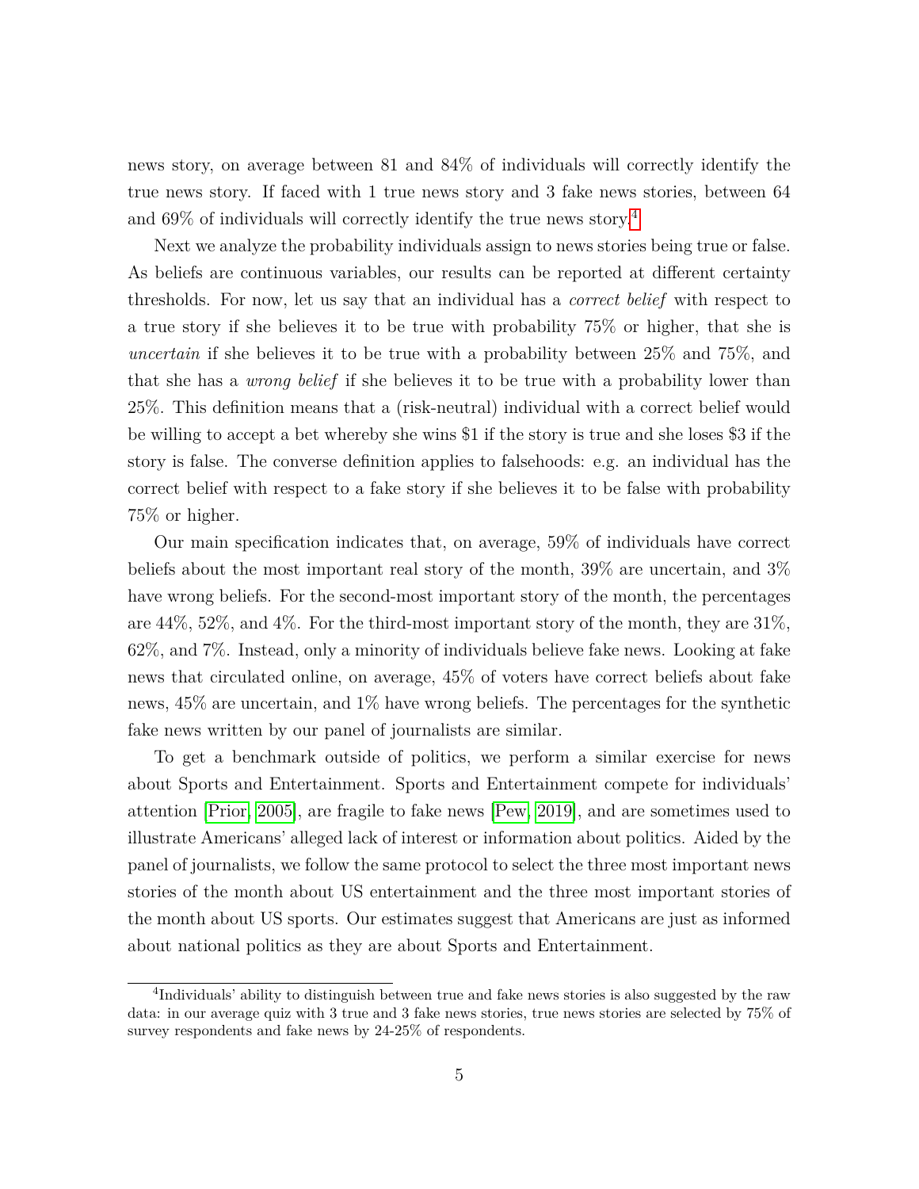news story, on average between 81 and 84% of individuals will correctly identify the true news story. If faced with 1 true news story and 3 fake news stories, between 64 and 69% of individuals will correctly identify the true news story.[4]

Next we analyze the probability individuals assign to news stories being true or false. As beliefs are continuous variables, our results can be reported at different certainty thresholds. For now, let us say that an individual has a *correct belief* with respect to a true story if she believes it to be true with probability 75% or higher, that she is *uncertain* if she believes it to be true with a probability between 25% and 75%, and that she has a *wrong belief* if she believes it to be true with a probability lower than 25%. This definition means that a (risk-neutral) individual with a correct belief would be willing to accept a bet whereby she wins $1 if the story is true and she loses $3 if the story is false. The converse definition applies to falsehoods: e.g. an individual has the correct belief with respect to a fake story if she believes it to be false with probability 75% or higher.

Our main specification indicates that, on average, 59% of individuals have correct beliefs about the most important real story of the month, 39% are uncertain, and 3% have wrong beliefs. For the second-most important story of the month, the percentages are 44%, 52%, and 4%. For the third-most important story of the month, they are 31%, 62%, and 7%. Instead, only a minority of individuals believe fake news. Looking at fake news that circulated online, on average, 45% of voters have correct beliefs about fake news, 45% are uncertain, and 1% have wrong beliefs. The percentages for the synthetic fake news written by our panel of journalists are similar.

To get a benchmark outside of politics, we perform a similar exercise for news about Sports and Entertainment. Sports and Entertainment compete for individuals' attention [Prior, 2005], are fragile to fake news [Pew, 2019], and are sometimes used to illustrate Americans' alleged lack of interest or information about politics. Aided by the panel of journalists, we follow the same protocol to select the three most important news stories of the month about US entertainment and the three most important stories of the month about US sports. Our estimates suggest that Americans are just as informed about national politics as they are about Sports and Entertainment.

[4] Individuals' ability to distinguish between true and fake news stories is also suggested by the raw data: in our average quiz with 3 true and 3 fake news stories, true news stories are selected by 75% of survey respondents and fake news by 24-25% of respondents.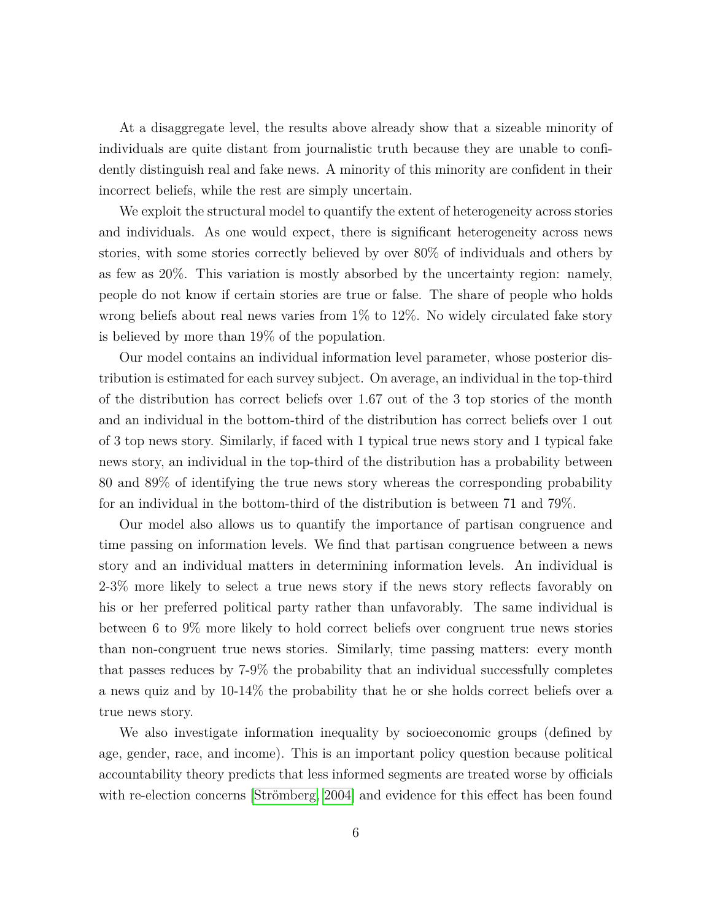At a disaggregate level, the results above already show that a sizeable minority of individuals are quite distant from journalistic truth because they are unable to confidently distinguish real and fake news. A minority of this minority are confident in their incorrect beliefs, while the rest are simply uncertain.

We exploit the structural model to quantify the extent of heterogeneity across stories and individuals. As one would expect, there is significant heterogeneity across news stories, with some stories correctly believed by over 80% of individuals and others by as few as 20%. This variation is mostly absorbed by the uncertainty region: namely, people do not know if certain stories are true or false. The share of people who holds wrong beliefs about real news varies from 1% to 12%. No widely circulated fake story is believed by more than 19% of the population.

Our model contains an individual information level parameter, whose posterior distribution is estimated for each survey subject. On average, an individual in the top-third of the distribution has correct beliefs over 1.67 out of the 3 top stories of the month and an individual in the bottom-third of the distribution has correct beliefs over 1 out of 3 top news story. Similarly, if faced with 1 typical true news story and 1 typical fake news story, an individual in the top-third of the distribution has a probability between 80 and 89% of identifying the true news story whereas the corresponding probability for an individual in the bottom-third of the distribution is between 71 and 79%.

Our model also allows us to quantify the importance of partisan congruence and time passing on information levels. We find that partisan congruence between a news story and an individual matters in determining information levels. An individual is 2-3% more likely to select a true news story if the news story reflects favorably on his or her preferred political party rather than unfavorably. The same individual is between 6 to 9% more likely to hold correct beliefs over congruent true news stories than non-congruent true news stories. Similarly, time passing matters: every month that passes reduces by 7-9% the probability that an individual successfully completes a news quiz and by 10-14% the probability that he or she holds correct beliefs over a true news story.

We also investigate information inequality by socioeconomic groups (defined by age, gender, race, and income). This is an important policy question because political accountability theory predicts that less informed segments are treated worse by officials with re-election concerns [Strömberg, 2004] and evidence for this effect has been found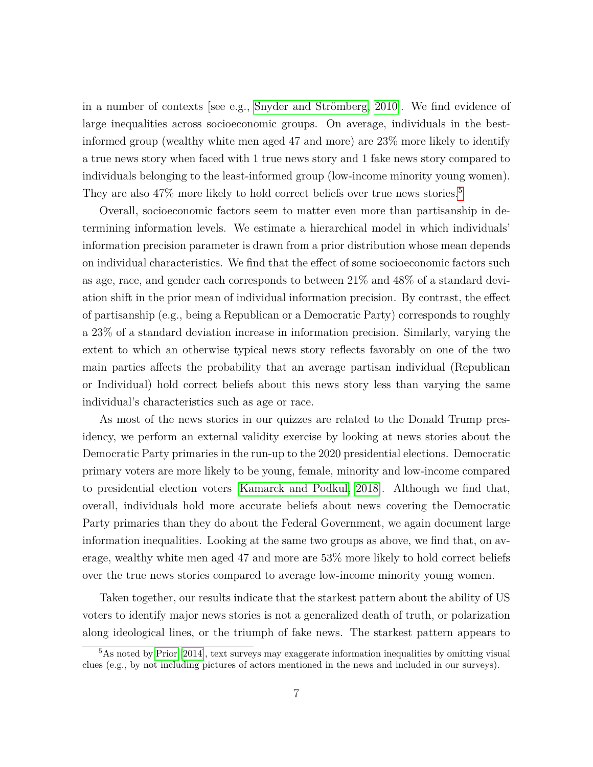in a number of contexts [see e.g., Snyder and Strömberg, 2010]. We find evidence of large inequalities across socioeconomic groups. On average, individuals in the best-informed group (wealthy white men aged 47 and more) are 23% more likely to identify a true news story when faced with 1 true news story and 1 fake news story compared to individuals belonging to the least-informed group (low-income minority young women). They are also 47% more likely to hold correct beliefs over true news stories.[5]

Overall, socioeconomic factors seem to matter even more than partisanship in determining information levels. We estimate a hierarchical model in which individuals' information precision parameter is drawn from a prior distribution whose mean depends on individual characteristics. We find that the effect of some socioeconomic factors such as age, race, and gender each corresponds to between 21% and 48% of a standard deviation shift in the prior mean of individual information precision. By contrast, the effect of partisanship (e.g., being a Republican or a Democratic Party) corresponds to roughly a 23% of a standard deviation increase in information precision. Similarly, varying the extent to which an otherwise typical news story reflects favorably on one of the two main parties affects the probability that an average partisan individual (Republican or Individual) hold correct beliefs about this news story less than varying the same individual's characteristics such as age or race.

As most of the news stories in our quizzes are related to the Donald Trump presidency, we perform an external validity exercise by looking at news stories about the Democratic Party primaries in the run-up to the 2020 presidential elections. Democratic primary voters are more likely to be young, female, minority and low-income compared to presidential election voters [Kamarck and Podkul, 2018]. Although we find that, overall, individuals hold more accurate beliefs about news covering the Democratic Party primaries than they do about the Federal Government, we again document large information inequalities. Looking at the same two groups as above, we find that, on average, wealthy white men aged 47 and more are 53% more likely to hold correct beliefs over the true news stories compared to average low-income minority young women.

Taken together, our results indicate that the starkest pattern about the ability of US voters to identify major news stories is not a generalized death of truth, or polarization along ideological lines, or the triumph of fake news. The starkest pattern appears to

[5] As noted by Prior [2014], text surveys may exaggerate information inequalities by omitting visual clues (e.g., by not including pictures of actors mentioned in the news and included in our surveys).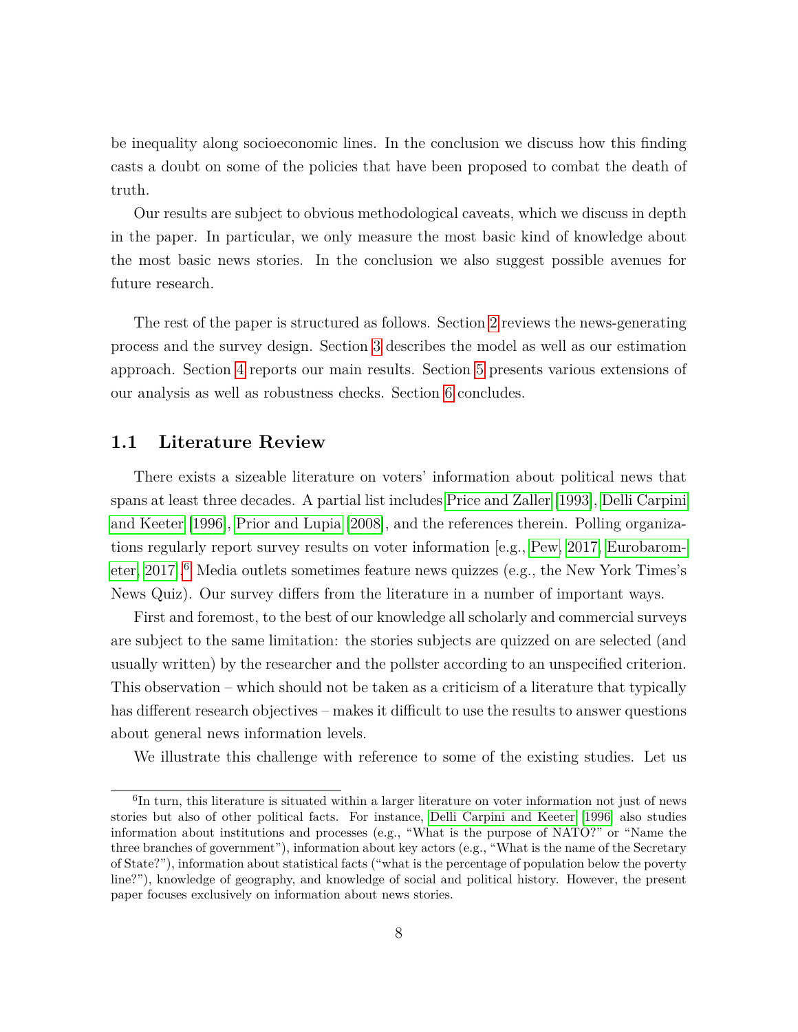be inequality along socioeconomic lines. In the conclusion we discuss how this finding casts a doubt on some of the policies that have been proposed to combat the death of truth.

Our results are subject to obvious methodological caveats, which we discuss in depth in the paper. In particular, we only measure the most basic kind of knowledge about the most basic news stories. In the conclusion we also suggest possible avenues for future research.

The rest of the paper is structured as follows. Section 2 reviews the news-generating process and the survey design. Section 3 describes the model as well as our estimation approach. Section 4 reports our main results. Section 5 presents various extensions of our analysis as well as robustness checks. Section 6 concludes.

## 1.1 Literature Review

There exists a sizeable literature on voters' information about political news that spans at least three decades. A partial list includes Price and Zaller [1993], Delli Carpini and Keeter [1996], Prior and Lupia [2008], and the references therein. Polling organizations regularly report survey results on voter information [e.g., Pew, 2017, Eurobarometer, 2017].[6] Media outlets sometimes feature news quizzes (e.g., the New York Times's News Quiz). Our survey differs from the literature in a number of important ways.

First and foremost, to the best of our knowledge all scholarly and commercial surveys are subject to the same limitation: the stories subjects are quizzed on are selected (and usually written) by the researcher and the pollster according to an unspecified criterion. This observation – which should not be taken as a criticism of a literature that typically has different research objectives – makes it difficult to use the results to answer questions about general news information levels.

We illustrate this challenge with reference to some of the existing studies. Let us

[6] In turn, this literature is situated within a larger literature on voter information not just of news stories but also of other political facts. For instance, Delli Carpini and Keeter [1996] also studies information about institutions and processes (e.g., "What is the purpose of NATO?" or "Name the three branches of government"), information about key actors (e.g., "What is the name of the Secretary of State?"), information about statistical facts ("what is the percentage of population below the poverty line?"), knowledge of geography, and knowledge of social and political history. However, the present paper focuses exclusively on information about news stories.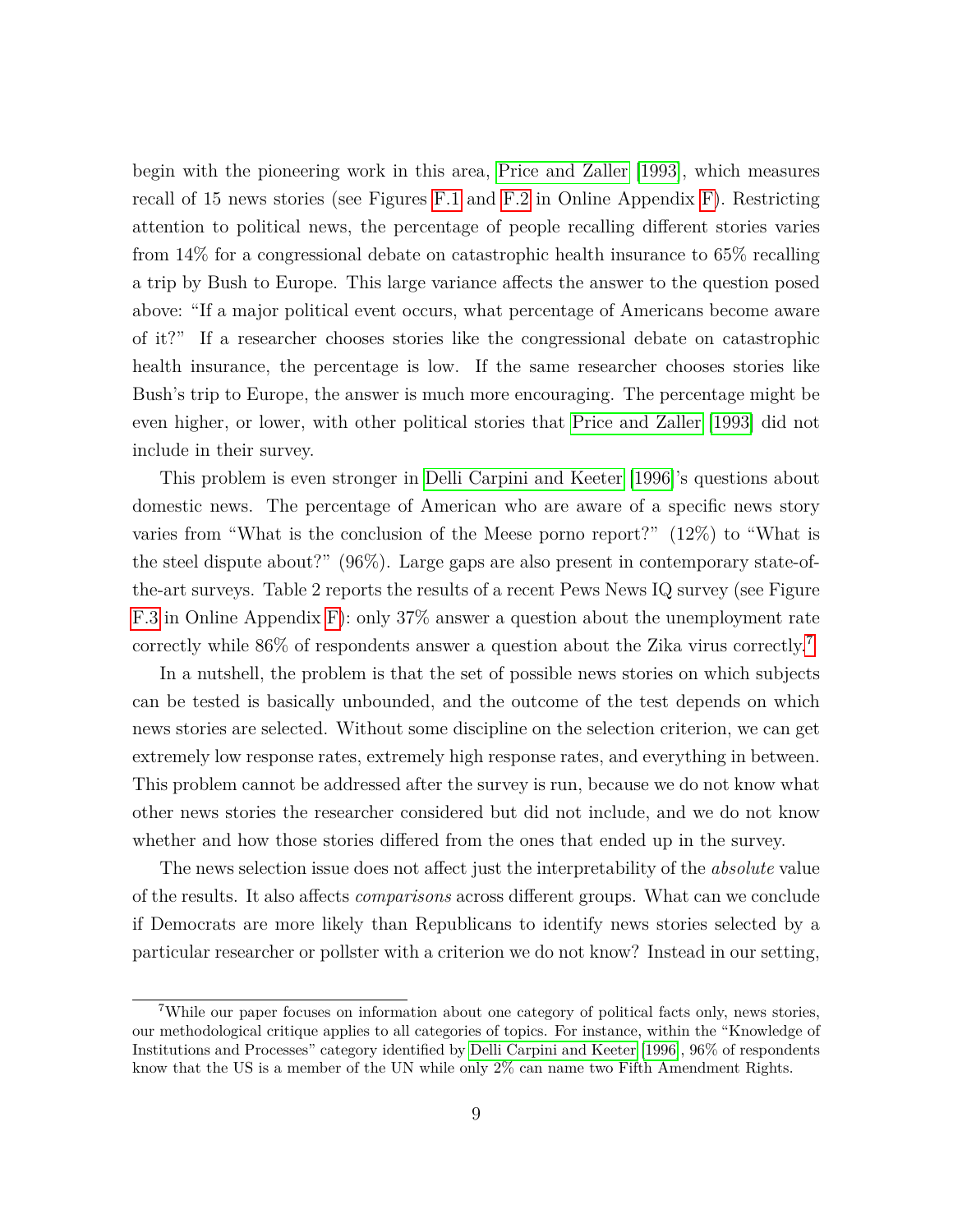begin with the pioneering work in this area, Price and Zaller [1993], which measures recall of 15 news stories (see Figures F.1 and F.2 in Online Appendix F). Restricting attention to political news, the percentage of people recalling different stories varies from 14% for a congressional debate on catastrophic health insurance to 65% recalling a trip by Bush to Europe. This large variance affects the answer to the question posed above: "If a major political event occurs, what percentage of Americans become aware of it?" If a researcher chooses stories like the congressional debate on catastrophic health insurance, the percentage is low. If the same researcher chooses stories like Bush's trip to Europe, the answer is much more encouraging. The percentage might be even higher, or lower, with other political stories that Price and Zaller [1993] did not include in their survey.

This problem is even stronger in Delli Carpini and Keeter [1996]'s questions about domestic news. The percentage of American who are aware of a specific news story varies from "What is the conclusion of the Meese porno report?" (12%) to "What is the steel dispute about?" (96%). Large gaps are also present in contemporary state-of-the-art surveys. Table 2 reports the results of a recent Pews News IQ survey (see Figure F.3 in Online Appendix F): only 37% answer a question about the unemployment rate correctly while 86% of respondents answer a question about the Zika virus correctly.[7]

In a nutshell, the problem is that the set of possible news stories on which subjects can be tested is basically unbounded, and the outcome of the test depends on which news stories are selected. Without some discipline on the selection criterion, we can get extremely low response rates, extremely high response rates, and everything in between. This problem cannot be addressed after the survey is run, because we do not know what other news stories the researcher considered but did not include, and we do not know whether and how those stories differed from the ones that ended up in the survey.

The news selection issue does not affect just the interpretability of the *absolute* value of the results. It also affects *comparisons* across different groups. What can we conclude if Democrats are more likely than Republicans to identify news stories selected by a particular researcher or pollster with a criterion we do not know? Instead in our setting,

[7] While our paper focuses on information about one category of political facts only, news stories, our methodological critique applies to all categories of topics. For instance, within the "Knowledge of Institutions and Processes" category identified by Delli Carpini and Keeter [1996], 96% of respondents know that the US is a member of the UN while only 2% can name two Fifth Amendment Rights.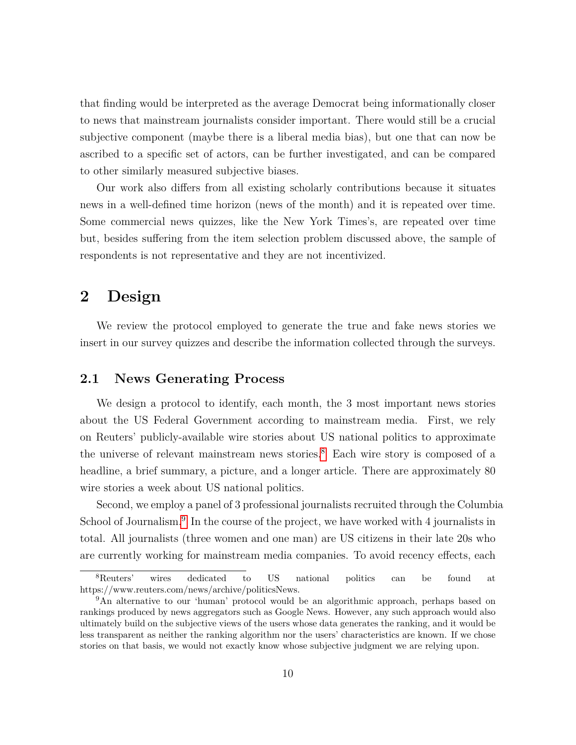that finding would be interpreted as the average Democrat being informationally closer to news that mainstream journalists consider important. There would still be a crucial subjective component (maybe there is a liberal media bias), but one that can now be ascribed to a specific set of actors, can be further investigated, and can be compared to other similarly measured subjective biases.

Our work also differs from all existing scholarly contributions because it situates news in a well-defined time horizon (news of the month) and it is repeated over time. Some commercial news quizzes, like the New York Times's, are repeated over time but, besides suffering from the item selection problem discussed above, the sample of respondents is not representative and they are not incentivized.

# 2 Design

We review the protocol employed to generate the true and fake news stories we insert in our survey quizzes and describe the information collected through the surveys.

## 2.1 News Generating Process

We design a protocol to identify, each month, the 3 most important news stories about the US Federal Government according to mainstream media. First, we rely on Reuters' publicly-available wire stories about US national politics to approximate the universe of relevant mainstream news stories.[8] Each wire story is composed of a headline, a brief summary, a picture, and a longer article. There are approximately 80 wire stories a week about US national politics.

Second, we employ a panel of 3 professional journalists recruited through the Columbia School of Journalism.[9] In the course of the project, we have worked with 4 journalists in total. All journalists (three women and one man) are US citizens in their late 20s who are currently working for mainstream media companies. To avoid recency effects, each

[8] Reuters' wires dedicated to US national politics can be found at https://www.reuters.com/news/archive/politicsNews.

[9] An alternative to our 'human' protocol would be an algorithmic approach, perhaps based on rankings produced by news aggregators such as Google News. However, any such approach would also ultimately build on the subjective views of the users whose data generates the ranking, and it would be less transparent as neither the ranking algorithm nor the users' characteristics are known. If we chose stories on that basis, we would not exactly know whose subjective judgment we are relying upon.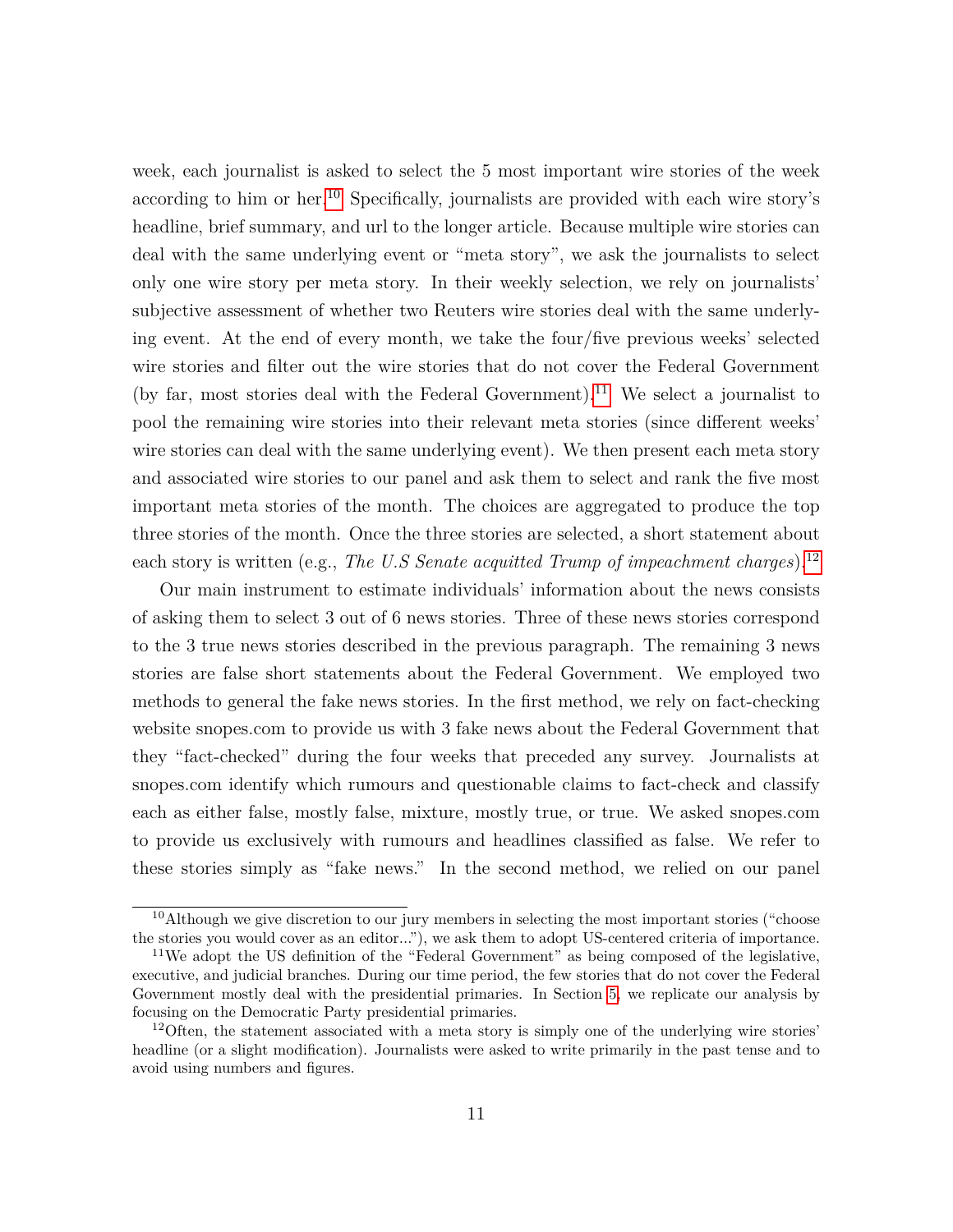week, each journalist is asked to select the 5 most important wire stories of the week according to him or her.[10] Specifically, journalists are provided with each wire story's headline, brief summary, and url to the longer article. Because multiple wire stories can deal with the same underlying event or "meta story", we ask the journalists to select only one wire story per meta story. In their weekly selection, we rely on journalists' subjective assessment of whether two Reuters wire stories deal with the same underlying event. At the end of every month, we take the four/five previous weeks' selected wire stories and filter out the wire stories that do not cover the Federal Government (by far, most stories deal with the Federal Government).[11] We select a journalist to pool the remaining wire stories into their relevant meta stories (since different weeks' wire stories can deal with the same underlying event). We then present each meta story and associated wire stories to our panel and ask them to select and rank the five most important meta stories of the month. The choices are aggregated to produce the top three stories of the month. Once the three stories are selected, a short statement about each story is written (e.g., *The U.S Senate acquitted Trump of impeachment charges*).[12]

Our main instrument to estimate individuals' information about the news consists of asking them to select 3 out of 6 news stories. Three of these news stories correspond to the 3 true news stories described in the previous paragraph. The remaining 3 news stories are false short statements about the Federal Government. We employed two methods to general the fake news stories. In the first method, we rely on fact-checking website snopes.com to provide us with 3 fake news about the Federal Government that they "fact-checked" during the four weeks that preceded any survey. Journalists at snopes.com identify which rumours and questionable claims to fact-check and classify each as either false, mostly false, mixture, mostly true, or true. We asked snopes.com to provide us exclusively with rumours and headlines classified as false. We refer to these stories simply as "fake news." In the second method, we relied on our panel

[10] Although we give discretion to our jury members in selecting the most important stories ("choose the stories you would cover as an editor..."), we ask them to adopt US-centered criteria of importance.

[11] We adopt the US definition of the "Federal Government" as being composed of the legislative, executive, and judicial branches. During our time period, the few stories that do not cover the Federal Government mostly deal with the presidential primaries. In Section 5, we replicate our analysis by focusing on the Democratic Party presidential primaries.

[12] Often, the statement associated with a meta story is simply one of the underlying wire stories' headline (or a slight modification). Journalists were asked to write primarily in the past tense and to avoid using numbers and figures.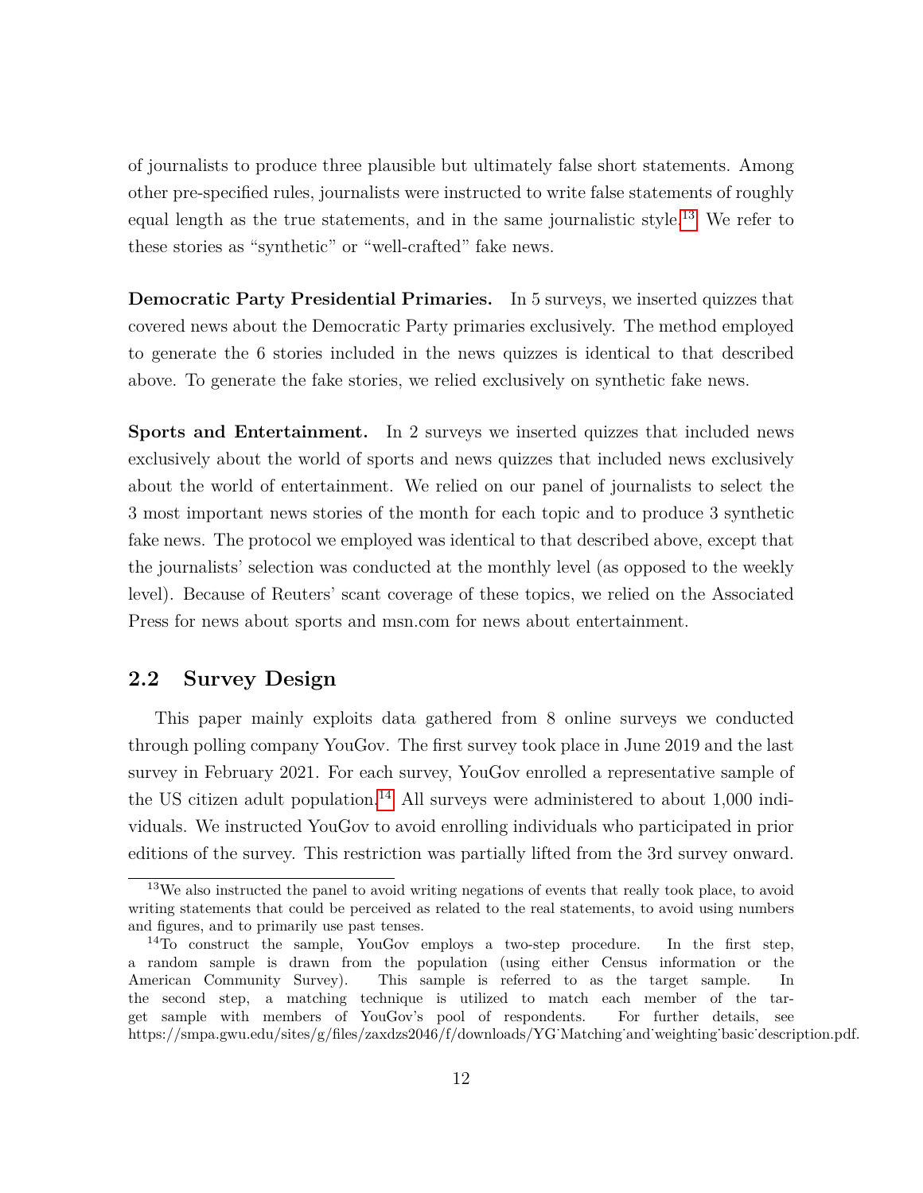of journalists to produce three plausible but ultimately false short statements. Among other pre-specified rules, journalists were instructed to write false statements of roughly equal length as the true statements, and in the same journalistic style.[13] We refer to these stories as "synthetic" or "well-crafted" fake news.

**Democratic Party Presidential Primaries.** In 5 surveys, we inserted quizzes that covered news about the Democratic Party primaries exclusively. The method employed to generate the 6 stories included in the news quizzes is identical to that described above. To generate the fake stories, we relied exclusively on synthetic fake news.

**Sports and Entertainment.** In 2 surveys we inserted quizzes that included news exclusively about the world of sports and news quizzes that included news exclusively about the world of entertainment. We relied on our panel of journalists to select the 3 most important news stories of the month for each topic and to produce 3 synthetic fake news. The protocol we employed was identical to that described above, except that the journalists' selection was conducted at the monthly level (as opposed to the weekly level). Because of Reuters' scant coverage of these topics, we relied on the Associated Press for news about sports and msn.com for news about entertainment.

## 2.2 Survey Design

This paper mainly exploits data gathered from 8 online surveys we conducted through polling company YouGov. The first survey took place in June 2019 and the last survey in February 2021. For each survey, YouGov enrolled a representative sample of the US citizen adult population.[14] All surveys were administered to about 1,000 individuals. We instructed YouGov to avoid enrolling individuals who participated in prior editions of the survey. This restriction was partially lifted from the 3rd survey onward.

[13] We also instructed the panel to avoid writing negations of events that really took place, to avoid writing statements that could be perceived as related to the real statements, to avoid using numbers and figures, and to primarily use past tenses.

[14] To construct the sample, YouGov employs a two-step procedure. In the first step, a random sample is drawn from the population (using either Census information or the American Community Survey). This sample is referred to as the target sample. In the second step, a matching technique is utilized to match each member of the target sample with members of YouGov's pool of respondents. For further details, see https://smpa.gwu.edu/sites/g/files/zaxdzs2046/f/downloads/YG_Matching_and_weighting_basic_description.pdf.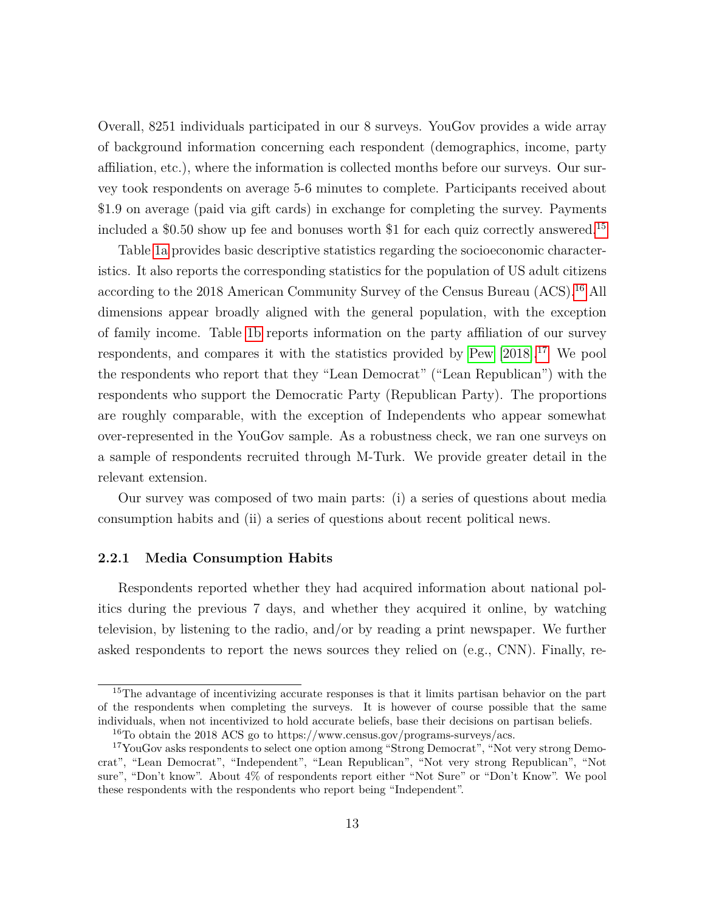Overall, 8251 individuals participated in our 8 surveys. YouGov provides a wide array of background information concerning each respondent (demographics, income, party affiliation, etc.), where the information is collected months before our surveys. Our survey took respondents on average 5-6 minutes to complete. Participants received about $1.9 on average (paid via gift cards) in exchange for completing the survey. Payments included a $0.50 show up fee and bonuses worth $1 for each quiz correctly answered.[15]

Table 1a provides basic descriptive statistics regarding the socioeconomic characteristics. It also reports the corresponding statistics for the population of US adult citizens according to the 2018 American Community Survey of the Census Bureau (ACS).[16] All dimensions appear broadly aligned with the general population, with the exception of family income. Table 1b reports information on the party affiliation of our survey respondents, and compares it with the statistics provided by Pew [2018].[17] We pool the respondents who report that they "Lean Democrat" ("Lean Republican") with the respondents who support the Democratic Party (Republican Party). The proportions are roughly comparable, with the exception of Independents who appear somewhat over-represented in the YouGov sample. As a robustness check, we ran one surveys on a sample of respondents recruited through M-Turk. We provide greater detail in the relevant extension.

Our survey was composed of two main parts: (i) a series of questions about media consumption habits and (ii) a series of questions about recent political news.

### 2.2.1 Media Consumption Habits

Respondents reported whether they had acquired information about national politics during the previous 7 days, and whether they acquired it online, by watching television, by listening to the radio, and/or by reading a print newspaper. We further asked respondents to report the news sources they relied on (e.g., CNN). Finally, re-

---

[15] The advantage of incentivizing accurate responses is that it limits partisan behavior on the part of the respondents when completing the surveys. It is however of course possible that the same individuals, when not incentivized to hold accurate beliefs, base their decisions on partisan beliefs.

[16] To obtain the 2018 ACS go to https://www.census.gov/programs-surveys/acs.

[17] YouGov asks respondents to select one option among "Strong Democrat", "Not very strong Democrat", "Lean Democrat", "Independent", "Lean Republican", "Not very strong Republican", "Not sure", "Don't know". About 4% of respondents report either "Not Sure" or "Don't Know". We pool these respondents with the respondents who report being "Independent".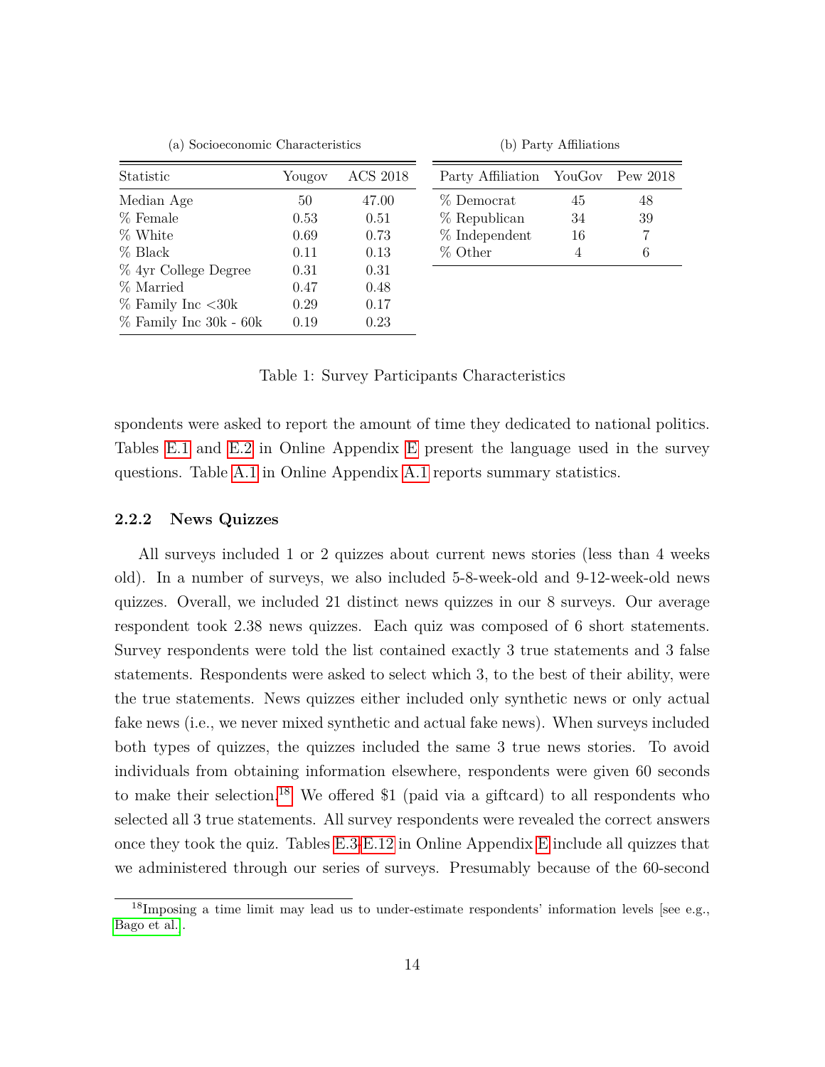(a) Socioeconomic Characteristics

| Statistic | Yougov | ACS 2018 |
|---|---|---|
| Median Age | 50 | 47.00 |
| % Female | 0.53 | 0.51 |
| % White | 0.69 | 0.73 |
| % Black | 0.11 | 0.13 |
| % 4yr College Degree | 0.31 | 0.31 |
| % Married | 0.47 | 0.48 |
| % Family Inc <30k | 0.29 | 0.17 |
| % Family Inc 30k - 60k | 0.19 | 0.23 |

(b) Party Affiliations

| Party Affiliation | YouGov | Pew 2018 |
|---|---|---|
| % Democrat | 45 | 48 |
| % Republican | 34 | 39 |
| % Independent | 16 | 7 |
| % Other | 4 | 6 |

Table 1: Survey Participants Characteristics

spondents were asked to report the amount of time they dedicated to national politics. Tables E.1 and E.2 in Online Appendix E present the language used in the survey questions. Table A.1 in Online Appendix A.1 reports summary statistics.

### 2.2.2 News Quizzes

All surveys included 1 or 2 quizzes about current news stories (less than 4 weeks old). In a number of surveys, we also included 5-8-week-old and 9-12-week-old news quizzes. Overall, we included 21 distinct news quizzes in our 8 surveys. Our average respondent took 2.38 news quizzes. Each quiz was composed of 6 short statements. Survey respondents were told the list contained exactly 3 true statements and 3 false statements. Respondents were asked to select which 3, to the best of their ability, were the true statements. News quizzes either included only synthetic news or only actual fake news (i.e., we never mixed synthetic and actual fake news). When surveys included both types of quizzes, the quizzes included the same 3 true news stories. To avoid individuals from obtaining information elsewhere, respondents were given 60 seconds to make their selection.[18] We offered $1 (paid via a giftcard) to all respondents who selected all 3 true statements. All survey respondents were revealed the correct answers once they took the quiz. Tables E.3-E.12 in Online Appendix E include all quizzes that we administered through our series of surveys. Presumably because of the 60-second

[18] Imposing a time limit may lead us to under-estimate respondents' information levels [see e.g., Bago et al.].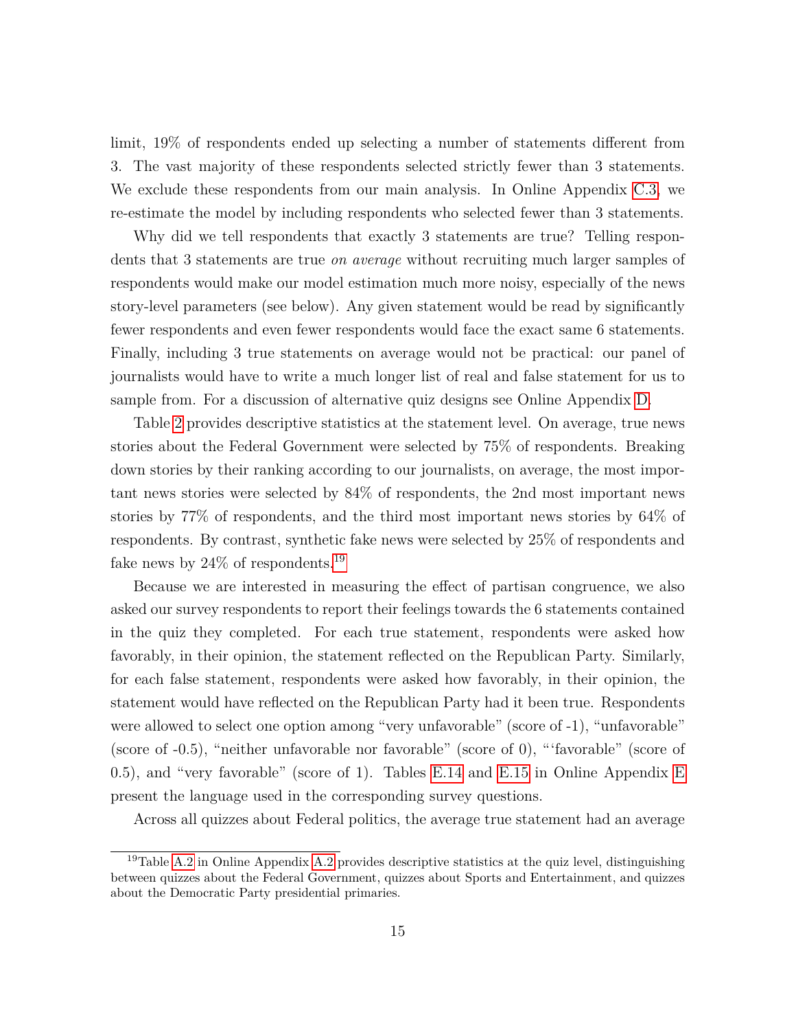limit, 19% of respondents ended up selecting a number of statements different from 3. The vast majority of these respondents selected strictly fewer than 3 statements. We exclude these respondents from our main analysis. In Online Appendix C.3, we re-estimate the model by including respondents who selected fewer than 3 statements.

Why did we tell respondents that exactly 3 statements are true? Telling respondents that 3 statements are true *on average* without recruiting much larger samples of respondents would make our model estimation much more noisy, especially of the news story-level parameters (see below). Any given statement would be read by significantly fewer respondents and even fewer respondents would face the exact same 6 statements. Finally, including 3 true statements on average would not be practical: our panel of journalists would have to write a much longer list of real and false statement for us to sample from. For a discussion of alternative quiz designs see Online Appendix D.

Table 2 provides descriptive statistics at the statement level. On average, true news stories about the Federal Government were selected by 75% of respondents. Breaking down stories by their ranking according to our journalists, on average, the most important news stories were selected by 84% of respondents, the 2nd most important news stories by 77% of respondents, and the third most important news stories by 64% of respondents. By contrast, synthetic fake news were selected by 25% of respondents and fake news by 24% of respondents.[19]

Because we are interested in measuring the effect of partisan congruence, we also asked our survey respondents to report their feelings towards the 6 statements contained in the quiz they completed. For each true statement, respondents were asked how favorably, in their opinion, the statement reflected on the Republican Party. Similarly, for each false statement, respondents were asked how favorably, in their opinion, the statement would have reflected on the Republican Party had it been true. Respondents were allowed to select one option among "very unfavorable" (score of -1), "unfavorable" (score of -0.5), "neither unfavorable nor favorable" (score of 0), "'favorable" (score of 0.5), and "very favorable" (score of 1). Tables E.14 and E.15 in Online Appendix E present the language used in the corresponding survey questions.

Across all quizzes about Federal politics, the average true statement had an average

[19] Table A.2 in Online Appendix A.2 provides descriptive statistics at the quiz level, distinguishing between quizzes about the Federal Government, quizzes about Sports and Entertainment, and quizzes about the Democratic Party presidential primaries.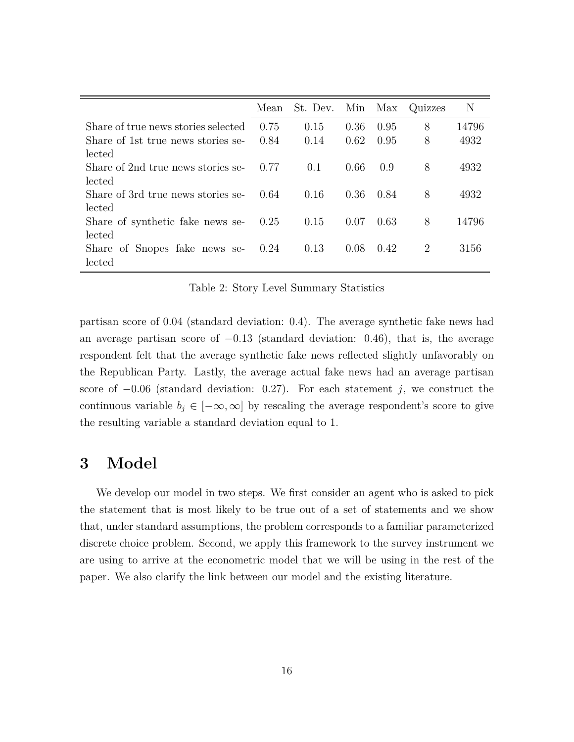| | Mean | St. Dev. | Min | Max | Quizzes | N |
|---|---|---|---|---|---|---|
| Share of true news stories selected | 0.75 | 0.15 | 0.36 | 0.95 | 8 | 14796 |
| Share of 1st true news stories selected | 0.84 | 0.14 | 0.62 | 0.95 | 8 | 4932 |
| Share of 2nd true news stories selected | 0.77 | 0.1 | 0.66 | 0.9 | 8 | 4932 |
| Share of 3rd true news stories selected | 0.64 | 0.16 | 0.36 | 0.84 | 8 | 4932 |
| Share of synthetic fake news selected | 0.25 | 0.15 | 0.07 | 0.63 | 8 | 14796 |
| Share of Snopes fake news selected | 0.24 | 0.13 | 0.08 | 0.42 | 2 | 3156 |

Table 2: Story Level Summary Statistics

partisan score of 0.04 (standard deviation: 0.4). The average synthetic fake news had an average partisan score of $-0.13$ (standard deviation: 0.46), that is, the average respondent felt that the average synthetic fake news reflected slightly unfavorably on the Republican Party. Lastly, the average actual fake news had an average partisan score of $-0.06$ (standard deviation: 0.27). For each statement $j$, we construct the continuous variable $b_j \in [-\infty, \infty]$ by rescaling the average respondent's score to give the resulting variable a standard deviation equal to 1.

# 3 Model

We develop our model in two steps. We first consider an agent who is asked to pick the statement that is most likely to be true out of a set of statements and we show that, under standard assumptions, the problem corresponds to a familiar parameterized discrete choice problem. Second, we apply this framework to the survey instrument we are using to arrive at the econometric model that we will be using in the rest of the paper. We also clarify the link between our model and the existing literature.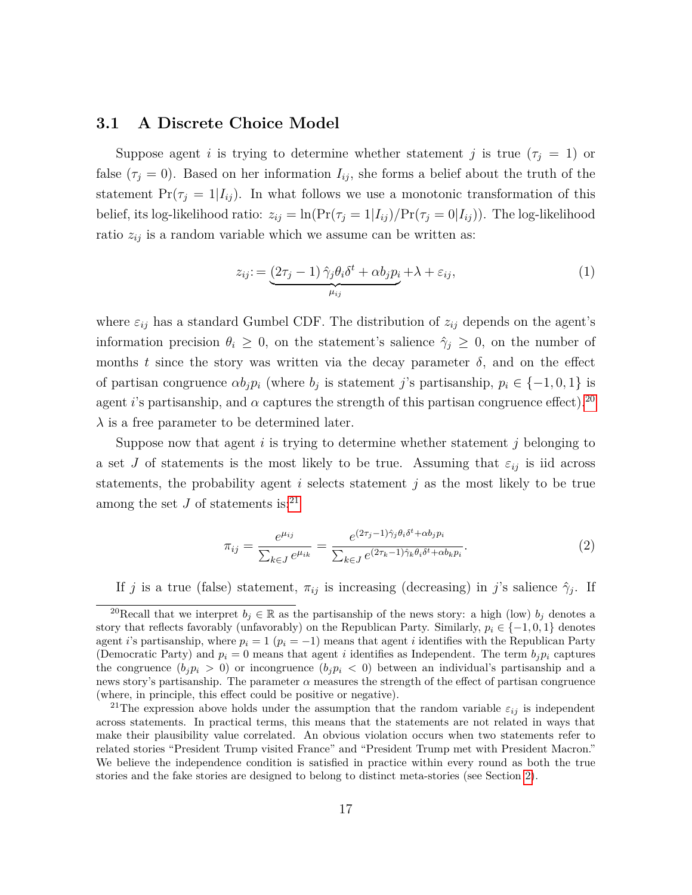### 3.1 A Discrete Choice Model

Suppose agent $i$ is trying to determine whether statement $j$ is true ($\tau_j = 1$) or false ($\tau_j = 0$). Based on her information $I_{ij}$, she forms a belief about the truth of the statement $\Pr(\tau_j = 1|I_{ij})$. In what follows we use a monotonic transformation of this belief, its log-likelihood ratio: $z_{ij} = \ln(\Pr(\tau_j = 1|I_{ij})/\Pr(\tau_j = 0|I_{ij}))$. The log-likelihood ratio $z_{ij}$ is a random variable which we assume can be written as:

$$z_{ij} := \underbrace{(2\tau_j - 1)\,\hat{\gamma}_j \theta_i \delta^t + \alpha b_j p_i}_{\mu_{ij}} + \lambda + \varepsilon_{ij}, \tag{1}$$

where $\varepsilon_{ij}$ has a standard Gumbel CDF. The distribution of $z_{ij}$ depends on the agent's information precision $\theta_i \geq 0$, on the statement's salience $\hat{\gamma}_j \geq 0$, on the number of months $t$ since the story was written via the decay parameter $\delta$, and on the effect of partisan congruence $\alpha b_j p_i$ (where $b_j$ is statement $j$'s partisanship, $p_i \in \{-1, 0, 1\}$ is agent $i$'s partisanship, and $\alpha$ captures the strength of this partisan congruence effect).[20] $\lambda$ is a free parameter to be determined later.

Suppose now that agent $i$ is trying to determine whether statement $j$ belonging to a set $J$ of statements is the most likely to be true. Assuming that $\varepsilon_{ij}$ is iid across statements, the probability agent $i$ selects statement $j$ as the most likely to be true among the set $J$ of statements is:[21]

$$\pi_{ij} = \frac{e^{\mu_{ij}}}{\sum_{k \in J} e^{\mu_{ik}}} = \frac{e^{(2\tau_j - 1)\hat{\gamma}_j \theta_i \delta^t + \alpha b_j p_i}}{\sum_{k \in J} e^{(2\tau_k - 1)\hat{\gamma}_k \theta_i \delta^t + \alpha b_k p_i}}. \tag{2}$$

If $j$ is a true (false) statement, $\pi_{ij}$ is increasing (decreasing) in $j$'s salience $\hat{\gamma}_j$. If

[20] Recall that we interpret $b_j \in \mathbb{R}$ as the partisanship of the news story: a high (low) $b_j$ denotes a story that reflects favorably (unfavorably) on the Republican Party. Similarly, $p_i \in \{-1, 0, 1\}$ denotes agent $i$'s partisanship, where $p_i = 1$ ($p_i = -1$) means that agent $i$ identifies with the Republican Party (Democratic Party) and $p_i = 0$ means that agent $i$ identifies as Independent. The term $b_j p_i$ captures the congruence ($b_j p_i > 0$) or incongruence ($b_j p_i < 0$) between an individual's partisanship and a news story's partisanship. The parameter $\alpha$ measures the strength of the effect of partisan congruence (where, in principle, this effect could be positive or negative).

[21] The expression above holds under the assumption that the random variable $\varepsilon_{ij}$ is independent across statements. In practical terms, this means that the statements are not related in ways that make their plausibility value correlated. An obvious violation occurs when two statements refer to related stories "President Trump visited France" and "President Trump met with President Macron." We believe the independence condition is satisfied in practice within every round as both the true stories and the fake stories are designed to belong to distinct meta-stories (see Section 2).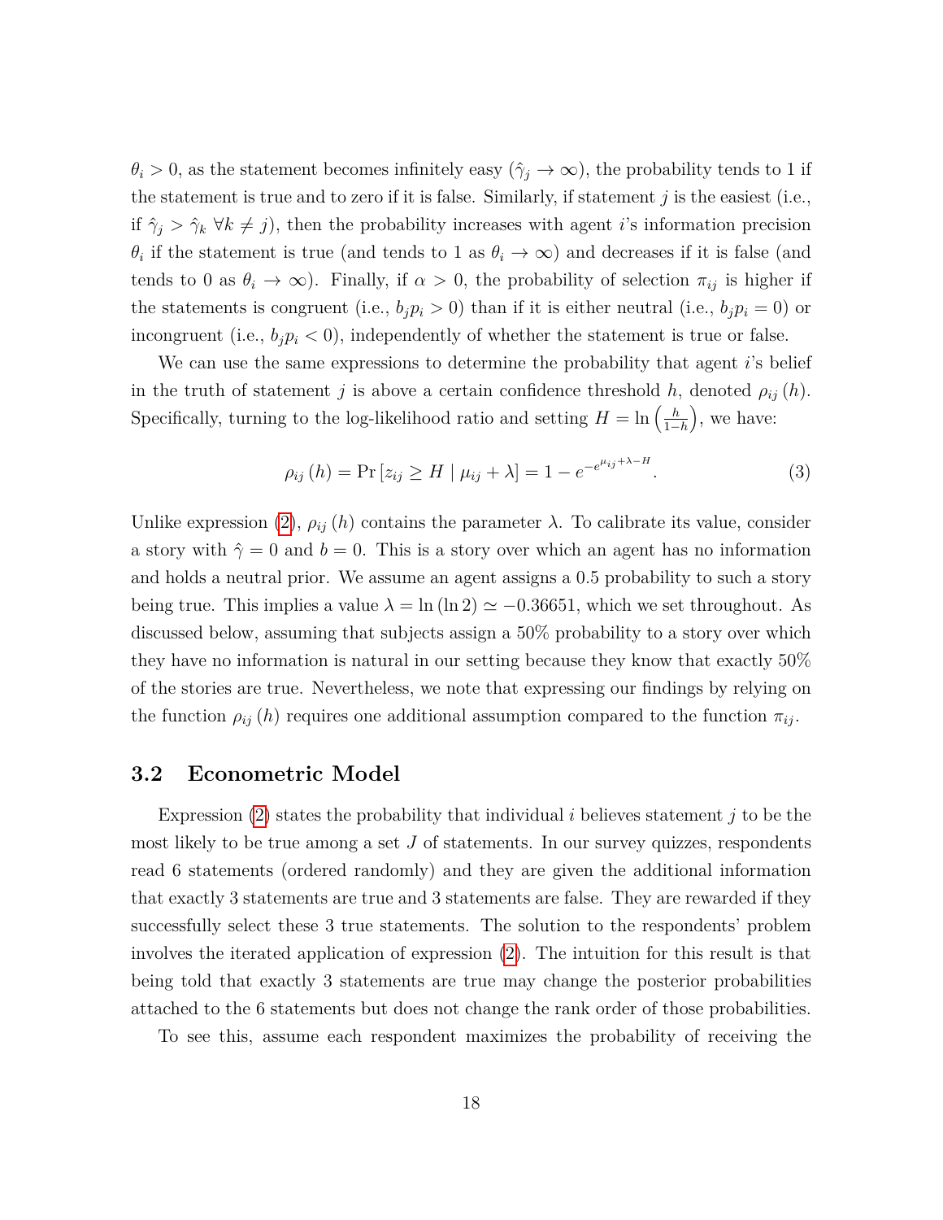$\theta_i > 0$, as the statement becomes infinitely easy ($\hat{\gamma}_j \to \infty$), the probability tends to 1 if the statement is true and to zero if it is false. Similarly, if statement $j$ is the easiest (i.e., if $\hat{\gamma}_j > \hat{\gamma}_k \; \forall k \neq j$), then the probability increases with agent $i$'s information precision $\theta_i$ if the statement is true (and tends to 1 as $\theta_i \to \infty$) and decreases if it is false (and tends to 0 as $\theta_i \to \infty$). Finally, if $\alpha > 0$, the probability of selection $\pi_{ij}$ is higher if the statements is congruent (i.e., $b_j p_i > 0$) than if it is either neutral (i.e., $b_j p_i = 0$) or incongruent (i.e., $b_j p_i < 0$), independently of whether the statement is true or false.

We can use the same expressions to determine the probability that agent $i$'s belief in the truth of statement $j$ is above a certain confidence threshold $h$, denoted $\rho_{ij}(h)$. Specifically, turning to the log-likelihood ratio and setting $H = \ln\left(\frac{h}{1-h}\right)$, we have:

$$\rho_{ij}(h) = \Pr\left[z_{ij} \geq H \mid \mu_{ij} + \lambda\right] = 1 - e^{-e^{\mu_{ij}+\lambda-H}}. \tag{3}$$

Unlike expression (2), $\rho_{ij}(h)$ contains the parameter $\lambda$. To calibrate its value, consider a story with $\hat{\gamma} = 0$ and $b = 0$. This is a story over which an agent has no information and holds a neutral prior. We assume an agent assigns a 0.5 probability to such a story being true. This implies a value $\lambda = \ln(\ln 2) \simeq -0.36651$, which we set throughout. As discussed below, assuming that subjects assign a 50% probability to a story over which they have no information is natural in our setting because they know that exactly 50% of the stories are true. Nevertheless, we note that expressing our findings by relying on the function $\rho_{ij}(h)$ requires one additional assumption compared to the function $\pi_{ij}$.

## 3.2 Econometric Model

Expression (2) states the probability that individual $i$ believes statement $j$ to be the most likely to be true among a set $J$ of statements. In our survey quizzes, respondents read 6 statements (ordered randomly) and they are given the additional information that exactly 3 statements are true and 3 statements are false. They are rewarded if they successfully select these 3 true statements. The solution to the respondents' problem involves the iterated application of expression (2). The intuition for this result is that being told that exactly 3 statements are true may change the posterior probabilities attached to the 6 statements but does not change the rank order of those probabilities.

To see this, assume each respondent maximizes the probability of receiving the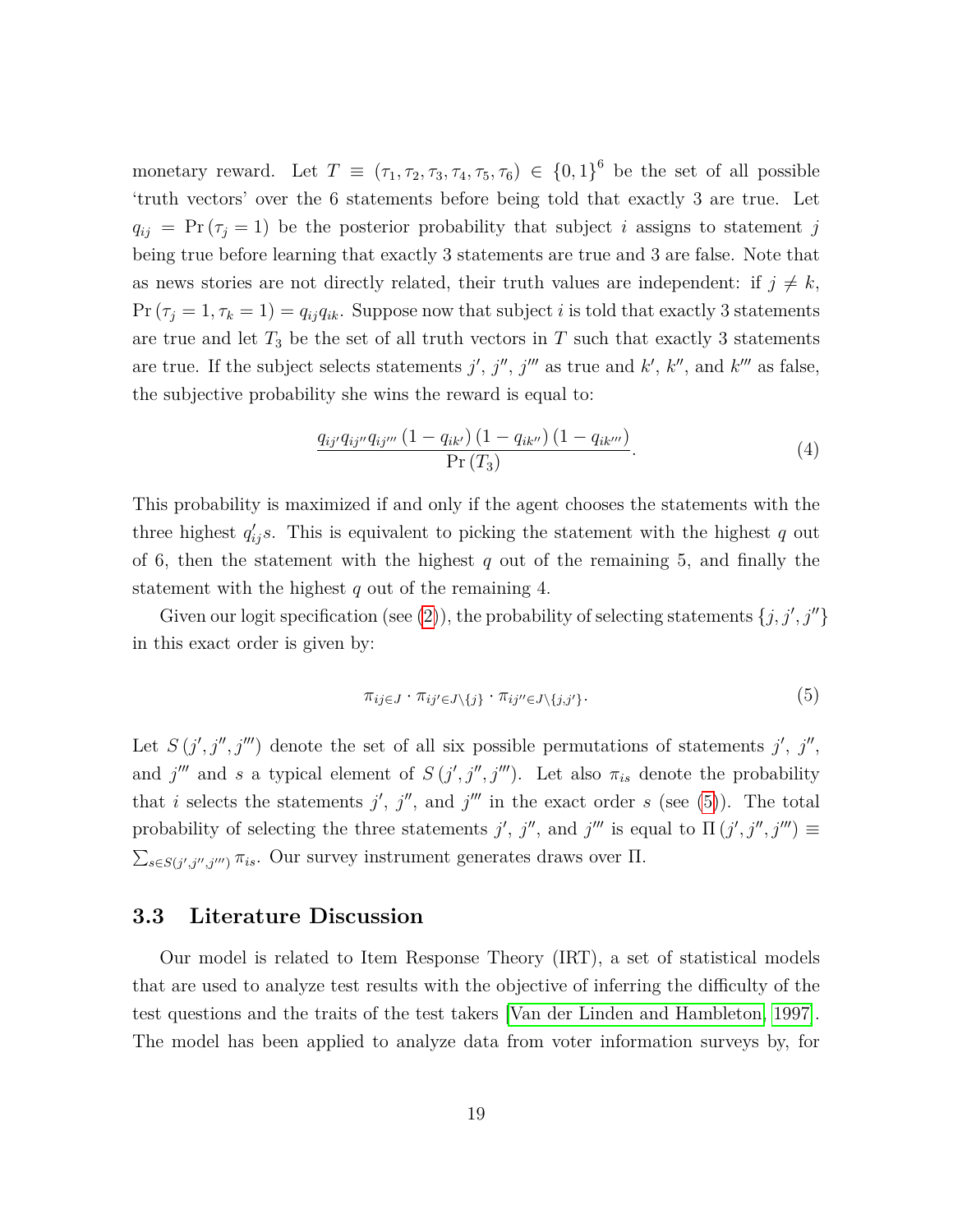monetary reward. Let $T \equiv (\tau_1, \tau_2, \tau_3, \tau_4, \tau_5, \tau_6) \in \{0,1\}^6$ be the set of all possible 'truth vectors' over the 6 statements before being told that exactly 3 are true. Let $q_{ij} = \Pr(\tau_j = 1)$ be the posterior probability that subject $i$ assigns to statement $j$ being true before learning that exactly 3 statements are true and 3 are false. Note that as news stories are not directly related, their truth values are independent: if $j \neq k$, $\Pr(\tau_j = 1, \tau_k = 1) = q_{ij} q_{ik}$. Suppose now that subject $i$ is told that exactly 3 statements are true and let $T_3$ be the set of all truth vectors in $T$ such that exactly 3 statements are true. If the subject selects statements $j'$, $j''$, $j'''$ as true and $k'$, $k''$, and $k'''$ as false, the subjective probability she wins the reward is equal to:

$$\frac{q_{ij'} q_{ij''} q_{ij'''} \left(1 - q_{ik'}\right) \left(1 - q_{ik''}\right) \left(1 - q_{ik'''}\right)}{\Pr\left(T_3\right)}. \tag{4}$$

This probability is maximized if and only if the agent chooses the statements with the three highest $q_{ij}'s$. This is equivalent to picking the statement with the highest $q$ out of 6, then the statement with the highest $q$ out of the remaining 5, and finally the statement with the highest $q$ out of the remaining 4.

Given our logit specification (see (2)), the probability of selecting statements $\{j, j', j''\}$ in this exact order is given by:

$$\pi_{ij \in J} \cdot \pi_{ij' \in J \setminus \{j\}} \cdot \pi_{ij'' \in J \setminus \{j, j'\}}. \tag{5}$$

Let $S(j', j'', j''')$ denote the set of all six possible permutations of statements $j'$, $j''$, and $j'''$ and $s$ a typical element of $S(j', j'', j''')$. Let also $\pi_{is}$ denote the probability that $i$ selects the statements $j'$, $j''$, and $j'''$ in the exact order $s$ (see (5)). The total probability of selecting the three statements $j'$, $j''$, and $j'''$ is equal to $\Pi(j', j'', j''') \equiv \sum_{s \in S(j', j'', j''')} \pi_{is}$. Our survey instrument generates draws over $\Pi$.

## 3.3 Literature Discussion

Our model is related to Item Response Theory (IRT), a set of statistical models that are used to analyze test results with the objective of inferring the difficulty of the test questions and the traits of the test takers [Van der Linden and Hambleton, 1997]. The model has been applied to analyze data from voter information surveys by, for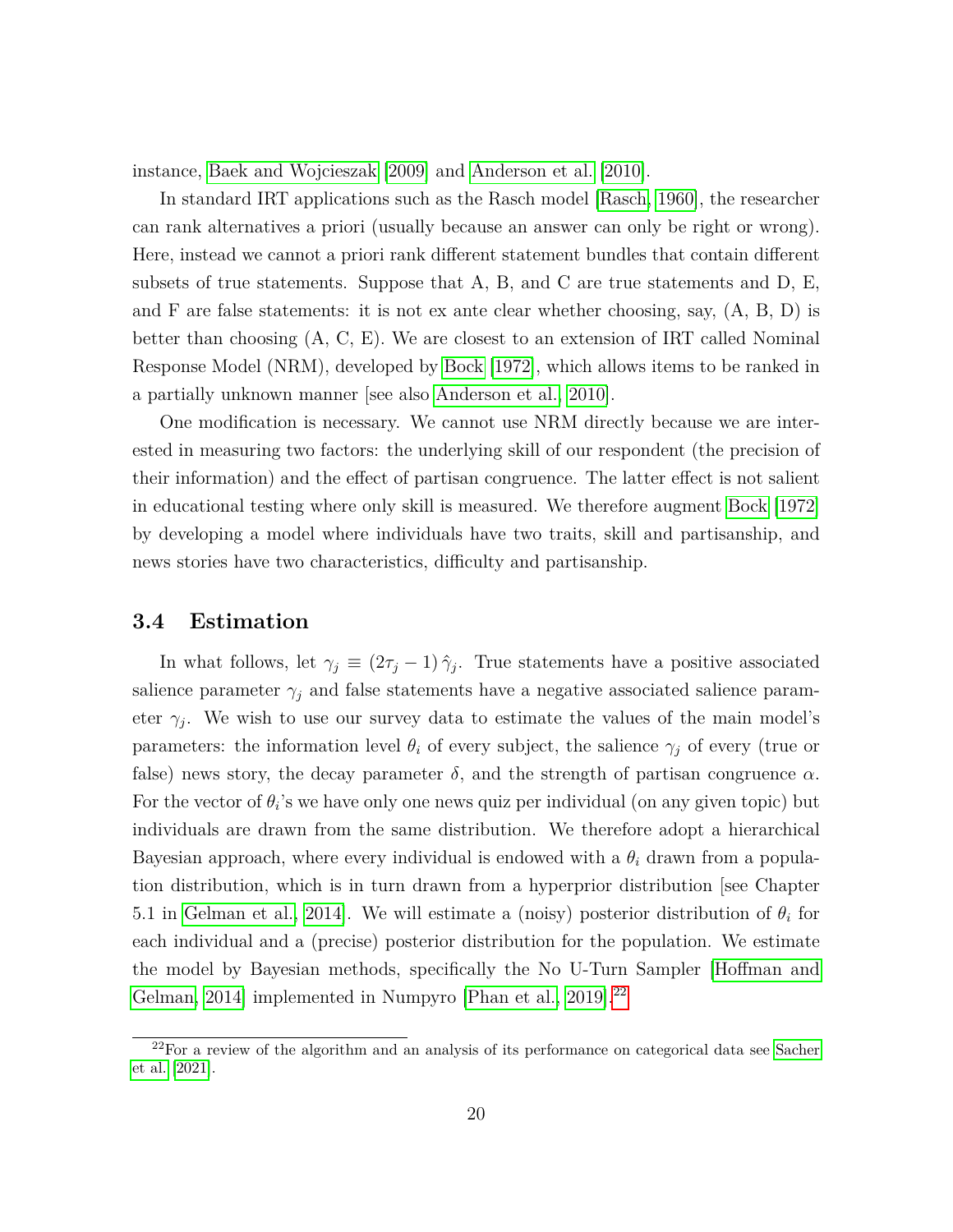instance, Baek and Wojcieszak [2009] and Anderson et al. [2010].

In standard IRT applications such as the Rasch model [Rasch, 1960], the researcher can rank alternatives a priori (usually because an answer can only be right or wrong). Here, instead we cannot a priori rank different statement bundles that contain different subsets of true statements. Suppose that A, B, and C are true statements and D, E, and F are false statements: it is not ex ante clear whether choosing, say, (A, B, D) is better than choosing (A, C, E). We are closest to an extension of IRT called Nominal Response Model (NRM), developed by Bock [1972], which allows items to be ranked in a partially unknown manner [see also Anderson et al., 2010].

One modification is necessary. We cannot use NRM directly because we are interested in measuring two factors: the underlying skill of our respondent (the precision of their information) and the effect of partisan congruence. The latter effect is not salient in educational testing where only skill is measured. We therefore augment Bock [1972] by developing a model where individuals have two traits, skill and partisanship, and news stories have two characteristics, difficulty and partisanship.

### 3.4 Estimation

In what follows, let $\gamma_j \equiv (2\tau_j - 1)\,\hat{\gamma}_j$. True statements have a positive associated salience parameter $\gamma_j$ and false statements have a negative associated salience parameter $\gamma_j$. We wish to use our survey data to estimate the values of the main model's parameters: the information level $\theta_i$ of every subject, the salience $\gamma_j$ of every (true or false) news story, the decay parameter $\delta$, and the strength of partisan congruence $\alpha$. For the vector of $\theta_i$'s we have only one news quiz per individual (on any given topic) but individuals are drawn from the same distribution. We therefore adopt a hierarchical Bayesian approach, where every individual is endowed with a $\theta_i$ drawn from a population distribution, which is in turn drawn from a hyperprior distribution [see Chapter 5.1 in Gelman et al., 2014]. We will estimate a (noisy) posterior distribution of $\theta_i$ for each individual and a (precise) posterior distribution for the population. We estimate the model by Bayesian methods, specifically the No U-Turn Sampler [Hoffman and Gelman, 2014] implemented in Numpyro [Phan et al., 2019].[22]

[22] For a review of the algorithm and an analysis of its performance on categorical data see Sacher et al. [2021].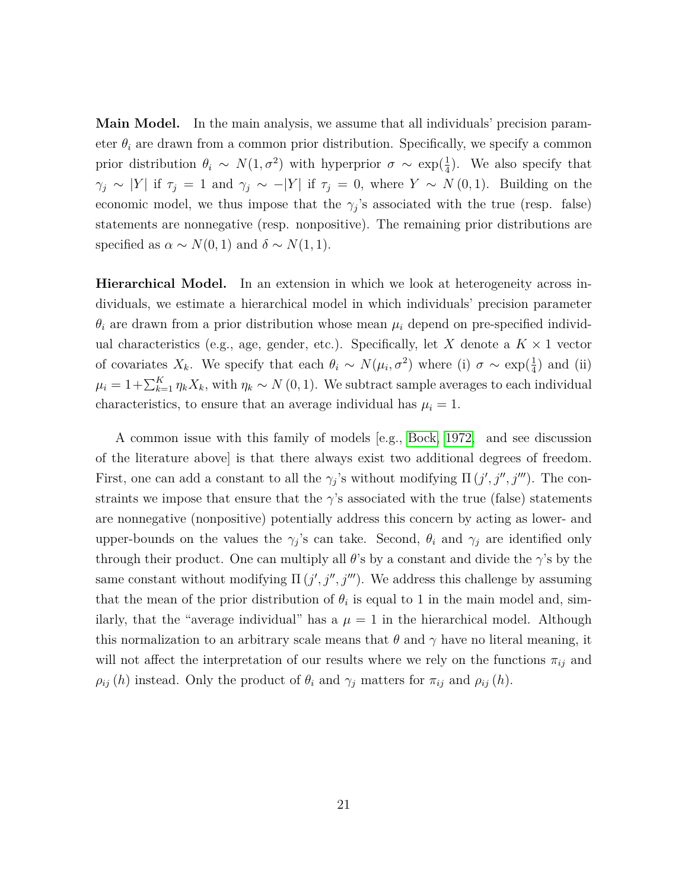**Main Model.** In the main analysis, we assume that all individuals' precision parameter $\theta_i$ are drawn from a common prior distribution. Specifically, we specify a common prior distribution $\theta_i \sim N(1, \sigma^2)$ with hyperprior $\sigma \sim \exp(\frac{1}{4})$. We also specify that $\gamma_j \sim |Y|$ if $\tau_j = 1$ and $\gamma_j \sim -|Y|$ if $\tau_j = 0$, where $Y \sim N(0, 1)$. Building on the economic model, we thus impose that the $\gamma_j$'s associated with the true (resp. false) statements are nonnegative (resp. nonpositive). The remaining prior distributions are specified as $\alpha \sim N(0, 1)$ and $\delta \sim N(1, 1)$.

**Hierarchical Model.** In an extension in which we look at heterogeneity across individuals, we estimate a hierarchical model in which individuals' precision parameter $\theta_i$ are drawn from a prior distribution whose mean $\mu_i$ depend on pre-specified individual characteristics (e.g., age, gender, etc.). Specifically, let $X$ denote a $K \times 1$ vector of covariates $X_k$. We specify that each $\theta_i \sim N(\mu_i, \sigma^2)$ where (i) $\sigma \sim \exp(\frac{1}{4})$ and (ii) $\mu_i = 1 + \sum_{k=1}^{K} \eta_k X_k$, with $\eta_k \sim N(0, 1)$. We subtract sample averages to each individual characteristics, to ensure that an average individual has $\mu_i = 1$.

A common issue with this family of models [e.g., Bock, 1972, and see discussion of the literature above] is that there always exist two additional degrees of freedom. First, one can add a constant to all the $\gamma_j$'s without modifying $\Pi(j', j'', j''')$. The constraints we impose that ensure that the $\gamma$'s associated with the true (false) statements are nonnegative (nonpositive) potentially address this concern by acting as lower- and upper-bounds on the values the $\gamma_j$'s can take. Second, $\theta_i$ and $\gamma_j$ are identified only through their product. One can multiply all $\theta$'s by a constant and divide the $\gamma$'s by the same constant without modifying $\Pi(j', j'', j''')$. We address this challenge by assuming that the mean of the prior distribution of $\theta_i$ is equal to 1 in the main model and, similarly, that the "average individual" has a $\mu = 1$ in the hierarchical model. Although this normalization to an arbitrary scale means that $\theta$ and $\gamma$ have no literal meaning, it will not affect the interpretation of our results where we rely on the functions $\pi_{ij}$ and $\rho_{ij}(h)$ instead. Only the product of $\theta_i$ and $\gamma_j$ matters for $\pi_{ij}$ and $\rho_{ij}(h)$.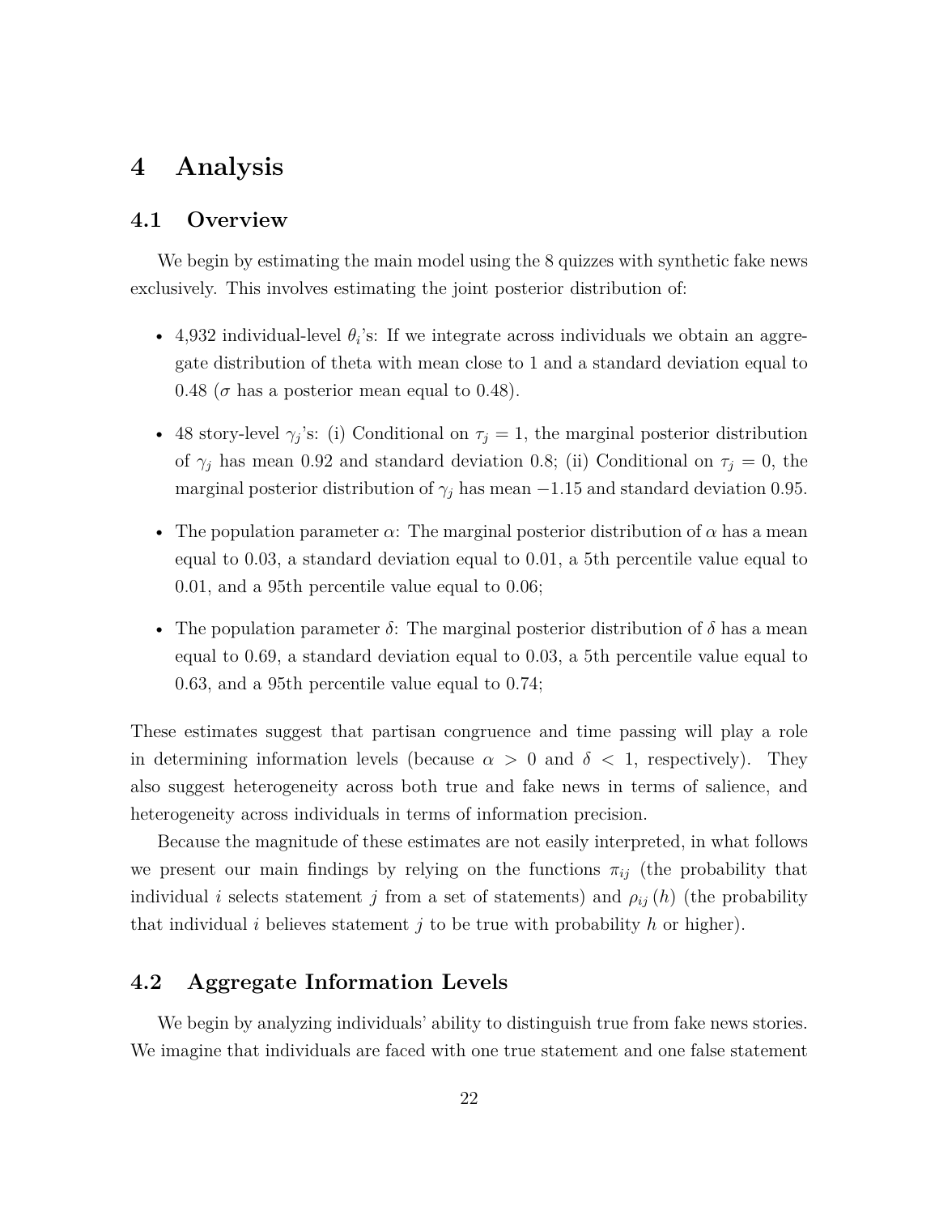# 4 Analysis

## 4.1 Overview

We begin by estimating the main model using the 8 quizzes with synthetic fake news exclusively. This involves estimating the joint posterior distribution of:

- 4,932 individual-level $\theta_i$'s: If we integrate across individuals we obtain an aggregate distribution of theta with mean close to 1 and a standard deviation equal to 0.48 ($\sigma$ has a posterior mean equal to 0.48).
- 48 story-level $\gamma_j$'s: (i) Conditional on $\tau_j = 1$, the marginal posterior distribution of $\gamma_j$ has mean 0.92 and standard deviation 0.8; (ii) Conditional on $\tau_j = 0$, the marginal posterior distribution of $\gamma_j$ has mean $-1.15$ and standard deviation 0.95.
- The population parameter $\alpha$: The marginal posterior distribution of $\alpha$ has a mean equal to 0.03, a standard deviation equal to 0.01, a 5th percentile value equal to 0.01, and a 95th percentile value equal to 0.06;
- The population parameter $\delta$: The marginal posterior distribution of $\delta$ has a mean equal to 0.69, a standard deviation equal to 0.03, a 5th percentile value equal to 0.63, and a 95th percentile value equal to 0.74;

These estimates suggest that partisan congruence and time passing will play a role in determining information levels (because $\alpha > 0$ and $\delta < 1$, respectively). They also suggest heterogeneity across both true and fake news in terms of salience, and heterogeneity across individuals in terms of information precision.

Because the magnitude of these estimates are not easily interpreted, in what follows we present our main findings by relying on the functions $\pi_{ij}$ (the probability that individual $i$ selects statement $j$ from a set of statements) and $\rho_{ij}(h)$ (the probability that individual $i$ believes statement $j$ to be true with probability $h$ or higher).

## 4.2 Aggregate Information Levels

We begin by analyzing individuals' ability to distinguish true from fake news stories. We imagine that individuals are faced with one true statement and one false statement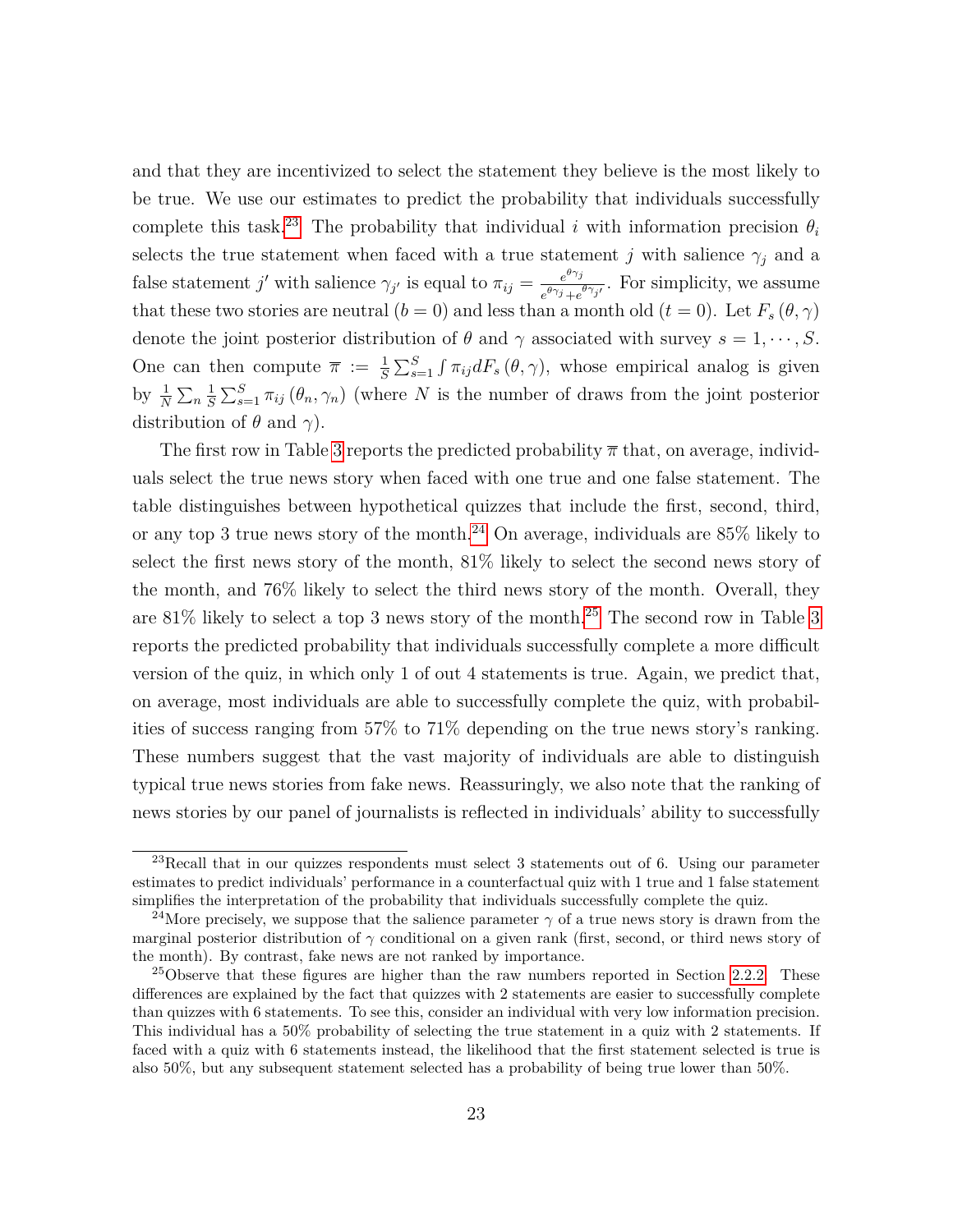and that they are incentivized to select the statement they believe is the most likely to be true. We use our estimates to predict the probability that individuals successfully complete this task.[23] The probability that individual $i$ with information precision $\theta_i$ selects the true statement when faced with a true statement $j$ with salience $\gamma_j$ and a false statement $j'$ with salience $\gamma_{j'}$ is equal to $\pi_{ij} = \frac{e^{\theta\gamma_j}}{e^{\theta\gamma_j}+e^{\theta\gamma_{j'}}}$. For simplicity, we assume that these two stories are neutral ($b = 0$) and less than a month old ($t = 0$). Let $F_s(\theta, \gamma)$ denote the joint posterior distribution of $\theta$ and $\gamma$ associated with survey $s = 1, \cdots, S$. One can then compute $\overline{\pi} := \frac{1}{S}\sum_{s=1}^{S}\int \pi_{ij} dF_s(\theta, \gamma)$, whose empirical analog is given by $\frac{1}{N}\sum_n \frac{1}{S}\sum_{s=1}^{S}\pi_{ij}(\theta_n, \gamma_n)$ (where $N$ is the number of draws from the joint posterior distribution of $\theta$ and $\gamma$).

The first row in Table 3 reports the predicted probability $\overline{\pi}$ that, on average, individuals select the true news story when faced with one true and one false statement. The table distinguishes between hypothetical quizzes that include the first, second, third, or any top 3 true news story of the month.[24] On average, individuals are 85% likely to select the first news story of the month, 81% likely to select the second news story of the month, and 76% likely to select the third news story of the month. Overall, they are 81% likely to select a top 3 news story of the month.[25] The second row in Table 3 reports the predicted probability that individuals successfully complete a more difficult version of the quiz, in which only 1 of out 4 statements is true. Again, we predict that, on average, most individuals are able to successfully complete the quiz, with probabilities of success ranging from 57% to 71% depending on the true news story's ranking. These numbers suggest that the vast majority of individuals are able to distinguish typical true news stories from fake news. Reassuringly, we also note that the ranking of news stories by our panel of journalists is reflected in individuals' ability to successfully

[23] Recall that in our quizzes respondents must select 3 statements out of 6. Using our parameter estimates to predict individuals' performance in a counterfactual quiz with 1 true and 1 false statement simplifies the interpretation of the probability that individuals successfully complete the quiz.

[24] More precisely, we suppose that the salience parameter $\gamma$ of a true news story is drawn from the marginal posterior distribution of $\gamma$ conditional on a given rank (first, second, or third news story of the month). By contrast, fake news are not ranked by importance.

[25] Observe that these figures are higher than the raw numbers reported in Section 2.2.2. These differences are explained by the fact that quizzes with 2 statements are easier to successfully complete than quizzes with 6 statements. To see this, consider an individual with very low information precision. This individual has a 50% probability of selecting the true statement in a quiz with 2 statements. If faced with a quiz with 6 statements instead, the likelihood that the first statement selected is true is also 50%, but any subsequent statement selected has a probability of being true lower than 50%.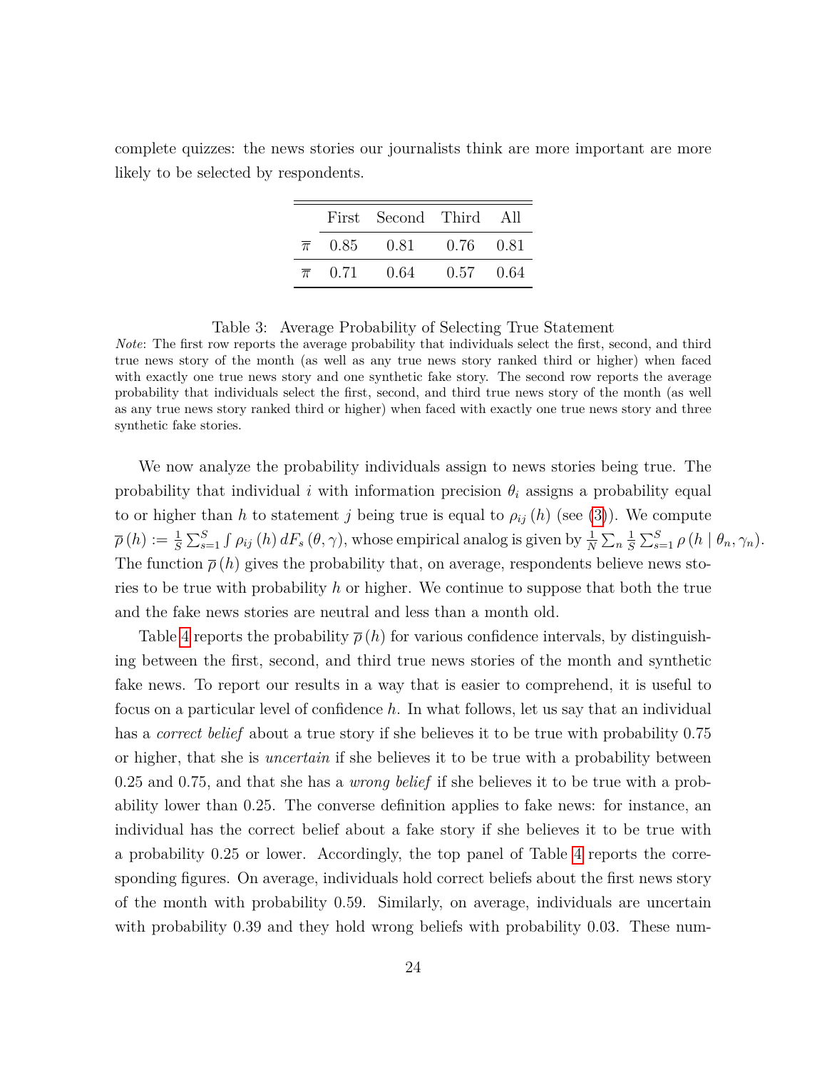complete quizzes: the news stories our journalists think are more important are more likely to be selected by respondents.

| | First | Second | Third | All |
|---|---|---|---|---|
| $\overline{\pi}$ | 0.85 | 0.81 | 0.76 | 0.81 |
| $\overline{\pi}$ | 0.71 | 0.64 | 0.57 | 0.64 |

Table 3: Average Probability of Selecting True Statement
*Note*: The first row reports the average probability that individuals select the first, second, and third true news story of the month (as well as any true news story ranked third or higher) when faced with exactly one true news story and one synthetic fake story. The second row reports the average probability that individuals select the first, second, and third true news story of the month (as well as any true news story ranked third or higher) when faced with exactly one true news story and three synthetic fake stories.

We now analyze the probability individuals assign to news stories being true. The probability that individual $i$ with information precision $\theta_i$ assigns a probability equal to or higher than $h$ to statement $j$ being true is equal to $\rho_{ij}(h)$ (see (3)). We compute $\overline{\rho}(h) := \frac{1}{S}\sum_{s=1}^{S}\int \rho_{ij}(h)\, dF_s(\theta, \gamma)$, whose empirical analog is given by $\frac{1}{N}\sum_n \frac{1}{S}\sum_{s=1}^{S}\rho(h \mid \theta_n, \gamma_n)$. The function $\overline{\rho}(h)$ gives the probability that, on average, respondents believe news stories to be true with probability $h$ or higher. We continue to suppose that both the true and the fake news stories are neutral and less than a month old.

Table 4 reports the probability $\overline{\rho}(h)$ for various confidence intervals, by distinguishing between the first, second, and third true news stories of the month and synthetic fake news. To report our results in a way that is easier to comprehend, it is useful to focus on a particular level of confidence $h$. In what follows, let us say that an individual has a *correct belief* about a true story if she believes it to be true with probability 0.75 or higher, that she is *uncertain* if she believes it to be true with a probability between 0.25 and 0.75, and that she has a *wrong belief* if she believes it to be true with a probability lower than 0.25. The converse definition applies to fake news: for instance, an individual has the correct belief about a fake story if she believes it to be true with a probability 0.25 or lower. Accordingly, the top panel of Table 4 reports the corresponding figures. On average, individuals hold correct beliefs about the first news story of the month with probability 0.59. Similarly, on average, individuals are uncertain with probability 0.39 and they hold wrong beliefs with probability 0.03. These num-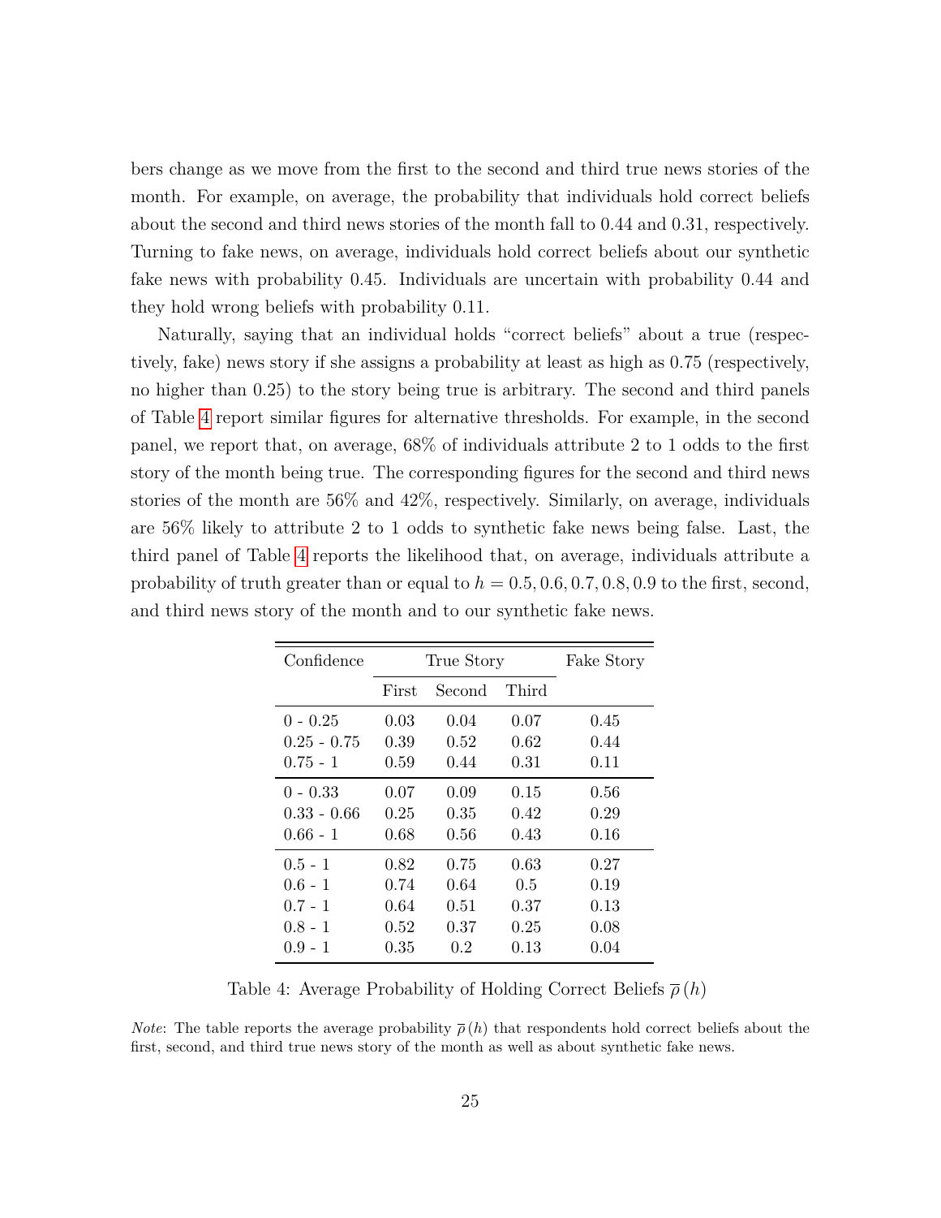bers change as we move from the first to the second and third true news stories of the month. For example, on average, the probability that individuals hold correct beliefs about the second and third news stories of the month fall to 0.44 and 0.31, respectively. Turning to fake news, on average, individuals hold correct beliefs about our synthetic fake news with probability 0.45. Individuals are uncertain with probability 0.44 and they hold wrong beliefs with probability 0.11.

Naturally, saying that an individual holds "correct beliefs" about a true (respectively, fake) news story if she assigns a probability at least as high as 0.75 (respectively, no higher than 0.25) to the story being true is arbitrary. The second and third panels of Table 4 report similar figures for alternative thresholds. For example, in the second panel, we report that, on average, 68% of individuals attribute 2 to 1 odds to the first story of the month being true. The corresponding figures for the second and third news stories of the month are 56% and 42%, respectively. Similarly, on average, individuals are 56% likely to attribute 2 to 1 odds to synthetic fake news being false. Last, the third panel of Table 4 reports the likelihood that, on average, individuals attribute a probability of truth greater than or equal to $h = 0.5, 0.6, 0.7, 0.8, 0.9$ to the first, second, and third news story of the month and to our synthetic fake news.

| Confidence | True Story | | | Fake Story |
|---|---|---|---|---|
| | First | Second | Third | |
| 0 - 0.25 | 0.03 | 0.04 | 0.07 | 0.45 |
| 0.25 - 0.75 | 0.39 | 0.52 | 0.62 | 0.44 |
| 0.75 - 1 | 0.59 | 0.44 | 0.31 | 0.11 |
| 0 - 0.33 | 0.07 | 0.09 | 0.15 | 0.56 |
| 0.33 - 0.66 | 0.25 | 0.35 | 0.42 | 0.29 |
| 0.66 - 1 | 0.68 | 0.56 | 0.43 | 0.16 |
| 0.5 - 1 | 0.82 | 0.75 | 0.63 | 0.27 |
| 0.6 - 1 | 0.74 | 0.64 | 0.5 | 0.19 |
| 0.7 - 1 | 0.64 | 0.51 | 0.37 | 0.13 |
| 0.8 - 1 | 0.52 | 0.37 | 0.25 | 0.08 |
| 0.9 - 1 | 0.35 | 0.2 | 0.13 | 0.04 |

Table 4: Average Probability of Holding Correct Beliefs $\overline{\rho}(h)$

*Note*: The table reports the average probability $\overline{\rho}(h)$ that respondents hold correct beliefs about the first, second, and third true news story of the month as well as about synthetic fake news.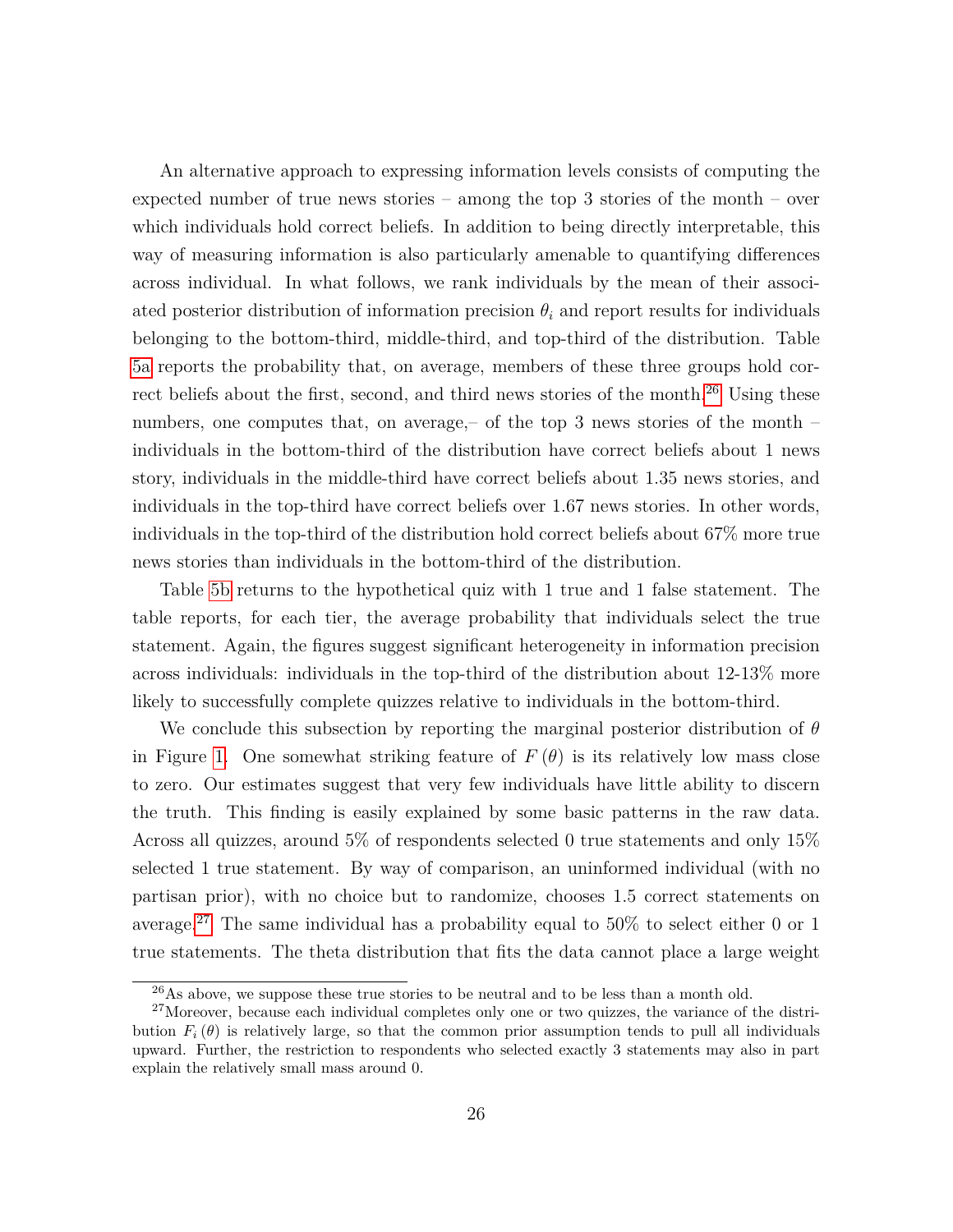An alternative approach to expressing information levels consists of computing the expected number of true news stories – among the top 3 stories of the month – over which individuals hold correct beliefs. In addition to being directly interpretable, this way of measuring information is also particularly amenable to quantifying differences across individual. In what follows, we rank individuals by the mean of their associated posterior distribution of information precision $\theta_i$ and report results for individuals belonging to the bottom-third, middle-third, and top-third of the distribution. Table 5a reports the probability that, on average, members of these three groups hold correct beliefs about the first, second, and third news stories of the month.[26] Using these numbers, one computes that, on average,– of the top 3 news stories of the month – individuals in the bottom-third of the distribution have correct beliefs about 1 news story, individuals in the middle-third have correct beliefs about 1.35 news stories, and individuals in the top-third have correct beliefs over 1.67 news stories. In other words, individuals in the top-third of the distribution hold correct beliefs about 67% more true news stories than individuals in the bottom-third of the distribution.

Table 5b returns to the hypothetical quiz with 1 true and 1 false statement. The table reports, for each tier, the average probability that individuals select the true statement. Again, the figures suggest significant heterogeneity in information precision across individuals: individuals in the top-third of the distribution about 12-13% more likely to successfully complete quizzes relative to individuals in the bottom-third.

We conclude this subsection by reporting the marginal posterior distribution of $\theta$ in Figure 1. One somewhat striking feature of $F(\theta)$ is its relatively low mass close to zero. Our estimates suggest that very few individuals have little ability to discern the truth. This finding is easily explained by some basic patterns in the raw data. Across all quizzes, around 5% of respondents selected 0 true statements and only 15% selected 1 true statement. By way of comparison, an uninformed individual (with no partisan prior), with no choice but to randomize, chooses 1.5 correct statements on average.[27] The same individual has a probability equal to 50% to select either 0 or 1 true statements. The theta distribution that fits the data cannot place a large weight

[26] As above, we suppose these true stories to be neutral and to be less than a month old.

[27] Moreover, because each individual completes only one or two quizzes, the variance of the distribution $F_i(\theta)$ is relatively large, so that the common prior assumption tends to pull all individuals upward. Further, the restriction to respondents who selected exactly 3 statements may also in part explain the relatively small mass around 0.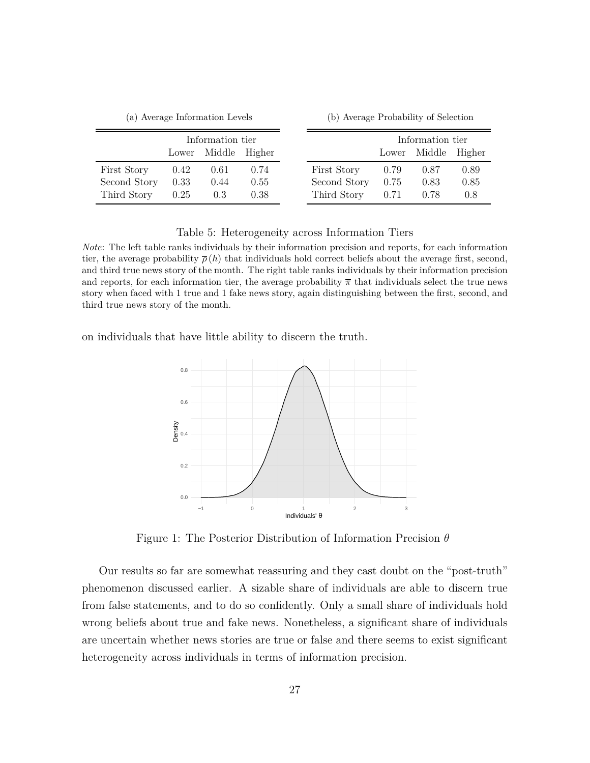(a) Average Information Levels

| | Information tier | | |
|---|---|---|---|
| | Lower | Middle | Higher |
| First Story | 0.42 | 0.61 | 0.74 |
| Second Story | 0.33 | 0.44 | 0.55 |
| Third Story | 0.25 | 0.3 | 0.38 |

(b) Average Probability of Selection

| | Information tier | | |
|---|---|---|---|
| | Lower | Middle | Higher |
| First Story | 0.79 | 0.87 | 0.89 |
| Second Story | 0.75 | 0.83 | 0.85 |
| Third Story | 0.71 | 0.78 | 0.8 |

Table 5: Heterogeneity across Information Tiers

*Note*: The left table ranks individuals by their information precision and reports, for each information tier, the average probability $\overline{\rho}(h)$ that individuals hold correct beliefs about the average first, second, and third true news story of the month. The right table ranks individuals by their information precision and reports, for each information tier, the average probability $\overline{\pi}$ that individuals select the true news story when faced with 1 true and 1 fake news story, again distinguishing between the first, second, and third true news story of the month.

on individuals that have little ability to discern the truth.

Figure 1: The Posterior Distribution of Information Precision $\theta$

Our results so far are somewhat reassuring and they cast doubt on the "post-truth" phenomenon discussed earlier. A sizable share of individuals are able to discern true from false statements, and to do so confidently. Only a small share of individuals hold wrong beliefs about true and fake news. Nonetheless, a significant share of individuals are uncertain whether news stories are true or false and there seems to exist significant heterogeneity across individuals in terms of information precision.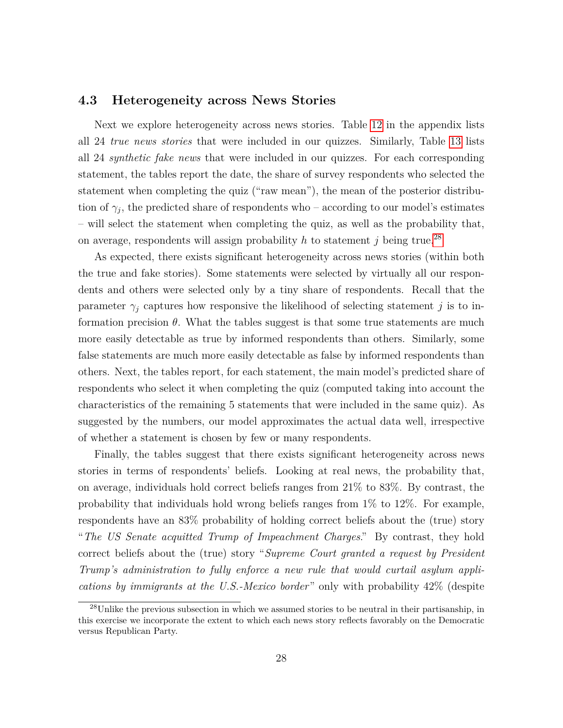### 4.3 Heterogeneity across News Stories

Next we explore heterogeneity across news stories. Table 12 in the appendix lists all 24 *true news stories* that were included in our quizzes. Similarly, Table 13 lists all 24 *synthetic fake news* that were included in our quizzes. For each corresponding statement, the tables report the date, the share of survey respondents who selected the statement when completing the quiz ("raw mean"), the mean of the posterior distribution of $\gamma_j$, the predicted share of respondents who – according to our model's estimates – will select the statement when completing the quiz, as well as the probability that, on average, respondents will assign probability $h$ to statement $j$ being true.[28]

As expected, there exists significant heterogeneity across news stories (within both the true and fake stories). Some statements were selected by virtually all our respondents and others were selected only by a tiny share of respondents. Recall that the parameter $\gamma_j$ captures how responsive the likelihood of selecting statement $j$ is to information precision $\theta$. What the tables suggest is that some true statements are much more easily detectable as true by informed respondents than others. Similarly, some false statements are much more easily detectable as false by informed respondents than others. Next, the tables report, for each statement, the main model's predicted share of respondents who select it when completing the quiz (computed taking into account the characteristics of the remaining 5 statements that were included in the same quiz). As suggested by the numbers, our model approximates the actual data well, irrespective of whether a statement is chosen by few or many respondents.

Finally, the tables suggest that there exists significant heterogeneity across news stories in terms of respondents' beliefs. Looking at real news, the probability that, on average, individuals hold correct beliefs ranges from 21% to 83%. By contrast, the probability that individuals hold wrong beliefs ranges from 1% to 12%. For example, respondents have an 83% probability of holding correct beliefs about the (true) story "*The US Senate acquitted Trump of Impeachment Charges*." By contrast, they hold correct beliefs about the (true) story "*Supreme Court granted a request by President Trump's administration to fully enforce a new rule that would curtail asylum applications by immigrants at the U.S.-Mexico border*" only with probability 42% (despite

[28] Unlike the previous subsection in which we assumed stories to be neutral in their partisanship, in this exercise we incorporate the extent to which each news story reflects favorably on the Democratic versus Republican Party.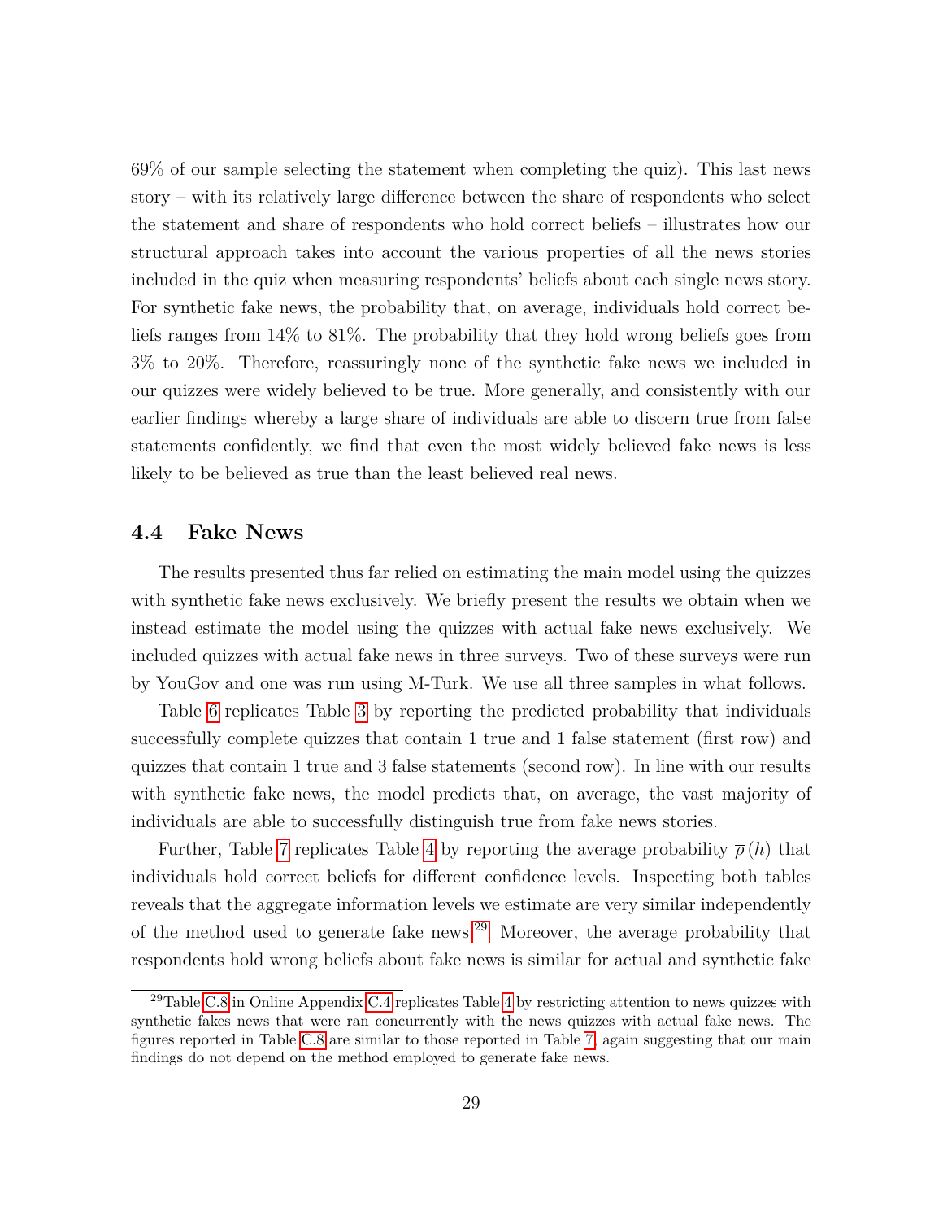69% of our sample selecting the statement when completing the quiz). This last news story – with its relatively large difference between the share of respondents who select the statement and share of respondents who hold correct beliefs – illustrates how our structural approach takes into account the various properties of all the news stories included in the quiz when measuring respondents' beliefs about each single news story. For synthetic fake news, the probability that, on average, individuals hold correct beliefs ranges from 14% to 81%. The probability that they hold wrong beliefs goes from 3% to 20%. Therefore, reassuringly none of the synthetic fake news we included in our quizzes were widely believed to be true. More generally, and consistently with our earlier findings whereby a large share of individuals are able to discern true from false statements confidently, we find that even the most widely believed fake news is less likely to be believed as true than the least believed real news.

### 4.4 Fake News

The results presented thus far relied on estimating the main model using the quizzes with synthetic fake news exclusively. We briefly present the results we obtain when we instead estimate the model using the quizzes with actual fake news exclusively. We included quizzes with actual fake news in three surveys. Two of these surveys were run by YouGov and one was run using M-Turk. We use all three samples in what follows.

Table 6 replicates Table 3 by reporting the predicted probability that individuals successfully complete quizzes that contain 1 true and 1 false statement (first row) and quizzes that contain 1 true and 3 false statements (second row). In line with our results with synthetic fake news, the model predicts that, on average, the vast majority of individuals are able to successfully distinguish true from fake news stories.

Further, Table 7 replicates Table 4 by reporting the average probability $\overline{\rho}(h)$ that individuals hold correct beliefs for different confidence levels. Inspecting both tables reveals that the aggregate information levels we estimate are very similar independently of the method used to generate fake news.[29] Moreover, the average probability that respondents hold wrong beliefs about fake news is similar for actual and synthetic fake

[29] Table C.8 in Online Appendix C.4 replicates Table 4 by restricting attention to news quizzes with synthetic fakes news that were ran concurrently with the news quizzes with actual fake news. The figures reported in Table C.8 are similar to those reported in Table 7, again suggesting that our main findings do not depend on the method employed to generate fake news.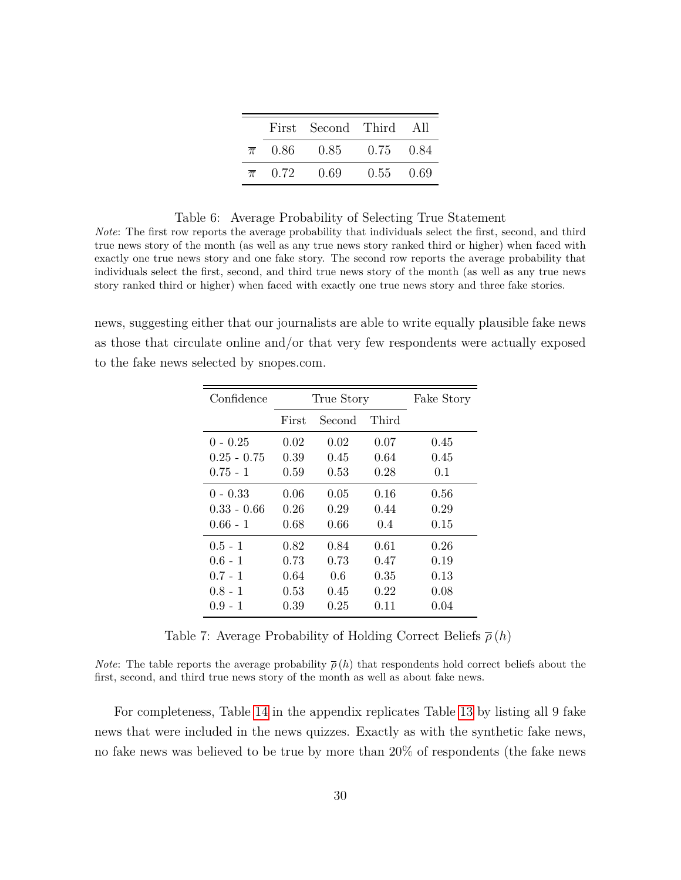|  | First | Second | Third | All |
|---|---|---|---|---|
| $\overline{\pi}$ | 0.86 | 0.85 | 0.75 | 0.84 |
| $\overline{\pi}$ | 0.72 | 0.69 | 0.55 | 0.69 |

Table 6: Average Probability of Selecting True Statement

*Note*: The first row reports the average probability that individuals select the first, second, and third true news story of the month (as well as any true news story ranked third or higher) when faced with exactly one true news story and one fake story. The second row reports the average probability that individuals select the first, second, and third true news story of the month (as well as any true news story ranked third or higher) when faced with exactly one true news story and three fake stories.

news, suggesting either that our journalists are able to write equally plausible fake news as those that circulate online and/or that very few respondents were actually exposed to the fake news selected by snopes.com.

| Confidence | True Story | | | Fake Story |
|---|---|---|---|---|
| | First | Second | Third | |
| 0 - 0.25 | 0.02 | 0.02 | 0.07 | 0.45 |
| 0.25 - 0.75 | 0.39 | 0.45 | 0.64 | 0.45 |
| 0.75 - 1 | 0.59 | 0.53 | 0.28 | 0.1 |
| 0 - 0.33 | 0.06 | 0.05 | 0.16 | 0.56 |
| 0.33 - 0.66 | 0.26 | 0.29 | 0.44 | 0.29 |
| 0.66 - 1 | 0.68 | 0.66 | 0.4 | 0.15 |
| 0.5 - 1 | 0.82 | 0.84 | 0.61 | 0.26 |
| 0.6 - 1 | 0.73 | 0.73 | 0.47 | 0.19 |
| 0.7 - 1 | 0.64 | 0.6 | 0.35 | 0.13 |
| 0.8 - 1 | 0.53 | 0.45 | 0.22 | 0.08 |
| 0.9 - 1 | 0.39 | 0.25 | 0.11 | 0.04 |

Table 7: Average Probability of Holding Correct Beliefs $\overline{\rho}(h)$

*Note*: The table reports the average probability $\overline{\rho}(h)$ that respondents hold correct beliefs about the first, second, and third true news story of the month as well as about fake news.

For completeness, Table 14 in the appendix replicates Table 13 by listing all 9 fake news that were included in the news quizzes. Exactly as with the synthetic fake news, no fake news was believed to be true by more than 20% of respondents (the fake news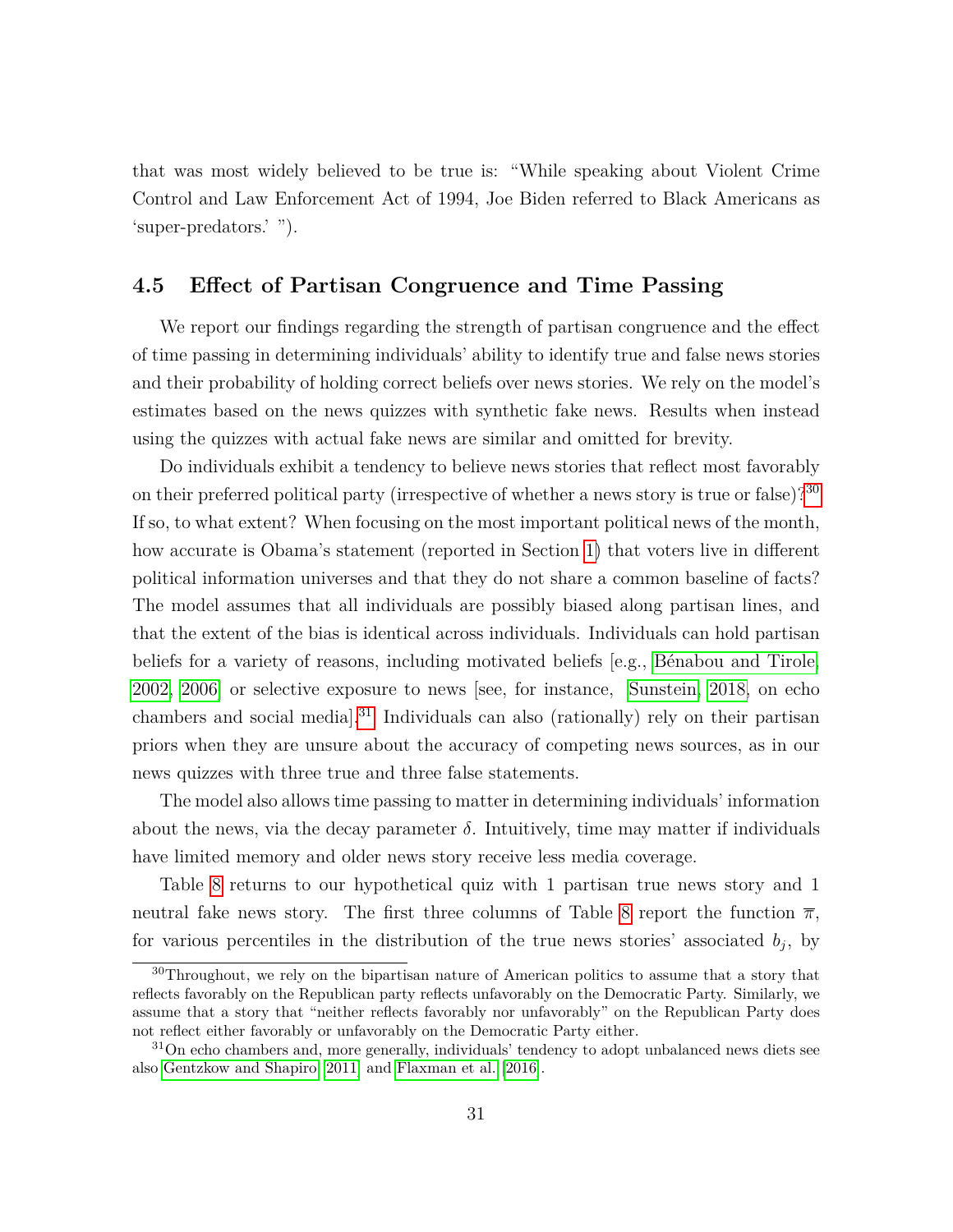that was most widely believed to be true is: "While speaking about Violent Crime Control and Law Enforcement Act of 1994, Joe Biden referred to Black Americans as 'super-predators.' ").

## 4.5 Effect of Partisan Congruence and Time Passing

We report our findings regarding the strength of partisan congruence and the effect of time passing in determining individuals' ability to identify true and false news stories and their probability of holding correct beliefs over news stories. We rely on the model's estimates based on the news quizzes with synthetic fake news. Results when instead using the quizzes with actual fake news are similar and omitted for brevity.

Do individuals exhibit a tendency to believe news stories that reflect most favorably on their preferred political party (irrespective of whether a news story is true or false)?[30] If so, to what extent? When focusing on the most important political news of the month, how accurate is Obama's statement (reported in Section 1) that voters live in different political information universes and that they do not share a common baseline of facts? The model assumes that all individuals are possibly biased along partisan lines, and that the extent of the bias is identical across individuals. Individuals can hold partisan beliefs for a variety of reasons, including motivated beliefs [e.g., Bénabou and Tirole, 2002, 2006] or selective exposure to news [see, for instance, Sunstein, 2018, on echo chambers and social media].[31] Individuals can also (rationally) rely on their partisan priors when they are unsure about the accuracy of competing news sources, as in our news quizzes with three true and three false statements.

The model also allows time passing to matter in determining individuals' information about the news, via the decay parameter $\delta$. Intuitively, time may matter if individuals have limited memory and older news story receive less media coverage.

Table 8 returns to our hypothetical quiz with 1 partisan true news story and 1 neutral fake news story. The first three columns of Table 8 report the function $\overline{\pi}$, for various percentiles in the distribution of the true news stories' associated $b_j$, by

[30] Throughout, we rely on the bipartisan nature of American politics to assume that a story that reflects favorably on the Republican party reflects unfavorably on the Democratic Party. Similarly, we assume that a story that "neither reflects favorably nor unfavorably" on the Republican Party does not reflect either favorably or unfavorably on the Democratic Party either.

[31] On echo chambers and, more generally, individuals' tendency to adopt unbalanced news diets see also Gentzkow and Shapiro [2011] and Flaxman et al. [2016].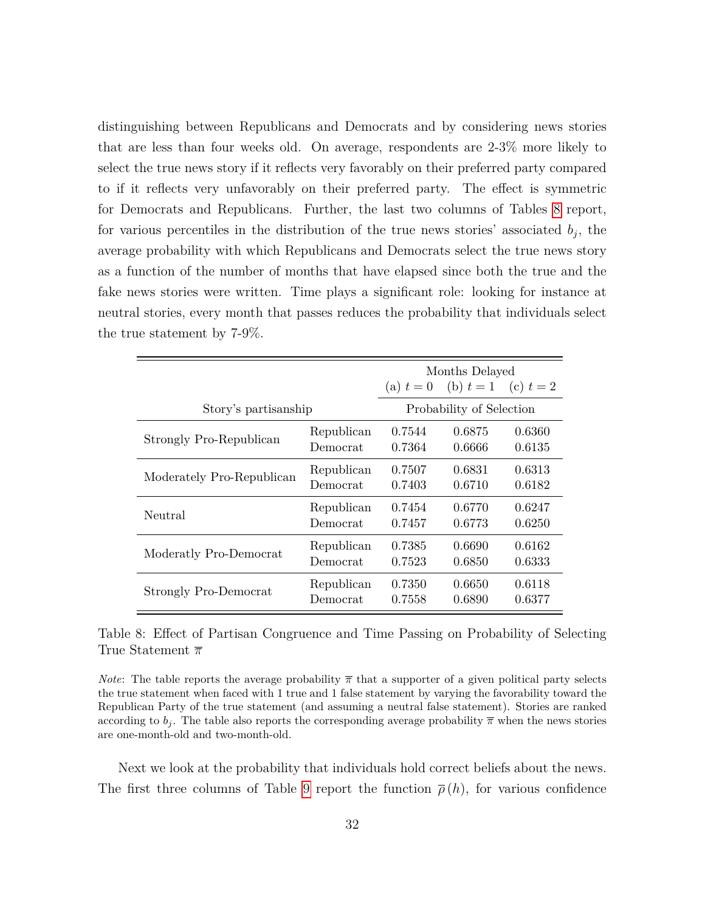distinguishing between Republicans and Democrats and by considering news stories that are less than four weeks old. On average, respondents are 2-3% more likely to select the true news story if it reflects very favorably on their preferred party compared to if it reflects very unfavorably on their preferred party. The effect is symmetric for Democrats and Republicans. Further, the last two columns of Tables 8 report, for various percentiles in the distribution of the true news stories' associated $b_j$, the average probability with which Republicans and Democrats select the true news story as a function of the number of months that have elapsed since both the true and the fake news stories were written. Time plays a significant role: looking for instance at neutral stories, every month that passes reduces the probability that individuals select the true statement by 7-9%.

| | | Months Delayed | | |
|---|---|---|---|---|
| | | (a) $t = 0$ | (b) $t = 1$ | (c) $t = 2$ |
| Story's partisanship | | Probability of Selection | | |
| Strongly Pro-Republican | Republican | 0.7544 | 0.6875 | 0.6360 |
| | Democrat | 0.7364 | 0.6666 | 0.6135 |
| Moderately Pro-Republican | Republican | 0.7507 | 0.6831 | 0.6313 |
| | Democrat | 0.7403 | 0.6710 | 0.6182 |
| Neutral | Republican | 0.7454 | 0.6770 | 0.6247 |
| | Democrat | 0.7457 | 0.6773 | 0.6250 |
| Moderatly Pro-Democrat | Republican | 0.7385 | 0.6690 | 0.6162 |
| | Democrat | 0.7523 | 0.6850 | 0.6333 |
| Strongly Pro-Democrat | Republican | 0.7350 | 0.6650 | 0.6118 |
| | Democrat | 0.7558 | 0.6890 | 0.6377 |

Table 8: Effect of Partisan Congruence and Time Passing on Probability of Selecting True Statement $\overline{\pi}$

*Note*: The table reports the average probability $\overline{\pi}$ that a supporter of a given political party selects the true statement when faced with 1 true and 1 false statement by varying the favorability toward the Republican Party of the true statement (and assuming a neutral false statement). Stories are ranked according to $b_j$. The table also reports the corresponding average probability $\overline{\pi}$ when the news stories are one-month-old and two-month-old.

Next we look at the probability that individuals hold correct beliefs about the news. The first three columns of Table 9 report the function $\overline{\rho}(h)$, for various confidence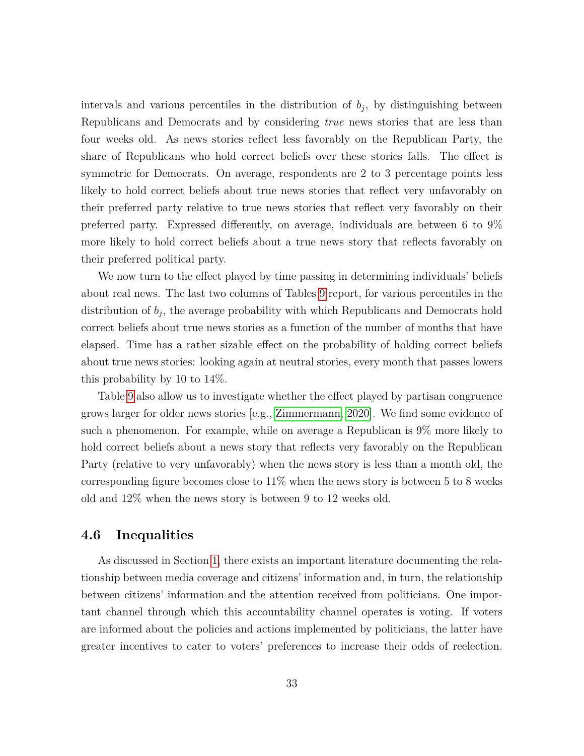intervals and various percentiles in the distribution of $b_j$, by distinguishing between Republicans and Democrats and by considering *true* news stories that are less than four weeks old. As news stories reflect less favorably on the Republican Party, the share of Republicans who hold correct beliefs over these stories falls. The effect is symmetric for Democrats. On average, respondents are 2 to 3 percentage points less likely to hold correct beliefs about true news stories that reflect very unfavorably on their preferred party relative to true news stories that reflect very favorably on their preferred party. Expressed differently, on average, individuals are between 6 to 9% more likely to hold correct beliefs about a true news story that reflects favorably on their preferred political party.

We now turn to the effect played by time passing in determining individuals' beliefs about real news. The last two columns of Tables 9 report, for various percentiles in the distribution of $b_j$, the average probability with which Republicans and Democrats hold correct beliefs about true news stories as a function of the number of months that have elapsed. Time has a rather sizable effect on the probability of holding correct beliefs about true news stories: looking again at neutral stories, every month that passes lowers this probability by 10 to 14%.

Table 9 also allow us to investigate whether the effect played by partisan congruence grows larger for older news stories [e.g., Zimmermann, 2020]. We find some evidence of such a phenomenon. For example, while on average a Republican is 9% more likely to hold correct beliefs about a news story that reflects very favorably on the Republican Party (relative to very unfavorably) when the news story is less than a month old, the corresponding figure becomes close to 11% when the news story is between 5 to 8 weeks old and 12% when the news story is between 9 to 12 weeks old.

## 4.6 Inequalities

As discussed in Section 1, there exists an important literature documenting the relationship between media coverage and citizens' information and, in turn, the relationship between citizens' information and the attention received from politicians. One important channel through which this accountability channel operates is voting. If voters are informed about the policies and actions implemented by politicians, the latter have greater incentives to cater to voters' preferences to increase their odds of reelection.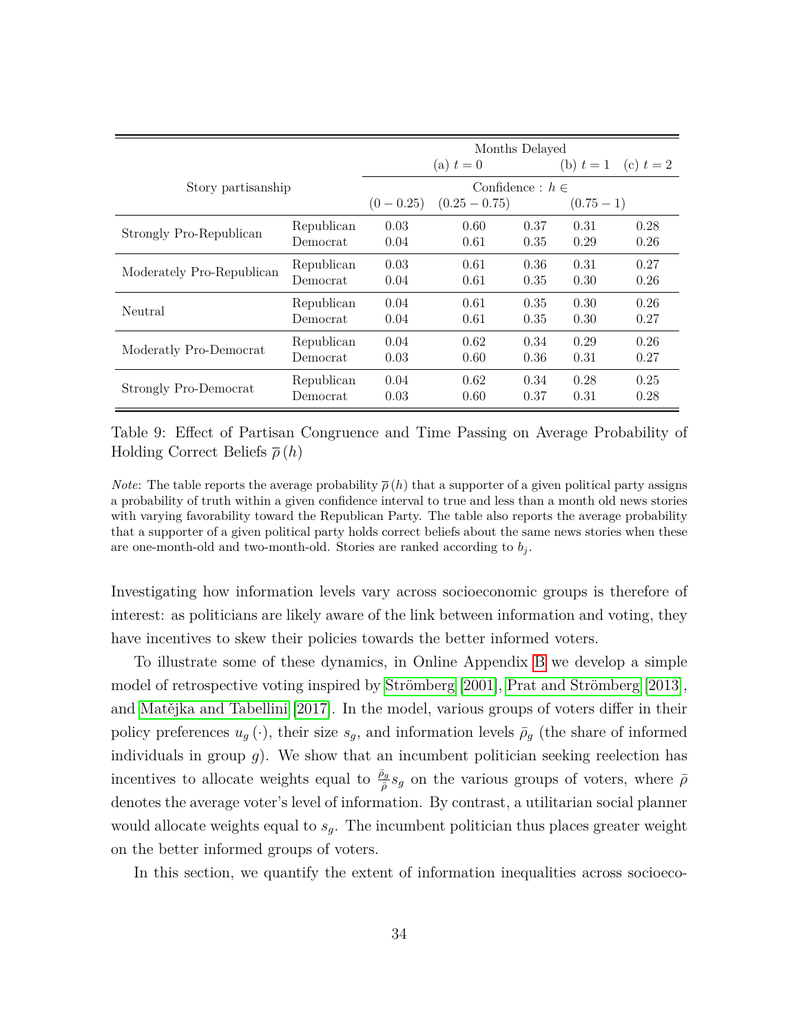| Story partisanship | | Months Delayed | | | | |
|---|---|---|---|---|---|---|
| | | (a) $t = 0$ | | | (b) $t = 1$ | (c) $t = 2$ |
| | | Confidence : $h \in$ | | | | |
| | | $(0 - 0.25)$ | $(0.25 - 0.75)$ | | $(0.75 - 1)$ | |
| Strongly Pro-Republican | Republican | 0.03 | 0.60 | 0.37 | 0.31 | 0.28 |
| | Democrat | 0.04 | 0.61 | 0.35 | 0.29 | 0.26 |
| Moderately Pro-Republican | Republican | 0.03 | 0.61 | 0.36 | 0.31 | 0.27 |
| | Democrat | 0.04 | 0.61 | 0.35 | 0.30 | 0.26 |
| Neutral | Republican | 0.04 | 0.61 | 0.35 | 0.30 | 0.26 |
| | Democrat | 0.04 | 0.61 | 0.35 | 0.30 | 0.27 |
| Moderatly Pro-Democrat | Republican | 0.04 | 0.62 | 0.34 | 0.29 | 0.26 |
| | Democrat | 0.03 | 0.60 | 0.36 | 0.31 | 0.27 |
| Strongly Pro-Democrat | Republican | 0.04 | 0.62 | 0.34 | 0.28 | 0.25 |
| | Democrat | 0.03 | 0.60 | 0.37 | 0.31 | 0.28 |

Table 9: Effect of Partisan Congruence and Time Passing on Average Probability of Holding Correct Beliefs $\overline{\rho}(h)$

*Note*: The table reports the average probability $\overline{\rho}(h)$ that a supporter of a given political party assigns a probability of truth within a given confidence interval to true and less than a month old news stories with varying favorability toward the Republican Party. The table also reports the average probability that a supporter of a given political party holds correct beliefs about the same news stories when these are one-month-old and two-month-old. Stories are ranked according to $b_j$.

Investigating how information levels vary across socioeconomic groups is therefore of interest: as politicians are likely aware of the link between information and voting, they have incentives to skew their policies towards the better informed voters.

To illustrate some of these dynamics, in Online Appendix B we develop a simple model of retrospective voting inspired by Strömberg [2001], Prat and Strömberg [2013], and Matějka and Tabellini [2017]. In the model, various groups of voters differ in their policy preferences $u_g(\cdot)$, their size $s_g$, and information levels $\bar{\rho}_g$ (the share of informed individuals in group $g$). We show that an incumbent politician seeking reelection has incentives to allocate weights equal to $\frac{\bar{\rho}_g}{\bar{\rho}} s_g$ on the various groups of voters, where $\bar{\rho}$ denotes the average voter's level of information. By contrast, a utilitarian social planner would allocate weights equal to $s_g$. The incumbent politician thus places greater weight on the better informed groups of voters.

In this section, we quantify the extent of information inequalities across socioeco-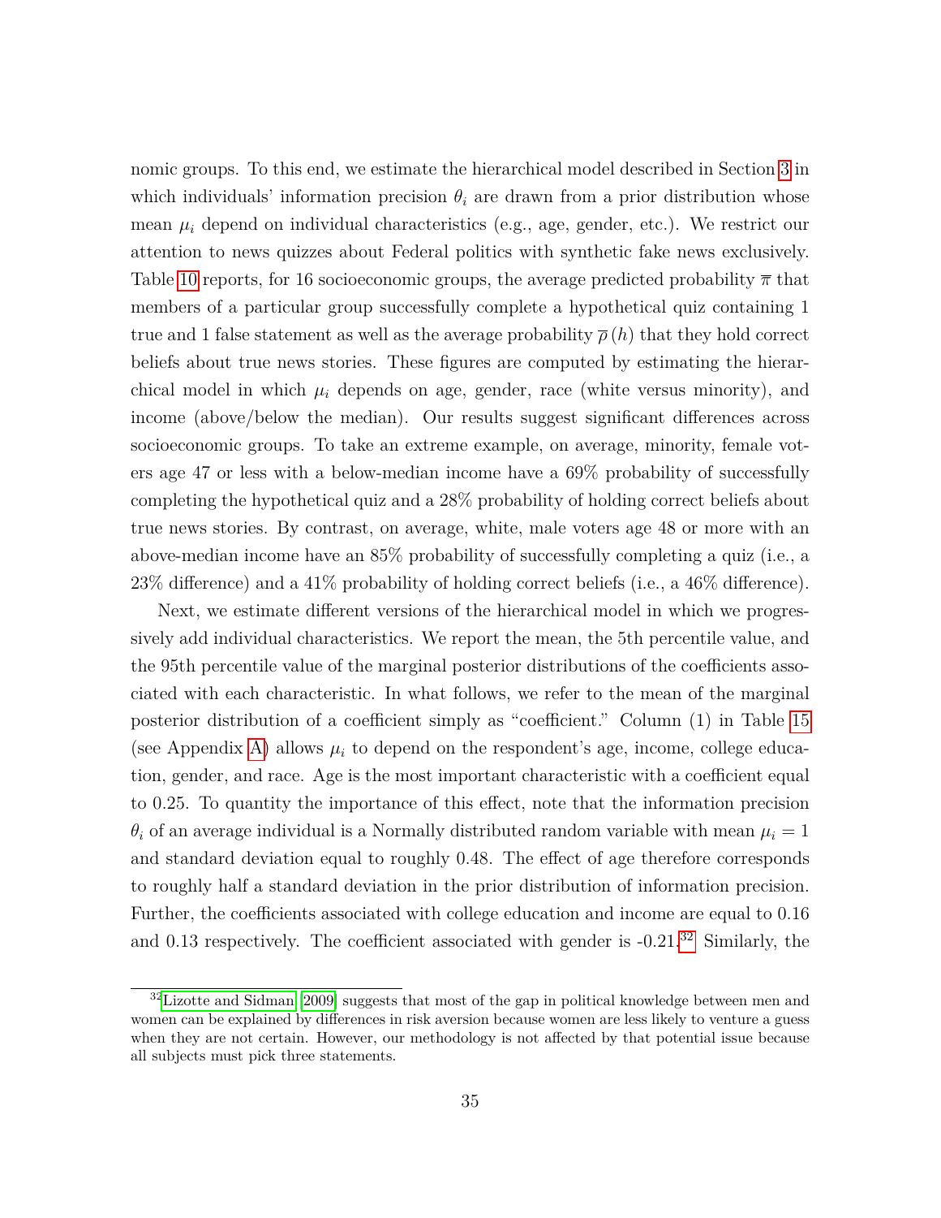nomic groups. To this end, we estimate the hierarchical model described in Section 3 in which individuals' information precision $\theta_i$ are drawn from a prior distribution whose mean $\mu_i$ depend on individual characteristics (e.g., age, gender, etc.). We restrict our attention to news quizzes about Federal politics with synthetic fake news exclusively. Table 10 reports, for 16 socioeconomic groups, the average predicted probability $\overline{\pi}$ that members of a particular group successfully complete a hypothetical quiz containing 1 true and 1 false statement as well as the average probability $\overline{\rho}(h)$ that they hold correct beliefs about true news stories. These figures are computed by estimating the hierarchical model in which $\mu_i$ depends on age, gender, race (white versus minority), and income (above/below the median). Our results suggest significant differences across socioeconomic groups. To take an extreme example, on average, minority, female voters age 47 or less with a below-median income have a 69% probability of successfully completing the hypothetical quiz and a 28% probability of holding correct beliefs about true news stories. By contrast, on average, white, male voters age 48 or more with an above-median income have an 85% probability of successfully completing a quiz (i.e., a 23% difference) and a 41% probability of holding correct beliefs (i.e., a 46% difference).

Next, we estimate different versions of the hierarchical model in which we progressively add individual characteristics. We report the mean, the 5th percentile value, and the 95th percentile value of the marginal posterior distributions of the coefficients associated with each characteristic. In what follows, we refer to the mean of the marginal posterior distribution of a coefficient simply as "coefficient." Column (1) in Table 15 (see Appendix A) allows $\mu_i$ to depend on the respondent's age, income, college education, gender, and race. Age is the most important characteristic with a coefficient equal to 0.25. To quantity the importance of this effect, note that the information precision $\theta_i$ of an average individual is a Normally distributed random variable with mean $\mu_i = 1$ and standard deviation equal to roughly 0.48. The effect of age therefore corresponds to roughly half a standard deviation in the prior distribution of information precision. Further, the coefficients associated with college education and income are equal to 0.16 and 0.13 respectively. The coefficient associated with gender is -0.21.[32] Similarly, the

[32] Lizotte and Sidman (2009) suggests that most of the gap in political knowledge between men and women can be explained by differences in risk aversion because women are less likely to venture a guess when they are not certain. However, our methodology is not affected by that potential issue because all subjects must pick three statements.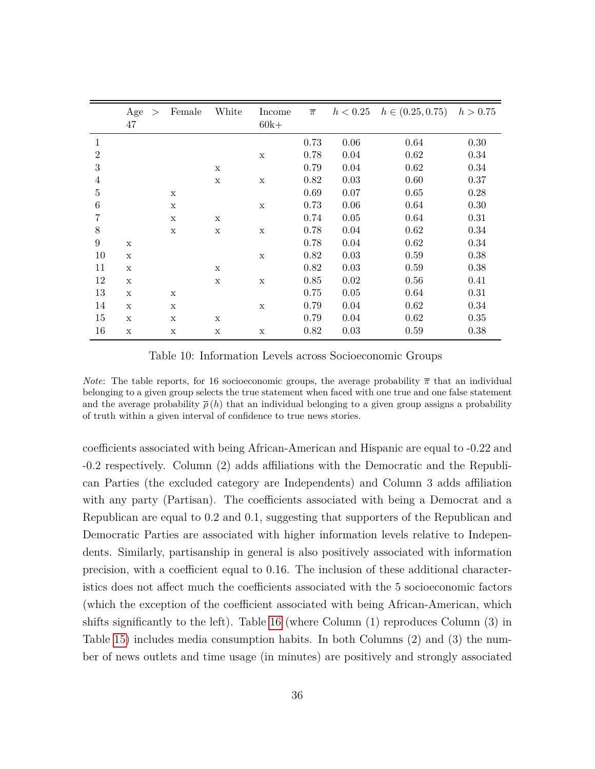|  | Age > 47 | Female | White | Income 60k+ | $\overline{\pi}$ | $h < 0.25$ | $h \in (0.25, 0.75)$ | $h > 0.75$ |
|---|---|---|---|---|---|---|---|---|
| 1 |  |  |  |  | 0.73 | 0.06 | 0.64 | 0.30 |
| 2 |  |  |  | x | 0.78 | 0.04 | 0.62 | 0.34 |
| 3 |  |  | x |  | 0.79 | 0.04 | 0.62 | 0.34 |
| 4 |  |  | x | x | 0.82 | 0.03 | 0.60 | 0.37 |
| 5 |  | x |  |  | 0.69 | 0.07 | 0.65 | 0.28 |
| 6 |  | x |  | x | 0.73 | 0.06 | 0.64 | 0.30 |
| 7 |  | x | x |  | 0.74 | 0.05 | 0.64 | 0.31 |
| 8 |  | x | x | x | 0.78 | 0.04 | 0.62 | 0.34 |
| 9 | x |  |  |  | 0.78 | 0.04 | 0.62 | 0.34 |
| 10 | x |  |  | x | 0.82 | 0.03 | 0.59 | 0.38 |
| 11 | x |  | x |  | 0.82 | 0.03 | 0.59 | 0.38 |
| 12 | x |  | x | x | 0.85 | 0.02 | 0.56 | 0.41 |
| 13 | x | x |  |  | 0.75 | 0.05 | 0.64 | 0.31 |
| 14 | x | x |  | x | 0.79 | 0.04 | 0.62 | 0.34 |
| 15 | x | x | x |  | 0.79 | 0.04 | 0.62 | 0.35 |
| 16 | x | x | x | x | 0.82 | 0.03 | 0.59 | 0.38 |

Table 10: Information Levels across Socioeconomic Groups

*Note*: The table reports, for 16 socioeconomic groups, the average probability $\overline{\pi}$ that an individual belonging to a given group selects the true statement when faced with one true and one false statement and the average probability $\overline{\rho}(h)$ that an individual belonging to a given group assigns a probability of truth within a given interval of confidence to true news stories.

coefficients associated with being African-American and Hispanic are equal to -0.22 and -0.2 respectively. Column (2) adds affiliations with the Democratic and the Republican Parties (the excluded category are Independents) and Column 3 adds affiliation with any party (Partisan). The coefficients associated with being a Democrat and a Republican are equal to 0.2 and 0.1, suggesting that supporters of the Republican and Democratic Parties are associated with higher information levels relative to Independents. Similarly, partisanship in general is also positively associated with information precision, with a coefficient equal to 0.16. The inclusion of these additional characteristics does not affect much the coefficients associated with the 5 socioeconomic factors (which the exception of the coefficient associated with being African-American, which shifts significantly to the left). Table 16 (where Column (1) reproduces Column (3) in Table 15) includes media consumption habits. In both Columns (2) and (3) the number of news outlets and time usage (in minutes) are positively and strongly associated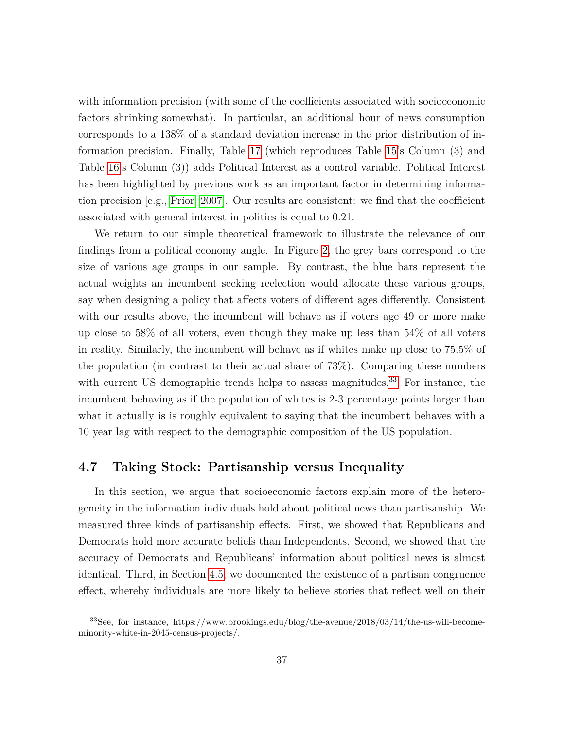with information precision (with some of the coefficients associated with socioeconomic factors shrinking somewhat). In particular, an additional hour of news consumption corresponds to a 138% of a standard deviation increase in the prior distribution of information precision. Finally, Table 17 (which reproduces Table 15's Column (3) and Table 16's Column (3)) adds Political Interest as a control variable. Political Interest has been highlighted by previous work as an important factor in determining information precision [e.g., Prior, 2007]. Our results are consistent: we find that the coefficient associated with general interest in politics is equal to 0.21.

We return to our simple theoretical framework to illustrate the relevance of our findings from a political economy angle. In Figure 2, the grey bars correspond to the size of various age groups in our sample. By contrast, the blue bars represent the actual weights an incumbent seeking reelection would allocate these various groups, say when designing a policy that affects voters of different ages differently. Consistent with our results above, the incumbent will behave as if voters age 49 or more make up close to 58% of all voters, even though they make up less than 54% of all voters in reality. Similarly, the incumbent will behave as if whites make up close to 75.5% of the population (in contrast to their actual share of 73%). Comparing these numbers with current US demographic trends helps to assess magnitudes.[33] For instance, the incumbent behaving as if the population of whites is 2-3 percentage points larger than what it actually is is roughly equivalent to saying that the incumbent behaves with a 10 year lag with respect to the demographic composition of the US population.

## 4.7 Taking Stock: Partisanship versus Inequality

In this section, we argue that socioeconomic factors explain more of the heterogeneity in the information individuals hold about political news than partisanship. We measured three kinds of partisanship effects. First, we showed that Republicans and Democrats hold more accurate beliefs than Independents. Second, we showed that the accuracy of Democrats and Republicans' information about political news is almost identical. Third, in Section 4.5, we documented the existence of a partisan congruence effect, whereby individuals are more likely to believe stories that reflect well on their

[33] See, for instance, https://www.brookings.edu/blog/the-avenue/2018/03/14/the-us-will-become-minority-white-in-2045-census-projects/.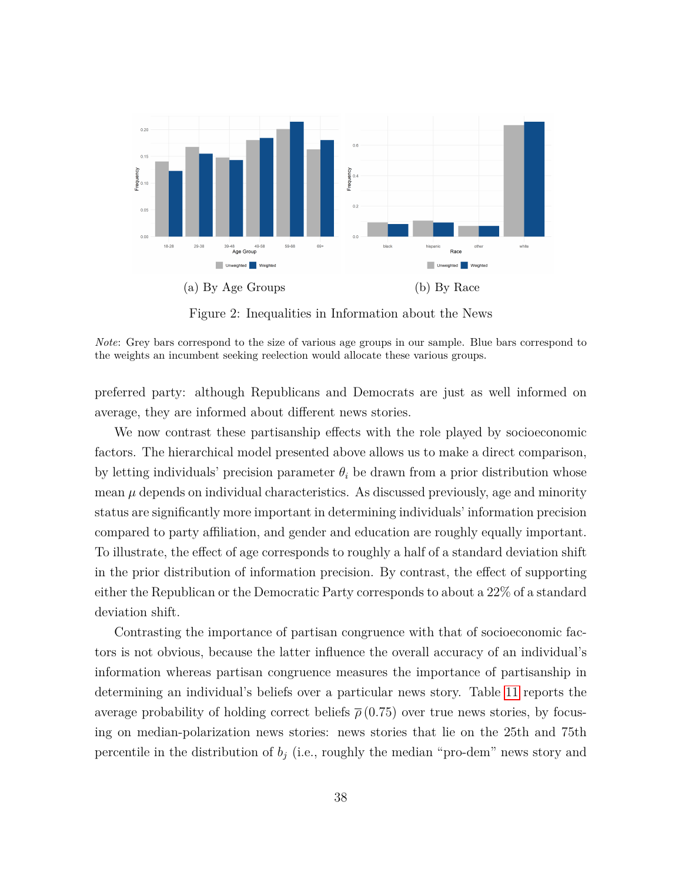(a) By Age Groups

(b) By Race

Figure 2: Inequalities in Information about the News

*Note*: Grey bars correspond to the size of various age groups in our sample. Blue bars correspond to the weights an incumbent seeking reelection would allocate these various groups.

preferred party: although Republicans and Democrats are just as well informed on average, they are informed about different news stories.

We now contrast these partisanship effects with the role played by socioeconomic factors. The hierarchical model presented above allows us to make a direct comparison, by letting individuals' precision parameter $\theta_i$ be drawn from a prior distribution whose mean $\mu$ depends on individual characteristics. As discussed previously, age and minority status are significantly more important in determining individuals' information precision compared to party affiliation, and gender and education are roughly equally important. To illustrate, the effect of age corresponds to roughly a half of a standard deviation shift in the prior distribution of information precision. By contrast, the effect of supporting either the Republican or the Democratic Party corresponds to about a 22% of a standard deviation shift.

Contrasting the importance of partisan congruence with that of socioeconomic factors is not obvious, because the latter influence the overall accuracy of an individual's information whereas partisan congruence measures the importance of partisanship in determining an individual's beliefs over a particular news story. Table 11 reports the average probability of holding correct beliefs $\overline{\rho}\,(0.75)$ over true news stories, by focusing on median-polarization news stories: news stories that lie on the 25th and 75th percentile in the distribution of $b_j$ (i.e., roughly the median "pro-dem" news story and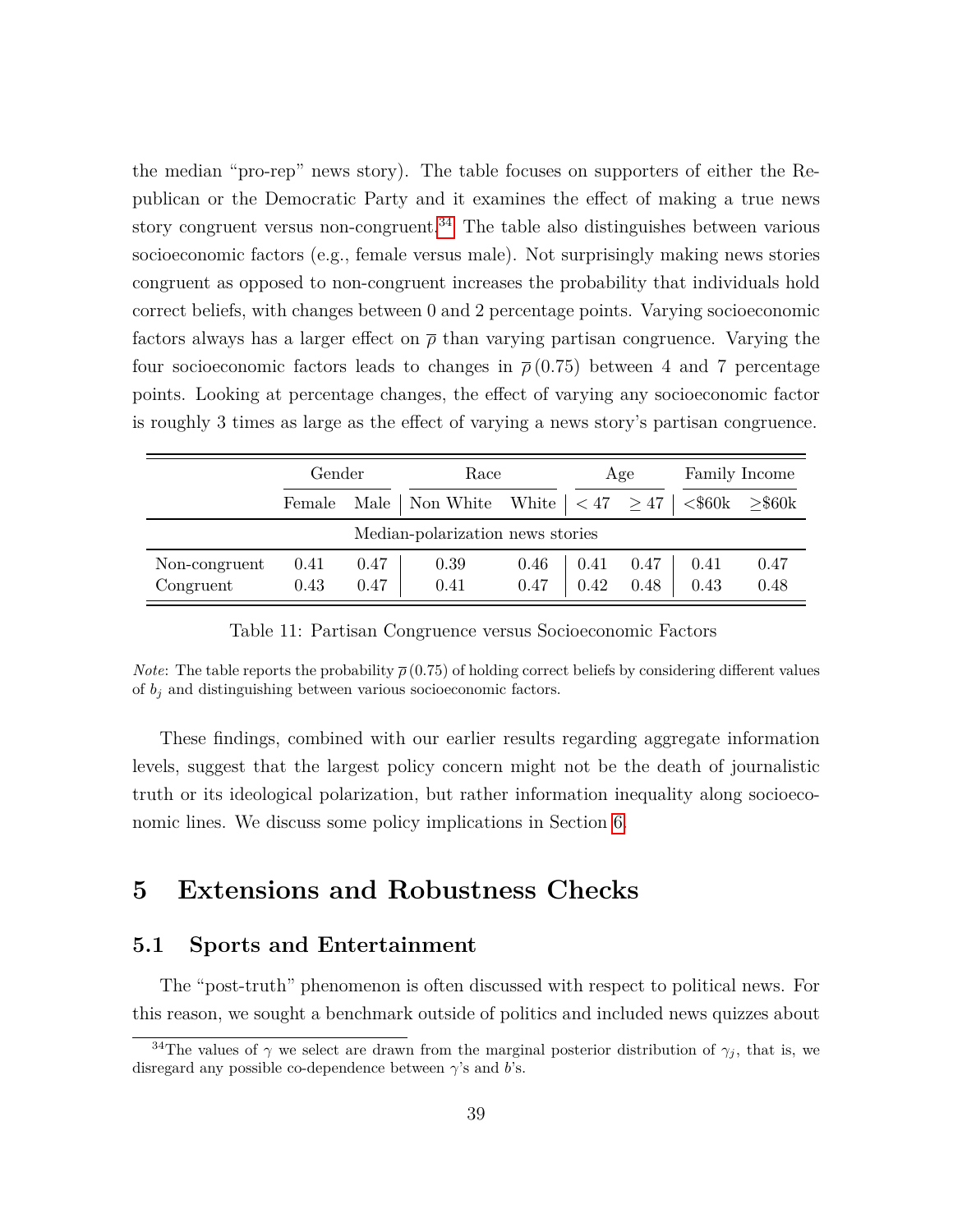the median "pro-rep" news story). The table focuses on supporters of either the Republican or the Democratic Party and it examines the effect of making a true news story congruent versus non-congruent.[34] The table also distinguishes between various socioeconomic factors (e.g., female versus male). Not surprisingly making news stories congruent as opposed to non-congruent increases the probability that individuals hold correct beliefs, with changes between 0 and 2 percentage points. Varying socioeconomic factors always has a larger effect on $\overline{\rho}$ than varying partisan congruence. Varying the four socioeconomic factors leads to changes in $\overline{\rho}\,(0.75)$ between 4 and 7 percentage points. Looking at percentage changes, the effect of varying any socioeconomic factor is roughly 3 times as large as the effect of varying a news story's partisan congruence.

| | Gender | | Race | | Age | | Family Income | |
|---|---|---|---|---|---|---|---|---|
| | Female | Male | Non White | White | $< 47$ | $\geq 47$ | <\$60k | ≥\$60k |
| Median-polarization news stories | | | | | | | | |
| Non-congruent | 0.41 | 0.47 | 0.39 | 0.46 | 0.41 | 0.47 | 0.41 | 0.47 |
| Congruent | 0.43 | 0.47 | 0.41 | 0.47 | 0.42 | 0.48 | 0.43 | 0.48 |

Table 11: Partisan Congruence versus Socioeconomic Factors

*Note*: The table reports the probability $\overline{\rho}\,(0.75)$ of holding correct beliefs by considering different values of $b_j$ and distinguishing between various socioeconomic factors.

These findings, combined with our earlier results regarding aggregate information levels, suggest that the largest policy concern might not be the death of journalistic truth or its ideological polarization, but rather information inequality along socioeconomic lines. We discuss some policy implications in Section 6.

# 5 Extensions and Robustness Checks

## 5.1 Sports and Entertainment

The "post-truth" phenomenon is often discussed with respect to political news. For this reason, we sought a benchmark outside of politics and included news quizzes about

[34] The values of $\gamma$ we select are drawn from the marginal posterior distribution of $\gamma_j$, that is, we disregard any possible co-dependence between $\gamma$'s and $b$'s.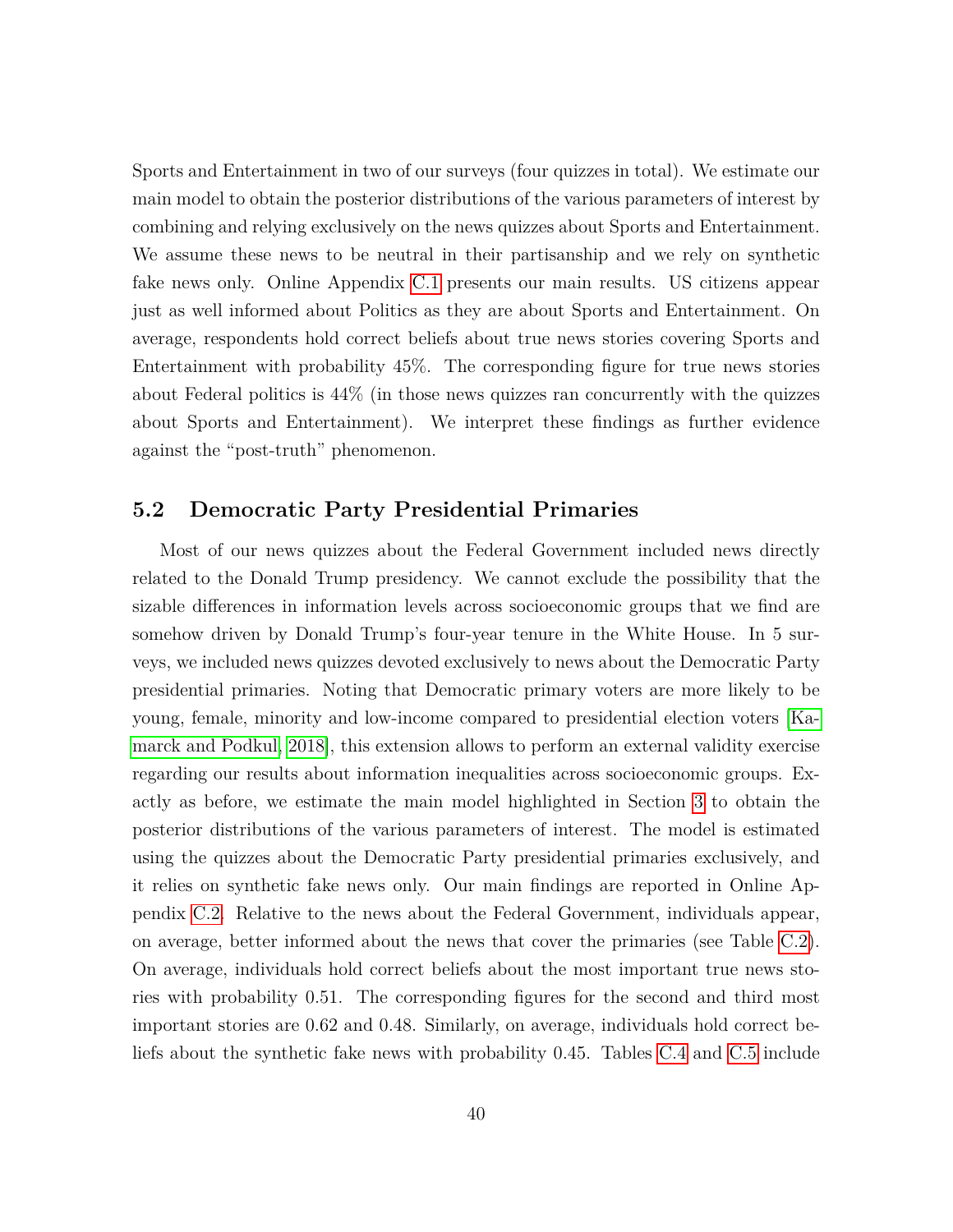Sports and Entertainment in two of our surveys (four quizzes in total). We estimate our main model to obtain the posterior distributions of the various parameters of interest by combining and relying exclusively on the news quizzes about Sports and Entertainment. We assume these news to be neutral in their partisanship and we rely on synthetic fake news only. Online Appendix C.1 presents our main results. US citizens appear just as well informed about Politics as they are about Sports and Entertainment. On average, respondents hold correct beliefs about true news stories covering Sports and Entertainment with probability 45%. The corresponding figure for true news stories about Federal politics is 44% (in those news quizzes ran concurrently with the quizzes about Sports and Entertainment). We interpret these findings as further evidence against the "post-truth" phenomenon.

## 5.2 Democratic Party Presidential Primaries

Most of our news quizzes about the Federal Government included news directly related to the Donald Trump presidency. We cannot exclude the possibility that the sizable differences in information levels across socioeconomic groups that we find are somehow driven by Donald Trump's four-year tenure in the White House. In 5 surveys, we included news quizzes devoted exclusively to news about the Democratic Party presidential primaries. Noting that Democratic primary voters are more likely to be young, female, minority and low-income compared to presidential election voters [Kamarck and Podkul, 2018], this extension allows to perform an external validity exercise regarding our results about information inequalities across socioeconomic groups. Exactly as before, we estimate the main model highlighted in Section 3 to obtain the posterior distributions of the various parameters of interest. The model is estimated using the quizzes about the Democratic Party presidential primaries exclusively, and it relies on synthetic fake news only. Our main findings are reported in Online Appendix C.2. Relative to the news about the Federal Government, individuals appear, on average, better informed about the news that cover the primaries (see Table C.2). On average, individuals hold correct beliefs about the most important true news stories with probability 0.51. The corresponding figures for the second and third most important stories are 0.62 and 0.48. Similarly, on average, individuals hold correct beliefs about the synthetic fake news with probability 0.45. Tables C.4 and C.5 include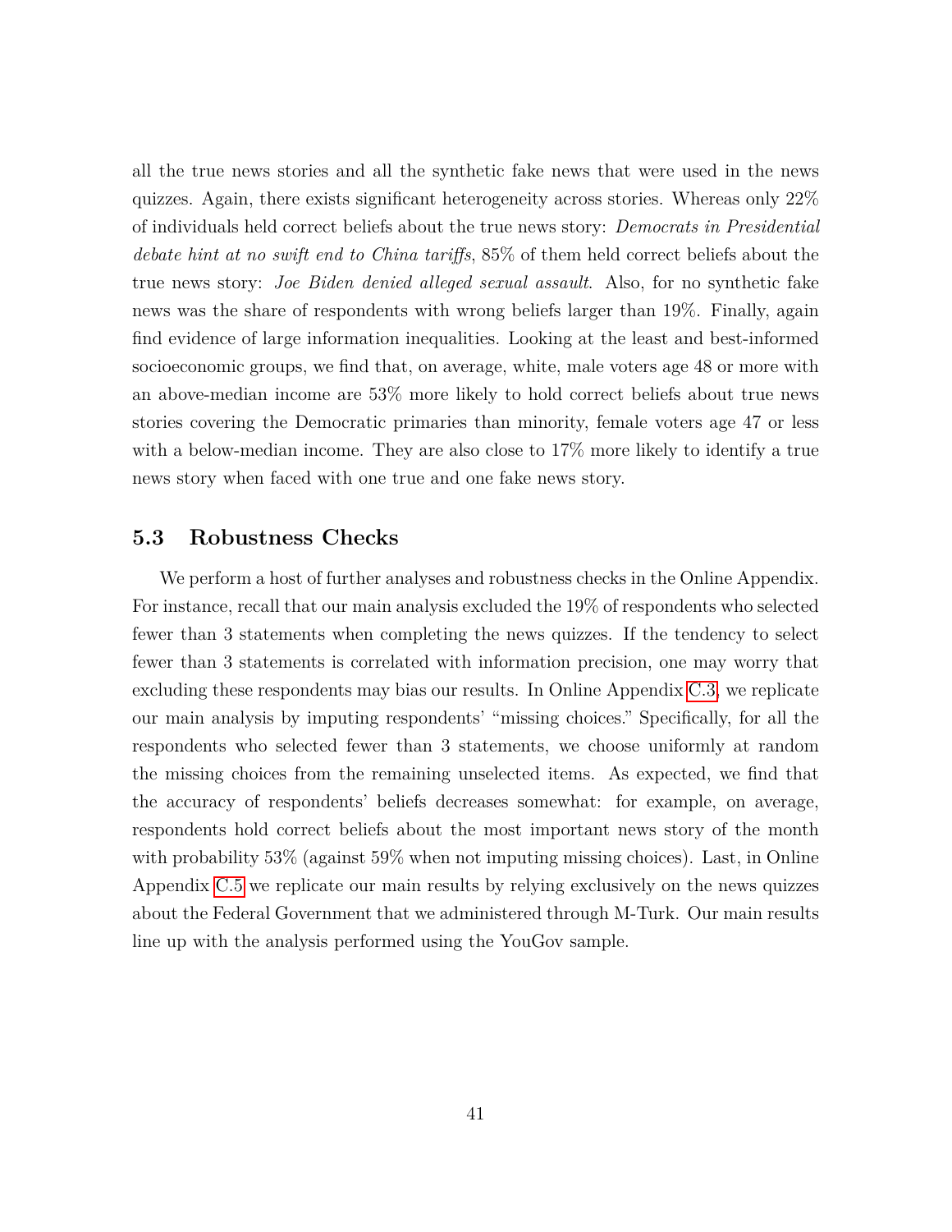all the true news stories and all the synthetic fake news that were used in the news quizzes. Again, there exists significant heterogeneity across stories. Whereas only 22% of individuals held correct beliefs about the true news story: *Democrats in Presidential debate hint at no swift end to China tariffs*, 85% of them held correct beliefs about the true news story: *Joe Biden denied alleged sexual assault*. Also, for no synthetic fake news was the share of respondents with wrong beliefs larger than 19%. Finally, again find evidence of large information inequalities. Looking at the least and best-informed socioeconomic groups, we find that, on average, white, male voters age 48 or more with an above-median income are 53% more likely to hold correct beliefs about true news stories covering the Democratic primaries than minority, female voters age 47 or less with a below-median income. They are also close to 17% more likely to identify a true news story when faced with one true and one fake news story.

### 5.3 Robustness Checks

We perform a host of further analyses and robustness checks in the Online Appendix. For instance, recall that our main analysis excluded the 19% of respondents who selected fewer than 3 statements when completing the news quizzes. If the tendency to select fewer than 3 statements is correlated with information precision, one may worry that excluding these respondents may bias our results. In Online Appendix C.3, we replicate our main analysis by imputing respondents' "missing choices." Specifically, for all the respondents who selected fewer than 3 statements, we choose uniformly at random the missing choices from the remaining unselected items. As expected, we find that the accuracy of respondents' beliefs decreases somewhat: for example, on average, respondents hold correct beliefs about the most important news story of the month with probability 53% (against 59% when not imputing missing choices). Last, in Online Appendix C.5 we replicate our main results by relying exclusively on the news quizzes about the Federal Government that we administered through M-Turk. Our main results line up with the analysis performed using the YouGov sample.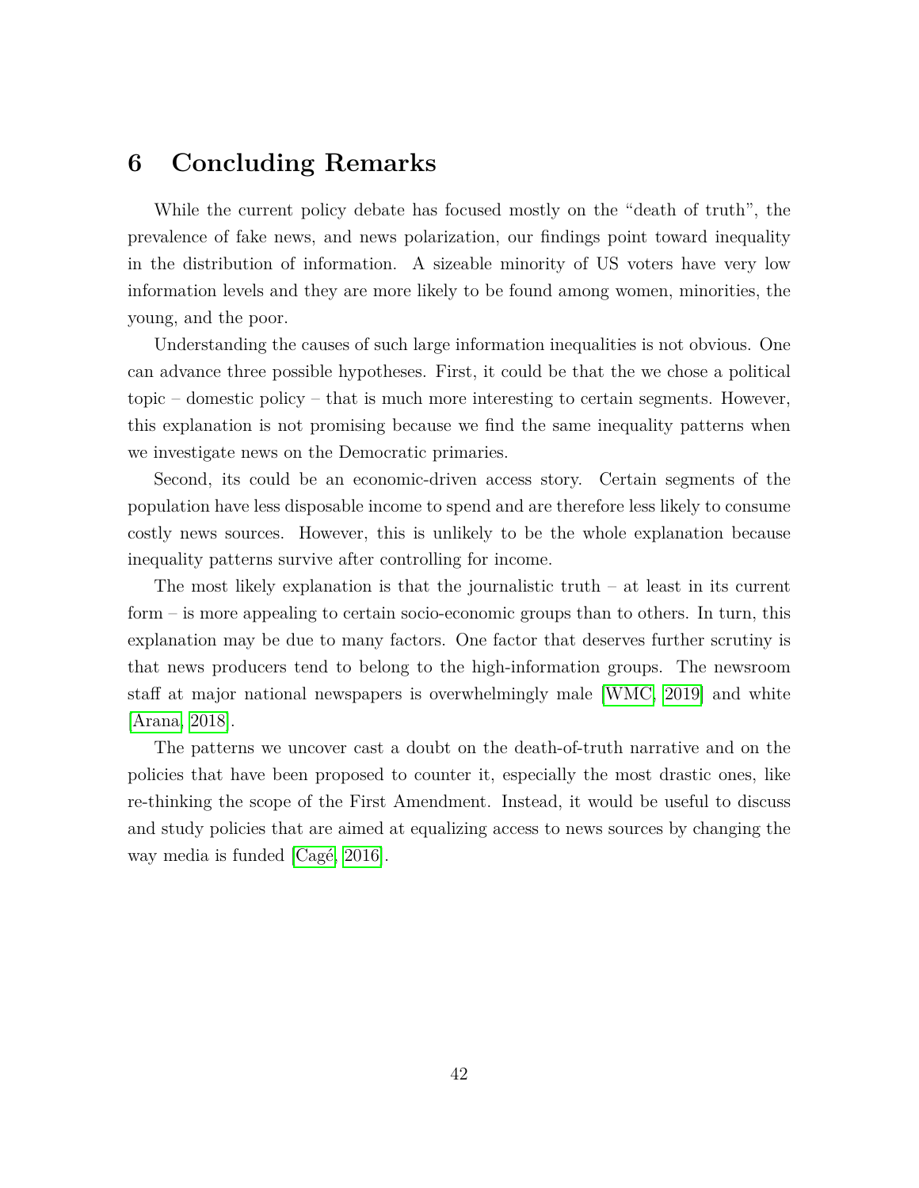## 6 Concluding Remarks

While the current policy debate has focused mostly on the "death of truth", the prevalence of fake news, and news polarization, our findings point toward inequality in the distribution of information. A sizeable minority of US voters have very low information levels and they are more likely to be found among women, minorities, the young, and the poor.

Understanding the causes of such large information inequalities is not obvious. One can advance three possible hypotheses. First, it could be that the we chose a political topic – domestic policy – that is much more interesting to certain segments. However, this explanation is not promising because we find the same inequality patterns when we investigate news on the Democratic primaries.

Second, its could be an economic-driven access story. Certain segments of the population have less disposable income to spend and are therefore less likely to consume costly news sources. However, this is unlikely to be the whole explanation because inequality patterns survive after controlling for income.

The most likely explanation is that the journalistic truth – at least in its current form – is more appealing to certain socio-economic groups than to others. In turn, this explanation may be due to many factors. One factor that deserves further scrutiny is that news producers tend to belong to the high-information groups. The newsroom staff at major national newspapers is overwhelmingly male [WMC, 2019] and white [Arana, 2018].

The patterns we uncover cast a doubt on the death-of-truth narrative and on the policies that have been proposed to counter it, especially the most drastic ones, like re-thinking the scope of the First Amendment. Instead, it would be useful to discuss and study policies that are aimed at equalizing access to news sources by changing the way media is funded [Cagé, 2016].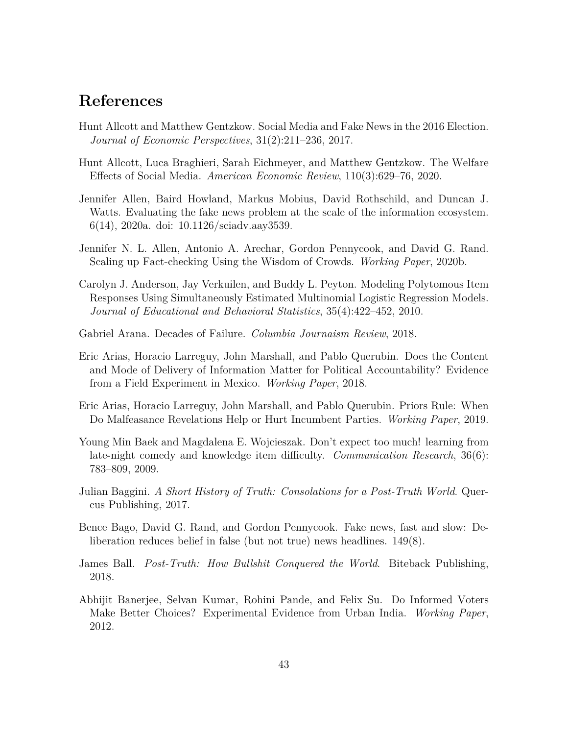## References

Hunt Allcott and Matthew Gentzkow. Social Media and Fake News in the 2016 Election. *Journal of Economic Perspectives*, 31(2):211–236, 2017.

Hunt Allcott, Luca Braghieri, Sarah Eichmeyer, and Matthew Gentzkow. The Welfare Effects of Social Media. *American Economic Review*, 110(3):629–76, 2020.

Jennifer Allen, Baird Howland, Markus Mobius, David Rothschild, and Duncan J. Watts. Evaluating the fake news problem at the scale of the information ecosystem. 6(14), 2020a. doi: 10.1126/sciadv.aay3539.

Jennifer N. L. Allen, Antonio A. Arechar, Gordon Pennycook, and David G. Rand. Scaling up Fact-checking Using the Wisdom of Crowds. *Working Paper*, 2020b.

Carolyn J. Anderson, Jay Verkuilen, and Buddy L. Peyton. Modeling Polytomous Item Responses Using Simultaneously Estimated Multinomial Logistic Regression Models. *Journal of Educational and Behavioral Statistics*, 35(4):422–452, 2010.

Gabriel Arana. Decades of Failure. *Columbia Journaism Review*, 2018.

Eric Arias, Horacio Larreguy, John Marshall, and Pablo Querubin. Does the Content and Mode of Delivery of Information Matter for Political Accountability? Evidence from a Field Experiment in Mexico. *Working Paper*, 2018.

Eric Arias, Horacio Larreguy, John Marshall, and Pablo Querubin. Priors Rule: When Do Malfeasance Revelations Help or Hurt Incumbent Parties. *Working Paper*, 2019.

Young Min Baek and Magdalena E. Wojcieszak. Don't expect too much! learning from late-night comedy and knowledge item difficulty. *Communication Research*, 36(6): 783–809, 2009.

Julian Baggini. *A Short History of Truth: Consolations for a Post-Truth World*. Quercus Publishing, 2017.

Bence Bago, David G. Rand, and Gordon Pennycook. Fake news, fast and slow: Deliberation reduces belief in false (but not true) news headlines. 149(8).

James Ball. *Post-Truth: How Bullshit Conquered the World*. Biteback Publishing, 2018.

Abhijit Banerjee, Selvan Kumar, Rohini Pande, and Felix Su. Do Informed Voters Make Better Choices? Experimental Evidence from Urban India. *Working Paper*, 2012.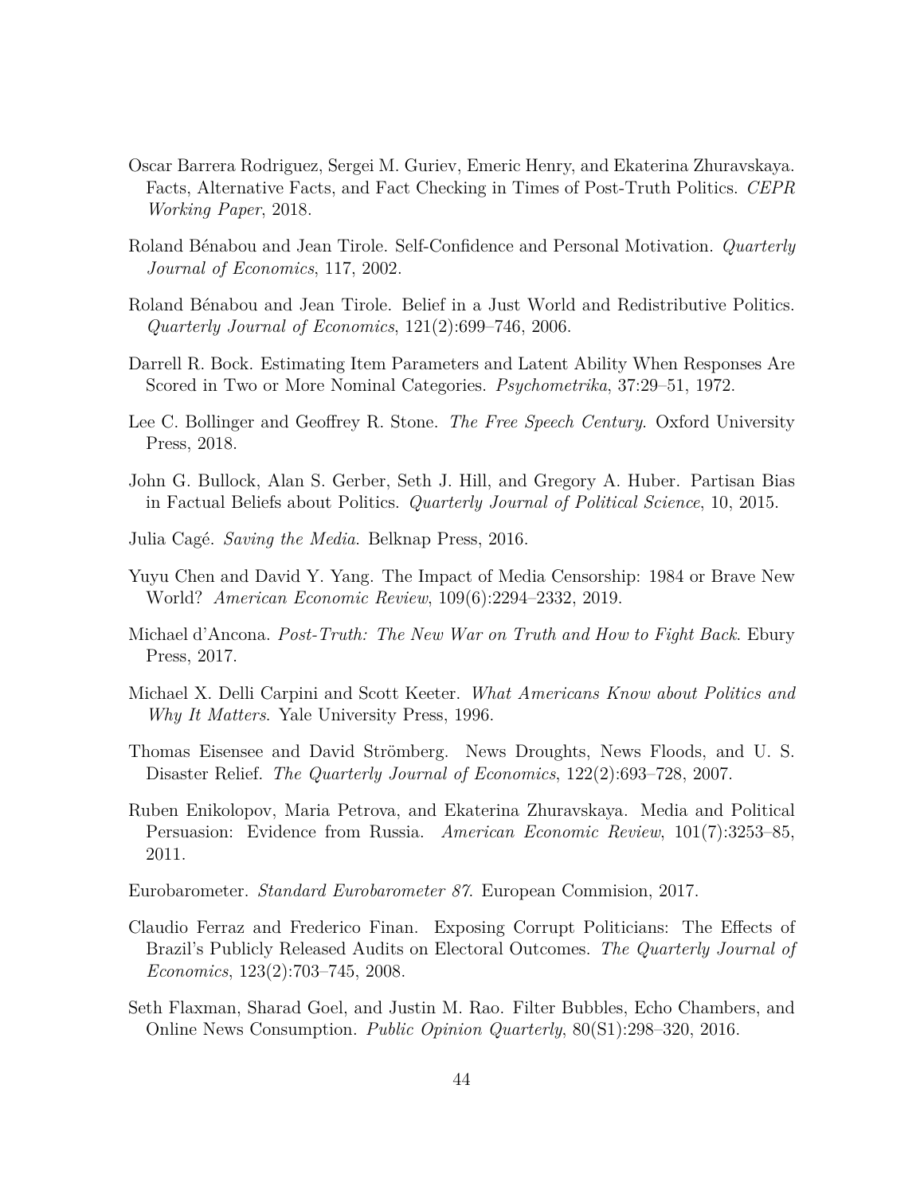Oscar Barrera Rodriguez, Sergei M. Guriev, Emeric Henry, and Ekaterina Zhuravskaya. Facts, Alternative Facts, and Fact Checking in Times of Post-Truth Politics. *CEPR Working Paper*, 2018.

Roland Bénabou and Jean Tirole. Self-Confidence and Personal Motivation. *Quarterly Journal of Economics*, 117, 2002.

Roland Bénabou and Jean Tirole. Belief in a Just World and Redistributive Politics. *Quarterly Journal of Economics*, 121(2):699–746, 2006.

Darrell R. Bock. Estimating Item Parameters and Latent Ability When Responses Are Scored in Two or More Nominal Categories. *Psychometrika*, 37:29–51, 1972.

Lee C. Bollinger and Geoffrey R. Stone. *The Free Speech Century*. Oxford University Press, 2018.

John G. Bullock, Alan S. Gerber, Seth J. Hill, and Gregory A. Huber. Partisan Bias in Factual Beliefs about Politics. *Quarterly Journal of Political Science*, 10, 2015.

Julia Cagé. *Saving the Media*. Belknap Press, 2016.

Yuyu Chen and David Y. Yang. The Impact of Media Censorship: 1984 or Brave New World? *American Economic Review*, 109(6):2294–2332, 2019.

Michael d'Ancona. *Post-Truth: The New War on Truth and How to Fight Back*. Ebury Press, 2017.

Michael X. Delli Carpini and Scott Keeter. *What Americans Know about Politics and Why It Matters*. Yale University Press, 1996.

Thomas Eisensee and David Strömberg. News Droughts, News Floods, and U. S. Disaster Relief. *The Quarterly Journal of Economics*, 122(2):693–728, 2007.

Ruben Enikolopov, Maria Petrova, and Ekaterina Zhuravskaya. Media and Political Persuasion: Evidence from Russia. *American Economic Review*, 101(7):3253–85, 2011.

Eurobarometer. *Standard Eurobarometer 87*. European Commision, 2017.

Claudio Ferraz and Frederico Finan. Exposing Corrupt Politicians: The Effects of Brazil's Publicly Released Audits on Electoral Outcomes. *The Quarterly Journal of Economics*, 123(2):703–745, 2008.

Seth Flaxman, Sharad Goel, and Justin M. Rao. Filter Bubbles, Echo Chambers, and Online News Consumption. *Public Opinion Quarterly*, 80(S1):298–320, 2016.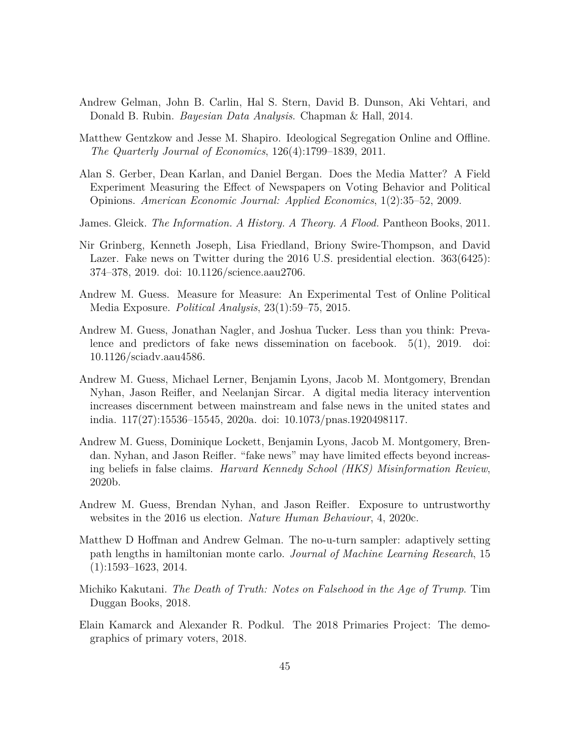Andrew Gelman, John B. Carlin, Hal S. Stern, David B. Dunson, Aki Vehtari, and Donald B. Rubin. *Bayesian Data Analysis*. Chapman & Hall, 2014.

Matthew Gentzkow and Jesse M. Shapiro. Ideological Segregation Online and Offline. *The Quarterly Journal of Economics*, 126(4):1799–1839, 2011.

Alan S. Gerber, Dean Karlan, and Daniel Bergan. Does the Media Matter? A Field Experiment Measuring the Effect of Newspapers on Voting Behavior and Political Opinions. *American Economic Journal: Applied Economics*, 1(2):35–52, 2009.

James. Gleick. *The Information. A History. A Theory. A Flood.* Pantheon Books, 2011.

Nir Grinberg, Kenneth Joseph, Lisa Friedland, Briony Swire-Thompson, and David Lazer. Fake news on Twitter during the 2016 U.S. presidential election. 363(6425): 374–378, 2019. doi: 10.1126/science.aau2706.

Andrew M. Guess. Measure for Measure: An Experimental Test of Online Political Media Exposure. *Political Analysis*, 23(1):59–75, 2015.

Andrew M. Guess, Jonathan Nagler, and Joshua Tucker. Less than you think: Prevalence and predictors of fake news dissemination on facebook. 5(1), 2019. doi: 10.1126/sciadv.aau4586.

Andrew M. Guess, Michael Lerner, Benjamin Lyons, Jacob M. Montgomery, Brendan Nyhan, Jason Reifler, and Neelanjan Sircar. A digital media literacy intervention increases discernment between mainstream and false news in the united states and india. 117(27):15536–15545, 2020a. doi: 10.1073/pnas.1920498117.

Andrew M. Guess, Dominique Lockett, Benjamin Lyons, Jacob M. Montgomery, Brendan. Nyhan, and Jason Reifler. "fake news" may have limited effects beyond increasing beliefs in false claims. *Harvard Kennedy School (HKS) Misinformation Review*, 2020b.

Andrew M. Guess, Brendan Nyhan, and Jason Reifler. Exposure to untrustworthy websites in the 2016 us election. *Nature Human Behaviour*, 4, 2020c.

Matthew D Hoffman and Andrew Gelman. The no-u-turn sampler: adaptively setting path lengths in hamiltonian monte carlo. *Journal of Machine Learning Research*, 15 (1):1593–1623, 2014.

Michiko Kakutani. *The Death of Truth: Notes on Falsehood in the Age of Trump*. Tim Duggan Books, 2018.

Elain Kamarck and Alexander R. Podkul. The 2018 Primaries Project: The demographics of primary voters, 2018.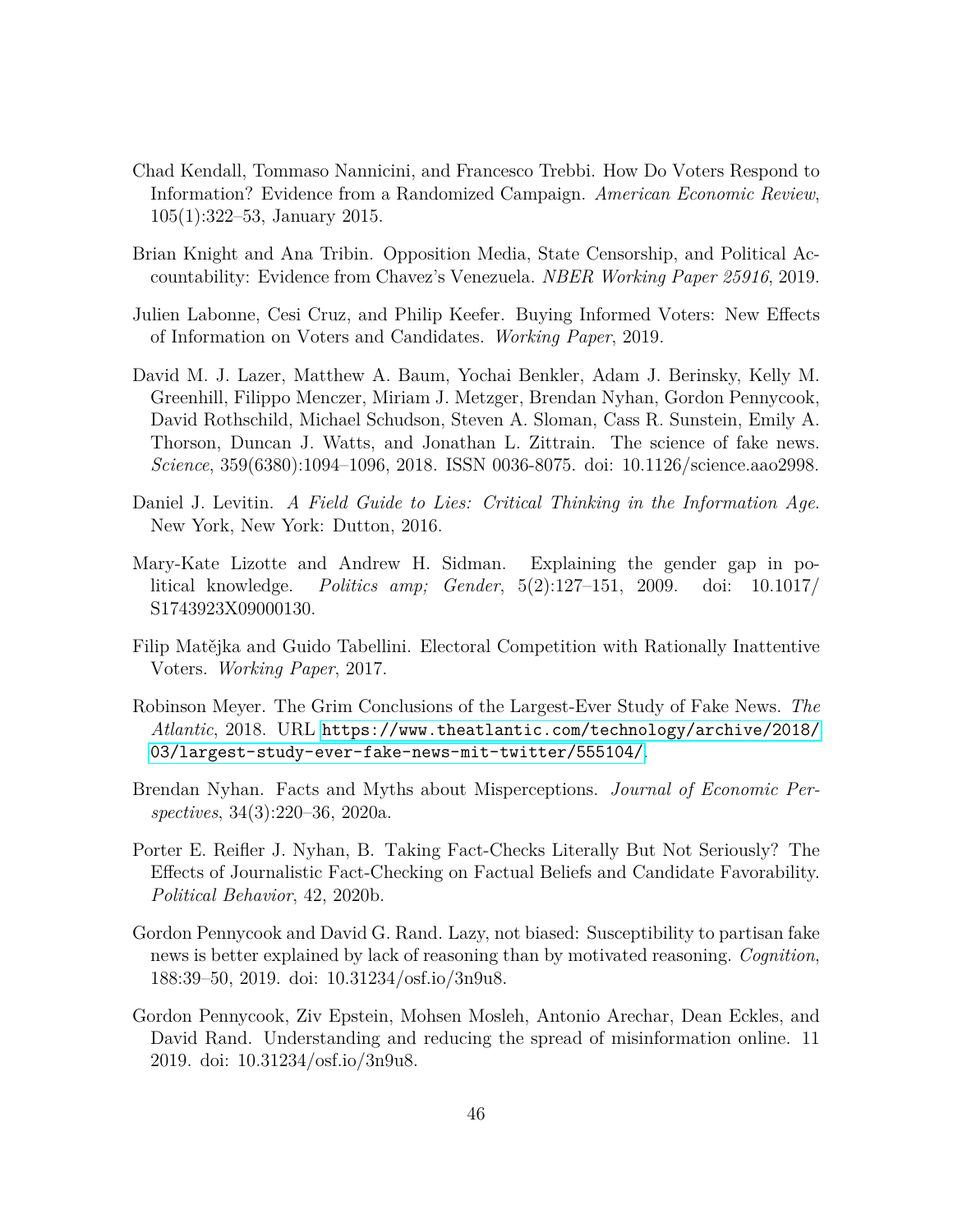Chad Kendall, Tommaso Nannicini, and Francesco Trebbi. How Do Voters Respond to Information? Evidence from a Randomized Campaign. *American Economic Review*, 105(1):322–53, January 2015.

Brian Knight and Ana Tribin. Opposition Media, State Censorship, and Political Accountability: Evidence from Chavez's Venezuela. *NBER Working Paper 25916*, 2019.

Julien Labonne, Cesi Cruz, and Philip Keefer. Buying Informed Voters: New Effects of Information on Voters and Candidates. *Working Paper*, 2019.

David M. J. Lazer, Matthew A. Baum, Yochai Benkler, Adam J. Berinsky, Kelly M. Greenhill, Filippo Menczer, Miriam J. Metzger, Brendan Nyhan, Gordon Pennycook, David Rothschild, Michael Schudson, Steven A. Sloman, Cass R. Sunstein, Emily A. Thorson, Duncan J. Watts, and Jonathan L. Zittrain. The science of fake news. *Science*, 359(6380):1094–1096, 2018. ISSN 0036-8075. doi: 10.1126/science.aao2998.

Daniel J. Levitin. *A Field Guide to Lies: Critical Thinking in the Information Age*. New York, New York: Dutton, 2016.

Mary-Kate Lizotte and Andrew H. Sidman. Explaining the gender gap in political knowledge. *Politics amp; Gender*, 5(2):127–151, 2009. doi: 10.1017/S1743923X09000130.

Filip Matějka and Guido Tabellini. Electoral Competition with Rationally Inattentive Voters. *Working Paper*, 2017.

Robinson Meyer. The Grim Conclusions of the Largest-Ever Study of Fake News. *The Atlantic*, 2018. URL https://www.theatlantic.com/technology/archive/2018/03/largest-study-ever-fake-news-mit-twitter/555104/.

Brendan Nyhan. Facts and Myths about Misperceptions. *Journal of Economic Perspectives*, 34(3):220–36, 2020a.

Porter E. Reifler J. Nyhan, B. Taking Fact-Checks Literally But Not Seriously? The Effects of Journalistic Fact-Checking on Factual Beliefs and Candidate Favorability. *Political Behavior*, 42, 2020b.

Gordon Pennycook and David G. Rand. Lazy, not biased: Susceptibility to partisan fake news is better explained by lack of reasoning than by motivated reasoning. *Cognition*, 188:39–50, 2019. doi: 10.31234/osf.io/3n9u8.

Gordon Pennycook, Ziv Epstein, Mohsen Mosleh, Antonio Arechar, Dean Eckles, and David Rand. Understanding and reducing the spread of misinformation online. 11 2019. doi: 10.31234/osf.io/3n9u8.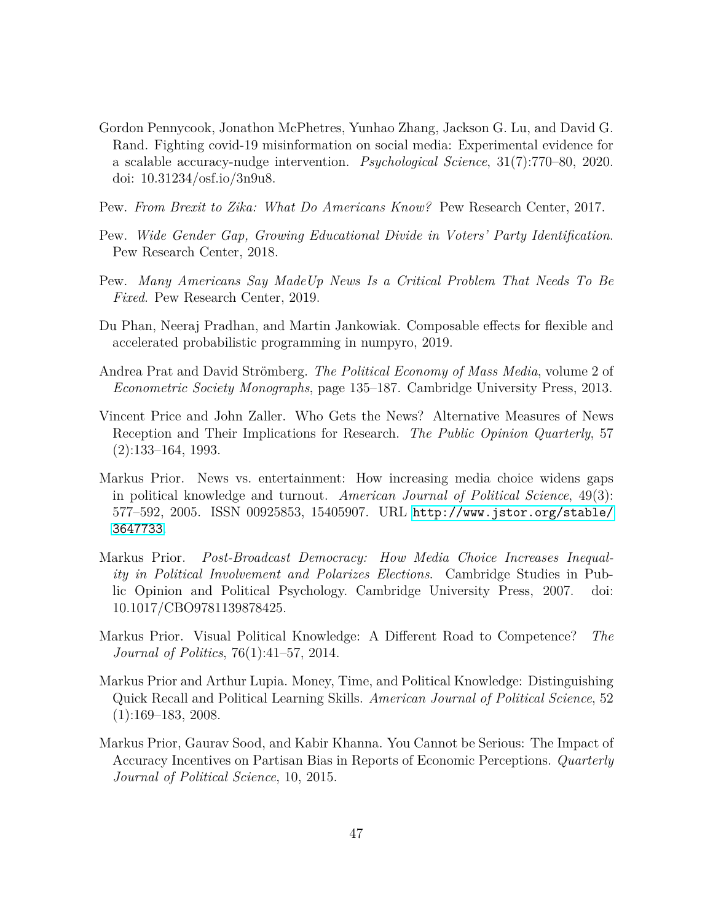Gordon Pennycook, Jonathon McPhetres, Yunhao Zhang, Jackson G. Lu, and David G. Rand. Fighting covid-19 misinformation on social media: Experimental evidence for a scalable accuracy-nudge intervention. *Psychological Science*, 31(7):770–80, 2020. doi: 10.31234/osf.io/3n9u8.

Pew. *From Brexit to Zika: What Do Americans Know?* Pew Research Center, 2017.

Pew. *Wide Gender Gap, Growing Educational Divide in Voters' Party Identification*. Pew Research Center, 2018.

Pew. *Many Americans Say MadeUp News Is a Critical Problem That Needs To Be Fixed*. Pew Research Center, 2019.

Du Phan, Neeraj Pradhan, and Martin Jankowiak. Composable effects for flexible and accelerated probabilistic programming in numpyro, 2019.

Andrea Prat and David Strömberg. *The Political Economy of Mass Media*, volume 2 of *Econometric Society Monographs*, page 135–187. Cambridge University Press, 2013.

Vincent Price and John Zaller. Who Gets the News? Alternative Measures of News Reception and Their Implications for Research. *The Public Opinion Quarterly*, 57 (2):133–164, 1993.

Markus Prior. News vs. entertainment: How increasing media choice widens gaps in political knowledge and turnout. *American Journal of Political Science*, 49(3): 577–592, 2005. ISSN 00925853, 15405907. URL http://www.jstor.org/stable/3647733.

Markus Prior. *Post-Broadcast Democracy: How Media Choice Increases Inequality in Political Involvement and Polarizes Elections*. Cambridge Studies in Public Opinion and Political Psychology. Cambridge University Press, 2007. doi: 10.1017/CBO9781139878425.

Markus Prior. Visual Political Knowledge: A Different Road to Competence? *The Journal of Politics*, 76(1):41–57, 2014.

Markus Prior and Arthur Lupia. Money, Time, and Political Knowledge: Distinguishing Quick Recall and Political Learning Skills. *American Journal of Political Science*, 52 (1):169–183, 2008.

Markus Prior, Gaurav Sood, and Kabir Khanna. You Cannot be Serious: The Impact of Accuracy Incentives on Partisan Bias in Reports of Economic Perceptions. *Quarterly Journal of Political Science*, 10, 2015.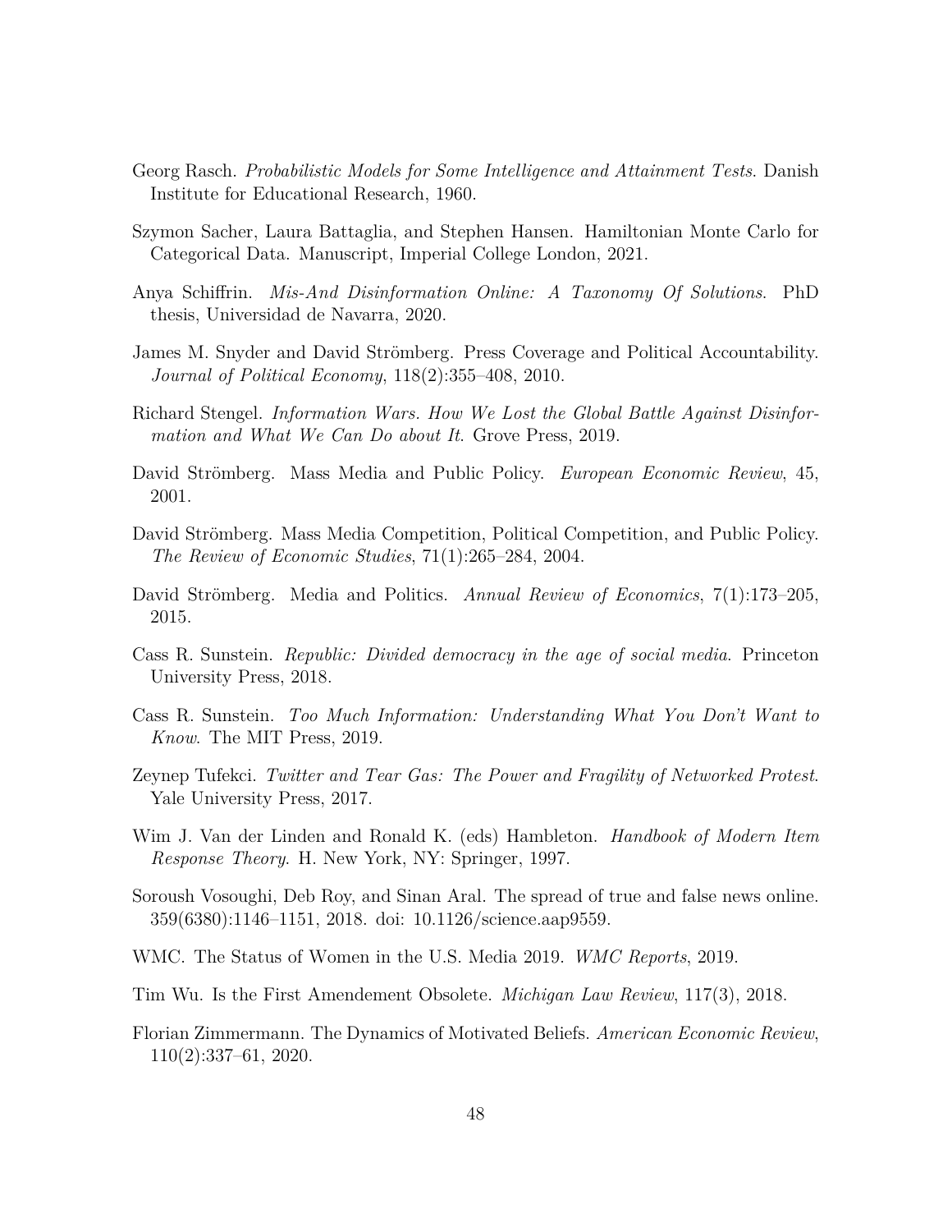Georg Rasch. *Probabilistic Models for Some Intelligence and Attainment Tests*. Danish Institute for Educational Research, 1960.

Szymon Sacher, Laura Battaglia, and Stephen Hansen. Hamiltonian Monte Carlo for Categorical Data. Manuscript, Imperial College London, 2021.

Anya Schiffrin. *Mis-And Disinformation Online: A Taxonomy Of Solutions*. PhD thesis, Universidad de Navarra, 2020.

James M. Snyder and David Strömberg. Press Coverage and Political Accountability. *Journal of Political Economy*, 118(2):355–408, 2010.

Richard Stengel. *Information Wars. How We Lost the Global Battle Against Disinformation and What We Can Do about It*. Grove Press, 2019.

David Strömberg. Mass Media and Public Policy. *European Economic Review*, 45, 2001.

David Strömberg. Mass Media Competition, Political Competition, and Public Policy. *The Review of Economic Studies*, 71(1):265–284, 2004.

David Strömberg. Media and Politics. *Annual Review of Economics*, 7(1):173–205, 2015.

Cass R. Sunstein. *Republic: Divided democracy in the age of social media*. Princeton University Press, 2018.

Cass R. Sunstein. *Too Much Information: Understanding What You Don't Want to Know*. The MIT Press, 2019.

Zeynep Tufekci. *Twitter and Tear Gas: The Power and Fragility of Networked Protest*. Yale University Press, 2017.

Wim J. Van der Linden and Ronald K. (eds) Hambleton. *Handbook of Modern Item Response Theory*. H. New York, NY: Springer, 1997.

Soroush Vosoughi, Deb Roy, and Sinan Aral. The spread of true and false news online. 359(6380):1146–1151, 2018. doi: 10.1126/science.aap9559.

WMC. The Status of Women in the U.S. Media 2019. *WMC Reports*, 2019.

Tim Wu. Is the First Amendement Obsolete. *Michigan Law Review*, 117(3), 2018.

Florian Zimmermann. The Dynamics of Motivated Beliefs. *American Economic Review*, 110(2):337–61, 2020.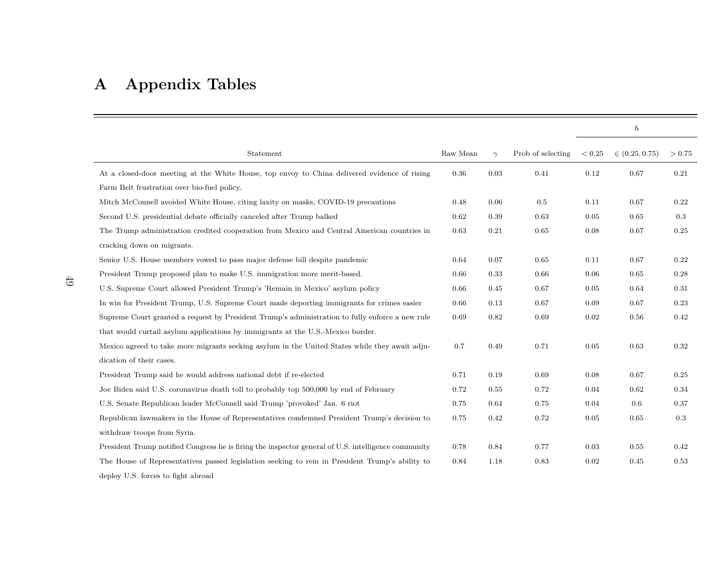# A Appendix Tables

| Statement | Raw Mean | $\gamma$ | Prob of selecting | $h$ $< 0.25$ | $\in (0.25, 0.75)$ | $> 0.75$ |
|---|---|---|---|---|---|---|
| At a closed-door meeting at the White House, top envoy to China delivered evidence of rising Farm Belt frustration over bio-fuel policy. | 0.36 | 0.03 | 0.41 | 0.12 | 0.67 | 0.21 |
| Mitch McConnell avoided White House, citing laxity on masks, COVID-19 precautions | 0.48 | 0.06 | 0.5 | 0.11 | 0.67 | 0.22 |
| Second U.S. presidential debate officially canceled after Trump balked | 0.62 | 0.39 | 0.63 | 0.05 | 0.65 | 0.3 |
| The Trump administration credited cooperation from Mexico and Central American countries in cracking down on migrants. | 0.63 | 0.21 | 0.65 | 0.08 | 0.67 | 0.25 |
| Senior U.S. House members vowed to pass major defense bill despite pandemic | 0.64 | 0.07 | 0.65 | 0.11 | 0.67 | 0.22 |
| President Trump proposed plan to make U.S. immigration more merit-based. | 0.66 | 0.33 | 0.66 | 0.06 | 0.65 | 0.28 |
| U.S. Supreme Court allowed President Trump's 'Remain in Mexico' asylum policy | 0.66 | 0.45 | 0.67 | 0.05 | 0.64 | 0.31 |
| In win for President Trump, U.S. Supreme Court made deporting immigrants for crimes easier | 0.66 | 0.13 | 0.67 | 0.09 | 0.67 | 0.23 |
| Supreme Court granted a request by President Trump's administration to fully enforce a new rule that would curtail asylum applications by immigrants at the U.S.-Mexico border. | 0.69 | 0.82 | 0.69 | 0.02 | 0.56 | 0.42 |
| Mexico agreed to take more migrants seeking asylum in the United States while they await adjudication of their cases. | 0.7 | 0.49 | 0.71 | 0.05 | 0.63 | 0.32 |
| President Trump said he would address national debt if re-elected | 0.71 | 0.19 | 0.69 | 0.08 | 0.67 | 0.25 |
| Joe Biden said U.S. coronavirus death toll to probably top 500,000 by end of February | 0.72 | 0.55 | 0.72 | 0.04 | 0.62 | 0.34 |
| U.S. Senate Republican leader McConnell said Trump 'provoked' Jan. 6 riot | 0.75 | 0.64 | 0.75 | 0.04 | 0.6 | 0.37 |
| Republican lawmakers in the House of Representatives condemned President Trump's decision to withdraw troops from Syria. | 0.75 | 0.42 | 0.72 | 0.05 | 0.65 | 0.3 |
| President Trump notified Congress he is firing the inspector general of U.S. intelligence community | 0.78 | 0.84 | 0.77 | 0.03 | 0.55 | 0.42 |
| The House of Representatives passed legislation seeking to rein in President Trump's ability to deploy U.S. forces to fight abroad | 0.84 | 1.18 | 0.83 | 0.02 | 0.45 | 0.53 |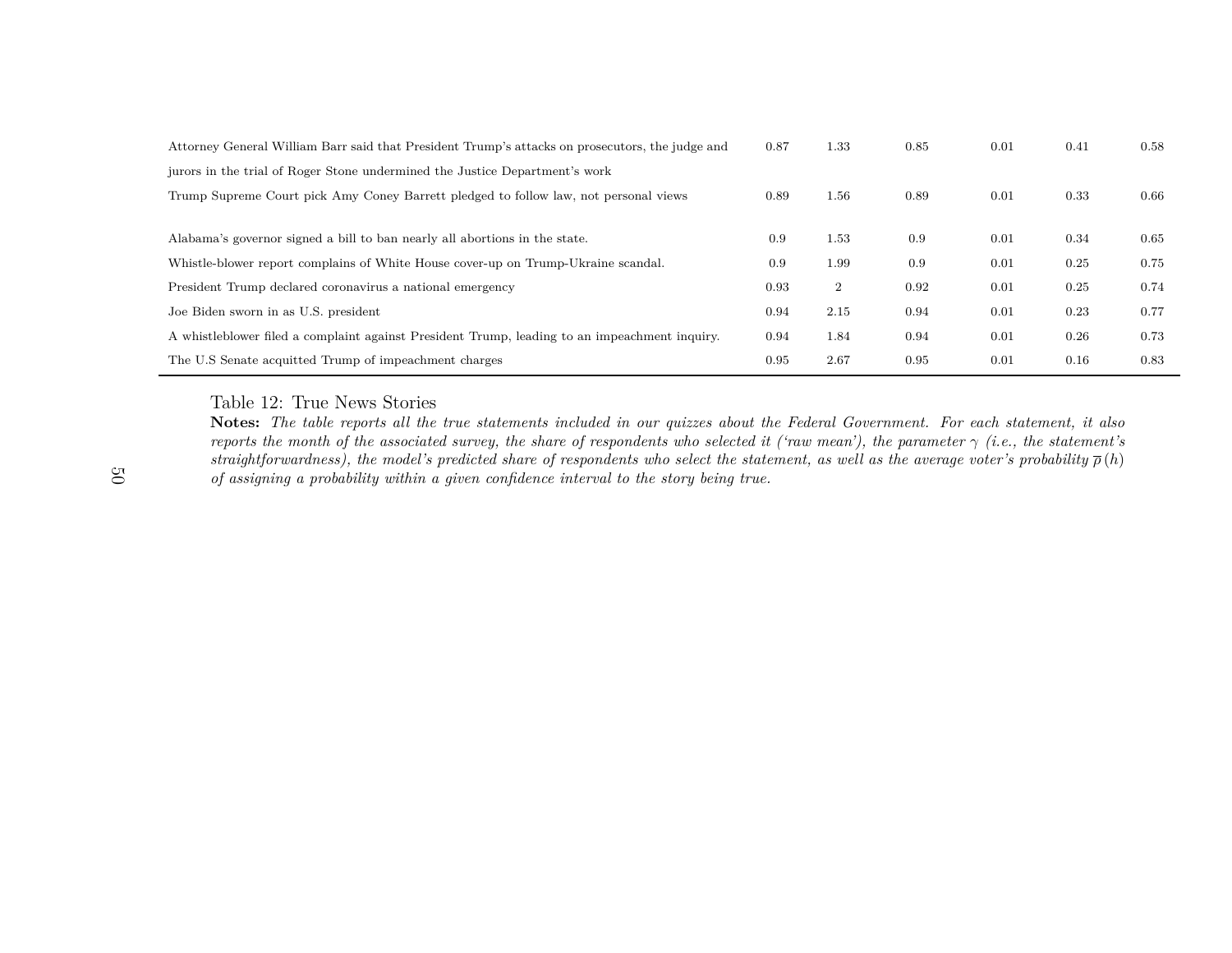| | | | | | | |
|---|---|---|---|---|---|---|
| Attorney General William Barr said that President Trump's attacks on prosecutors, the judge and jurors in the trial of Roger Stone undermined the Justice Department's work | 0.87 | 1.33 | 0.85 | 0.01 | 0.41 | 0.58 |
| Trump Supreme Court pick Amy Coney Barrett pledged to follow law, not personal views | 0.89 | 1.56 | 0.89 | 0.01 | 0.33 | 0.66 |
| Alabama's governor signed a bill to ban nearly all abortions in the state. | 0.9 | 1.53 | 0.9 | 0.01 | 0.34 | 0.65 |
| Whistle-blower report complains of White House cover-up on Trump-Ukraine scandal. | 0.9 | 1.99 | 0.9 | 0.01 | 0.25 | 0.75 |
| President Trump declared coronavirus a national emergency | 0.93 | 2 | 0.92 | 0.01 | 0.25 | 0.74 |
| Joe Biden sworn in as U.S. president | 0.94 | 2.15 | 0.94 | 0.01 | 0.23 | 0.77 |
| A whistleblower filed a complaint against President Trump, leading to an impeachment inquiry. | 0.94 | 1.84 | 0.94 | 0.01 | 0.26 | 0.73 |
| The U.S Senate acquitted Trump of impeachment charges | 0.95 | 2.67 | 0.95 | 0.01 | 0.16 | 0.83 |

Table 12: True News Stories

**Notes:** *The table reports all the true statements included in our quizzes about the Federal Government. For each statement, it also reports the month of the associated survey, the share of respondents who selected it ('raw mean'), the parameter $\gamma$ (i.e., the statement's straightforwardness), the model's predicted share of respondents who select the statement, as well as the average voter's probability $\overline{\rho}(h)$ of assigning a probability within a given confidence interval to the story being true.*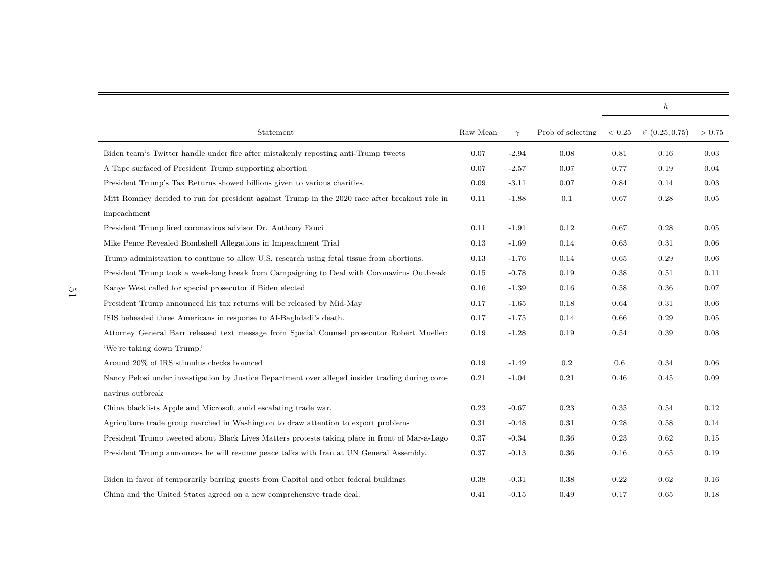| Statement | Raw Mean | $\gamma$ | Prob of selecting | $h$ | | |
|---|---|---|---|---|---|---|
| | | | | $< 0.25$ | $\in (0.25, 0.75)$ | $> 0.75$ |
| Biden team's Twitter handle under fire after mistakenly reposting anti-Trump tweets | 0.07 | -2.94 | 0.08 | 0.81 | 0.16 | 0.03 |
| A Tape surfaced of President Trump supporting abortion | 0.07 | -2.57 | 0.07 | 0.77 | 0.19 | 0.04 |
| President Trump's Tax Returns showed billions given to various charities. | 0.09 | -3.11 | 0.07 | 0.84 | 0.14 | 0.03 |
| Mitt Romney decided to run for president against Trump in the 2020 race after breakout role in impeachment | 0.11 | -1.88 | 0.1 | 0.67 | 0.28 | 0.05 |
| President Trump fired coronavirus advisor Dr. Anthony Fauci | 0.11 | -1.91 | 0.12 | 0.67 | 0.28 | 0.05 |
| Mike Pence Revealed Bombshell Allegations in Impeachment Trial | 0.13 | -1.69 | 0.14 | 0.63 | 0.31 | 0.06 |
| Trump administration to continue to allow U.S. research using fetal tissue from abortions. | 0.13 | -1.76 | 0.14 | 0.65 | 0.29 | 0.06 |
| President Trump took a week-long break from Campaigning to Deal with Coronavirus Outbreak | 0.15 | -0.78 | 0.19 | 0.38 | 0.51 | 0.11 |
| Kanye West called for special prosecutor if Biden elected | 0.16 | -1.39 | 0.16 | 0.58 | 0.36 | 0.07 |
| President Trump announced his tax returns will be released by Mid-May | 0.17 | -1.65 | 0.18 | 0.64 | 0.31 | 0.06 |
| ISIS beheaded three Americans in response to Al-Baghdadi's death. | 0.17 | -1.75 | 0.14 | 0.66 | 0.29 | 0.05 |
| Attorney General Barr released text message from Special Counsel prosecutor Robert Mueller: 'We're taking down Trump.' | 0.19 | -1.28 | 0.19 | 0.54 | 0.39 | 0.08 |
| Around 20% of IRS stimulus checks bounced | 0.19 | -1.49 | 0.2 | 0.6 | 0.34 | 0.06 |
| Nancy Pelosi under investigation by Justice Department over alleged insider trading during coronavirus outbreak | 0.21 | -1.04 | 0.21 | 0.46 | 0.45 | 0.09 |
| China blacklists Apple and Microsoft amid escalating trade war. | 0.23 | -0.67 | 0.23 | 0.35 | 0.54 | 0.12 |
| Agriculture trade group marched in Washington to draw attention to export problems | 0.31 | -0.48 | 0.31 | 0.28 | 0.58 | 0.14 |
| President Trump tweeted about Black Lives Matters protests taking place in front of Mar-a-Lago | 0.37 | -0.34 | 0.36 | 0.23 | 0.62 | 0.15 |
| President Trump announces he will resume peace talks with Iran at UN General Assembly. | 0.37 | -0.13 | 0.36 | 0.16 | 0.65 | 0.19 |
| Biden in favor of temporarily barring guests from Capitol and other federal buildings | 0.38 | -0.31 | 0.38 | 0.22 | 0.62 | 0.16 |
| China and the United States agreed on a new comprehensive trade deal. | 0.41 | -0.15 | 0.49 | 0.17 | 0.65 | 0.18 |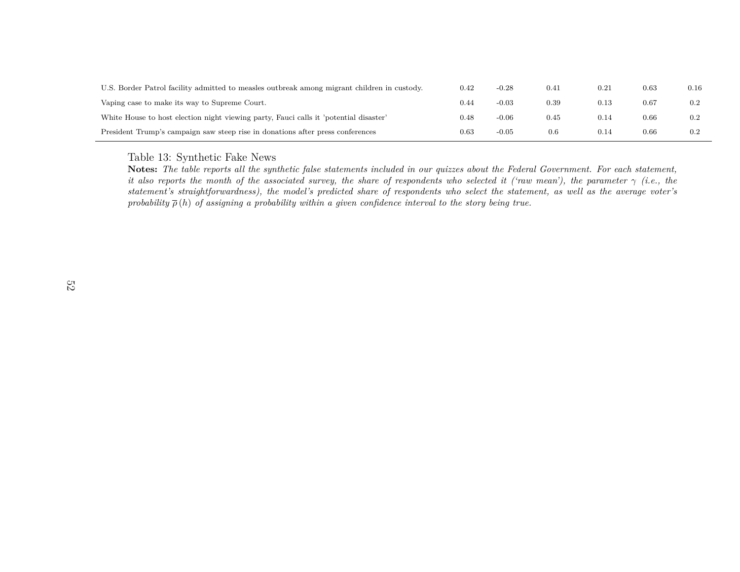| | | | | | | |
|---|---|---|---|---|---|---|
| U.S. Border Patrol facility admitted to measles outbreak among migrant children in custody. | 0.42 | -0.28 | 0.41 | 0.21 | 0.63 | 0.16 |
| Vaping case to make its way to Supreme Court. | 0.44 | -0.03 | 0.39 | 0.13 | 0.67 | 0.2 |
| White House to host election night viewing party, Fauci calls it 'potential disaster' | 0.48 | -0.06 | 0.45 | 0.14 | 0.66 | 0.2 |
| President Trump's campaign saw steep rise in donations after press conferences | 0.63 | -0.05 | 0.6 | 0.14 | 0.66 | 0.2 |

Table 13: Synthetic Fake News

**Notes:** *The table reports all the synthetic false statements included in our quizzes about the Federal Government. For each statement, it also reports the month of the associated survey, the share of respondents who selected it ('raw mean'), the parameter $\gamma$ (i.e., the statement's straightforwardness), the model's predicted share of respondents who select the statement, as well as the average voter's probability $\overline{\rho}(h)$ of assigning a probability within a given confidence interval to the story being true.*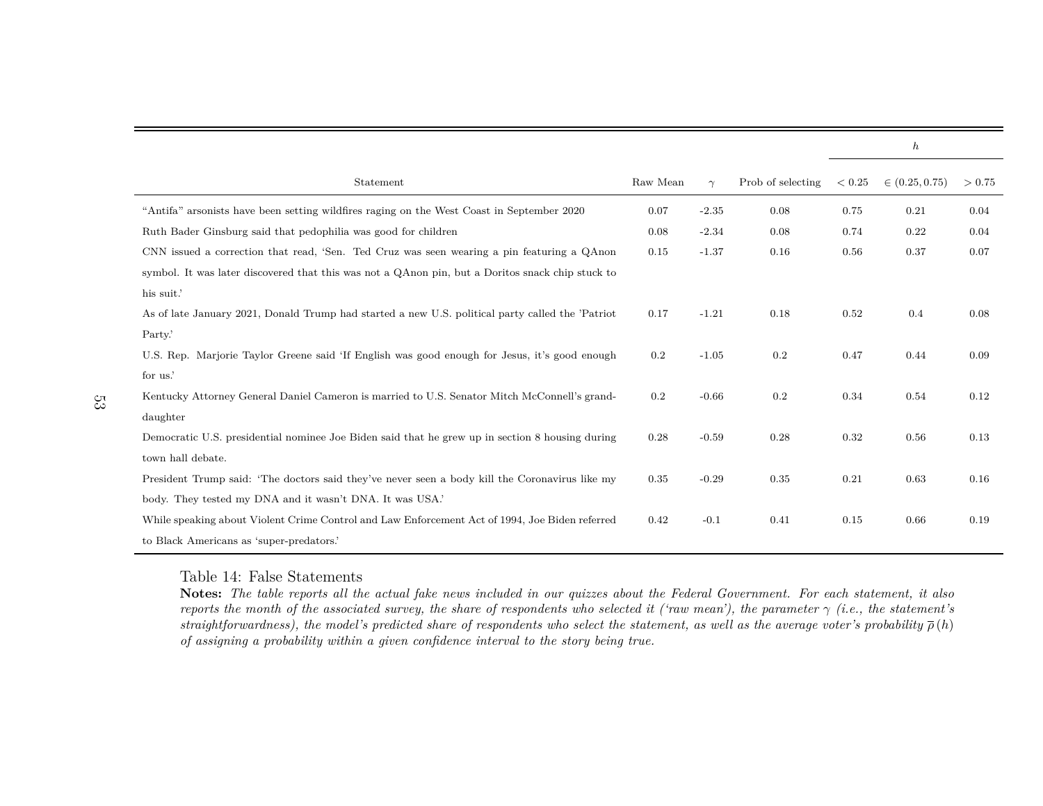| Statement | Raw Mean | $\gamma$ | Prob of selecting | $h$ < 0.25 | $h$ $\in (0.25, 0.75)$ | $h$ > 0.75 |
|---|---|---|---|---|---|---|
| "Antifa" arsonists have been setting wildfires raging on the West Coast in September 2020 | 0.07 | -2.35 | 0.08 | 0.75 | 0.21 | 0.04 |
| Ruth Bader Ginsburg said that pedophilia was good for children | 0.08 | -2.34 | 0.08 | 0.74 | 0.22 | 0.04 |
| CNN issued a correction that read, 'Sen. Ted Cruz was seen wearing a pin featuring a QAnon symbol. It was later discovered that this was not a QAnon pin, but a Doritos snack chip stuck to his suit.' | 0.15 | -1.37 | 0.16 | 0.56 | 0.37 | 0.07 |
| As of late January 2021, Donald Trump had started a new U.S. political party called the 'Patriot Party.' | 0.17 | -1.21 | 0.18 | 0.52 | 0.4 | 0.08 |
| U.S. Rep. Marjorie Taylor Greene said 'If English was good enough for Jesus, it's good enough for us.' | 0.2 | -1.05 | 0.2 | 0.47 | 0.44 | 0.09 |
| Kentucky Attorney General Daniel Cameron is married to U.S. Senator Mitch McConnell's granddaughter | 0.2 | -0.66 | 0.2 | 0.34 | 0.54 | 0.12 |
| Democratic U.S. presidential nominee Joe Biden said that he grew up in section 8 housing during town hall debate. | 0.28 | -0.59 | 0.28 | 0.32 | 0.56 | 0.13 |
| President Trump said: 'The doctors said they've never seen a body kill the Coronavirus like my body. They tested my DNA and it wasn't DNA. It was USA.' | 0.35 | -0.29 | 0.35 | 0.21 | 0.63 | 0.16 |
| While speaking about Violent Crime Control and Law Enforcement Act of 1994, Joe Biden referred to Black Americans as 'super-predators.' | 0.42 | -0.1 | 0.41 | 0.15 | 0.66 | 0.19 |

Table 14: False Statements

**Notes:** *The table reports all the actual fake news included in our quizzes about the Federal Government. For each statement, it also reports the month of the associated survey, the share of respondents who selected it ('raw mean'), the parameter $\gamma$ (i.e., the statement's straightforwardness), the model's predicted share of respondents who select the statement, as well as the average voter's probability $\overline{\rho}(h)$ of assigning a probability within a given confidence interval to the story being true.*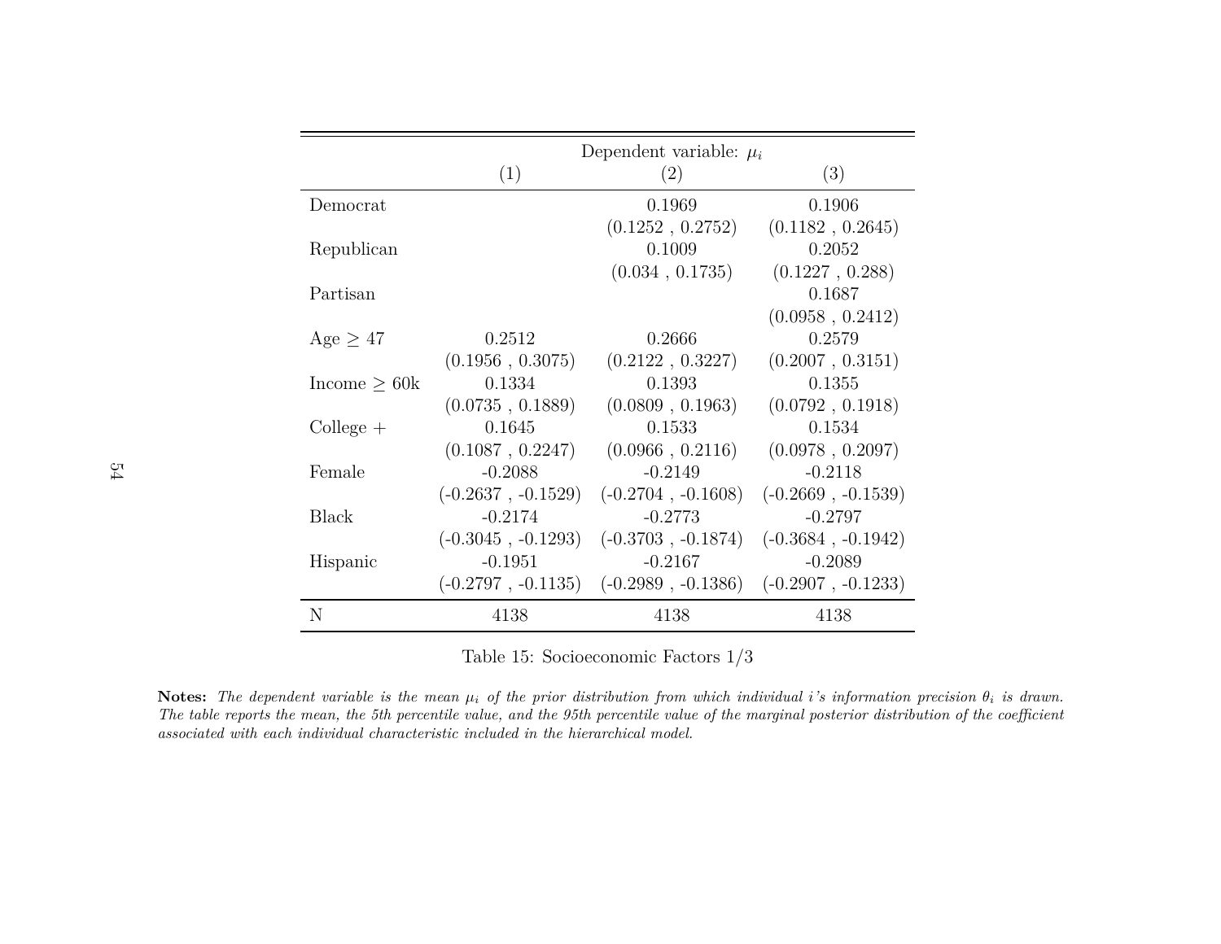| | Dependent variable: $\mu_i$ | | |
|---|---|---|---|
| | (1) | (2) | (3) |
| Democrat | | 0.1969 | 0.1906 |
| | | (0.1252 , 0.2752) | (0.1182 , 0.2645) |
| Republican | | 0.1009 | 0.2052 |
| | | (0.034 , 0.1735) | (0.1227 , 0.288) |
| Partisan | | | 0.1687 |
| | | | (0.0958 , 0.2412) |
| Age $\geq$ 47 | 0.2512 | 0.2666 | 0.2579 |
| | (0.1956 , 0.3075) | (0.2122 , 0.3227) | (0.2007 , 0.3151) |
| Income $\geq$ 60k | 0.1334 | 0.1393 | 0.1355 |
| | (0.0735 , 0.1889) | (0.0809 , 0.1963) | (0.0792 , 0.1918) |
| College + | 0.1645 | 0.1533 | 0.1534 |
| | (0.1087 , 0.2247) | (0.0966 , 0.2116) | (0.0978 , 0.2097) |
| Female | -0.2088 | -0.2149 | -0.2118 |
| | (-0.2637 , -0.1529) | (-0.2704 , -0.1608) | (-0.2669 , -0.1539) |
| Black | -0.2174 | -0.2773 | -0.2797 |
| | (-0.3045 , -0.1293) | (-0.3703 , -0.1874) | (-0.3684 , -0.1942) |
| Hispanic | -0.1951 | -0.2167 | -0.2089 |
| | (-0.2797 , -0.1135) | (-0.2989 , -0.1386) | (-0.2907 , -0.1233) |
| N | 4138 | 4138 | 4138 |

Table 15: Socioeconomic Factors 1/3

**Notes:** *The dependent variable is the mean $\mu_i$ of the prior distribution from which individual $i$'s information precision $\theta_i$ is drawn. The table reports the mean, the 5th percentile value, and the 95th percentile value of the marginal posterior distribution of the coefficient associated with each individual characteristic included in the hierarchical model.*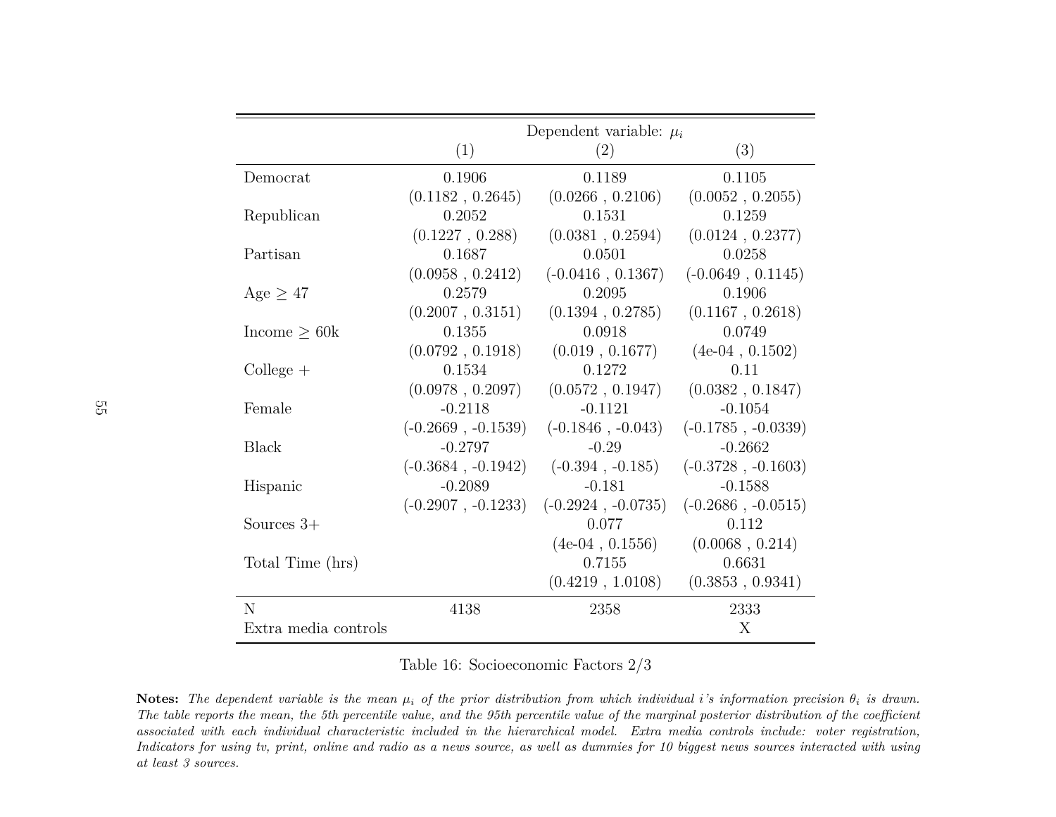| | Dependent variable: $\mu_i$ | | |
|---|---|---|---|
| | (1) | (2) | (3) |
| Democrat | 0.1906 | 0.1189 | 0.1105 |
| | (0.1182 , 0.2645) | (0.0266 , 0.2106) | (0.0052 , 0.2055) |
| Republican | 0.2052 | 0.1531 | 0.1259 |
| | (0.1227 , 0.288) | (0.0381 , 0.2594) | (0.0124 , 0.2377) |
| Partisan | 0.1687 | 0.0501 | 0.0258 |
| | (0.0958 , 0.2412) | (-0.0416 , 0.1367) | (-0.0649 , 0.1145) |
| Age $\geq$ 47 | 0.2579 | 0.2095 | 0.1906 |
| | (0.2007 , 0.3151) | (0.1394 , 0.2785) | (0.1167 , 0.2618) |
| Income $\geq$ 60k | 0.1355 | 0.0918 | 0.0749 |
| | (0.0792 , 0.1918) | (0.019 , 0.1677) | (4e-04 , 0.1502) |
| College + | 0.1534 | 0.1272 | 0.11 |
| | (0.0978 , 0.2097) | (0.0572 , 0.1947) | (0.0382 , 0.1847) |
| Female | -0.2118 | -0.1121 | -0.1054 |
| | (-0.2669 , -0.1539) | (-0.1846 , -0.043) | (-0.1785 , -0.0339) |
| Black | -0.2797 | -0.29 | -0.2662 |
| | (-0.3684 , -0.1942) | (-0.394 , -0.185) | (-0.3728 , -0.1603) |
| Hispanic | -0.2089 | -0.181 | -0.1588 |
| | (-0.2907 , -0.1233) | (-0.2924 , -0.0735) | (-0.2686 , -0.0515) |
| Sources 3+ | | 0.077 | 0.112 |
| | | (4e-04 , 0.1556) | (0.0068 , 0.214) |
| Total Time (hrs) | | 0.7155 | 0.6631 |
| | | (0.4219 , 1.0108) | (0.3853 , 0.9341) |
| N | 4138 | 2358 | 2333 |
| Extra media controls | | | X |

Table 16: Socioeconomic Factors 2/3

**Notes:** *The dependent variable is the mean $\mu_i$ of the prior distribution from which individual i's information precision $\theta_i$ is drawn. The table reports the mean, the 5th percentile value, and the 95th percentile value of the marginal posterior distribution of the coefficient associated with each individual characteristic included in the hierarchical model. Extra media controls include: voter registration, Indicators for using tv, print, online and radio as a news source, as well as dummies for 10 biggest news sources interacted with using at least 3 sources.*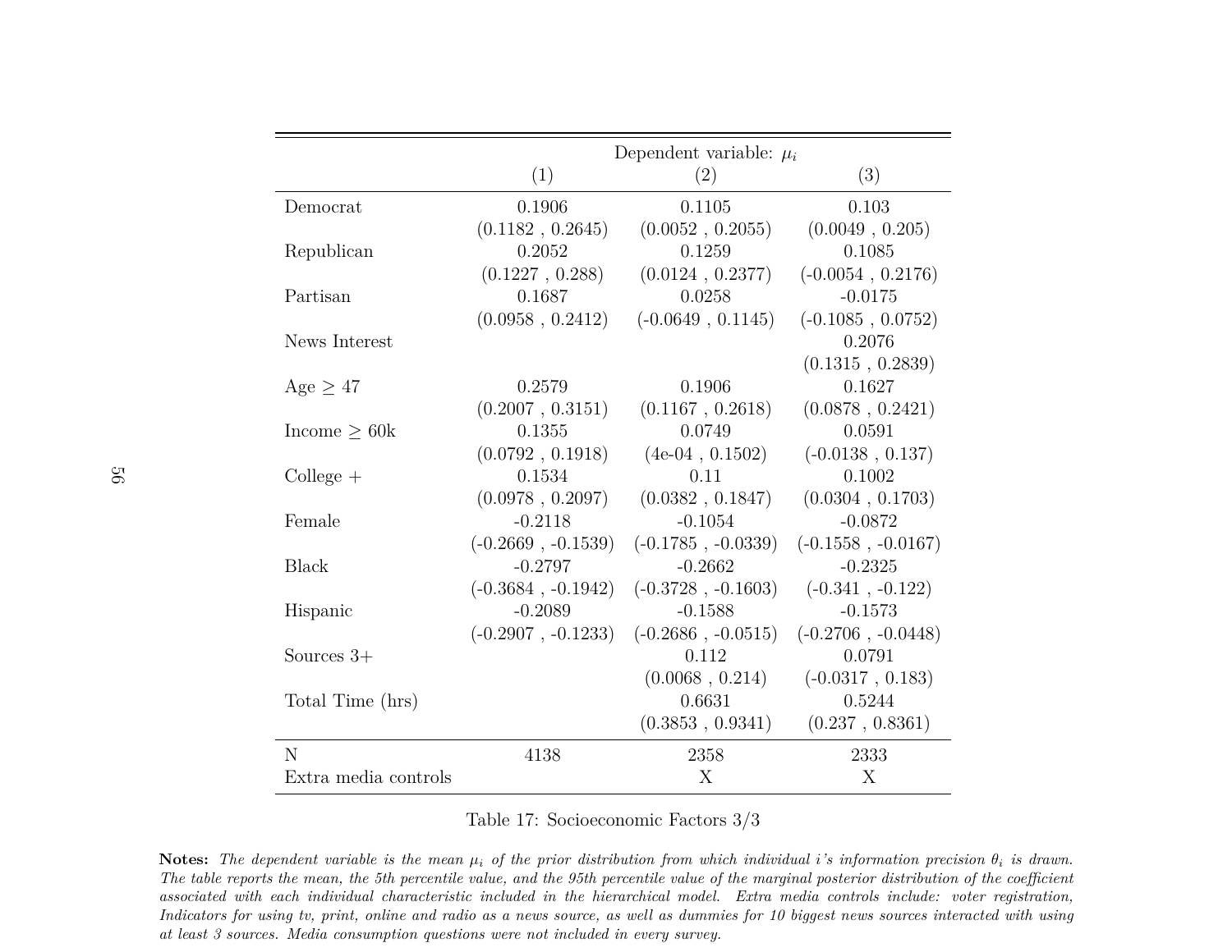| | Dependent variable: $\mu_i$ | | |
|---|---|---|---|
| | (1) | (2) | (3) |
| Democrat | 0.1906 | 0.1105 | 0.103 |
| | (0.1182 , 0.2645) | (0.0052 , 0.2055) | (0.0049 , 0.205) |
| Republican | 0.2052 | 0.1259 | 0.1085 |
| | (0.1227 , 0.288) | (0.0124 , 0.2377) | (-0.0054 , 0.2176) |
| Partisan | 0.1687 | 0.0258 | -0.0175 |
| | (0.0958 , 0.2412) | (-0.0649 , 0.1145) | (-0.1085 , 0.0752) |
| News Interest | | | 0.2076 |
| | | | (0.1315 , 0.2839) |
| Age $\geq$ 47 | 0.2579 | 0.1906 | 0.1627 |
| | (0.2007 , 0.3151) | (0.1167 , 0.2618) | (0.0878 , 0.2421) |
| Income $\geq$ 60k | 0.1355 | 0.0749 | 0.0591 |
| | (0.0792 , 0.1918) | (4e-04 , 0.1502) | (-0.0138 , 0.137) |
| College + | 0.1534 | 0.11 | 0.1002 |
| | (0.0978 , 0.2097) | (0.0382 , 0.1847) | (0.0304 , 0.1703) |
| Female | -0.2118 | -0.1054 | -0.0872 |
| | (-0.2669 , -0.1539) | (-0.1785 , -0.0339) | (-0.1558 , -0.0167) |
| Black | -0.2797 | -0.2662 | -0.2325 |
| | (-0.3684 , -0.1942) | (-0.3728 , -0.1603) | (-0.341 , -0.122) |
| Hispanic | -0.2089 | -0.1588 | -0.1573 |
| | (-0.2907 , -0.1233) | (-0.2686 , -0.0515) | (-0.2706 , -0.0448) |
| Sources 3+ | | 0.112 | 0.0791 |
| | | (0.0068 , 0.214) | (-0.0317 , 0.183) |
| Total Time (hrs) | | 0.6631 | 0.5244 |
| | | (0.3853 , 0.9341) | (0.237 , 0.8361) |
| N | 4138 | 2358 | 2333 |
| Extra media controls | | X | X |

Table 17: Socioeconomic Factors 3/3

**Notes:** *The dependent variable is the mean $\mu_i$ of the prior distribution from which individual i's information precision $\theta_i$ is drawn. The table reports the mean, the 5th percentile value, and the 95th percentile value of the marginal posterior distribution of the coefficient associated with each individual characteristic included in the hierarchical model. Extra media controls include: voter registration, Indicators for using tv, print, online and radio as a news source, as well as dummies for 10 biggest news sources interacted with using at least 3 sources. Media consumption questions were not included in every survey.*